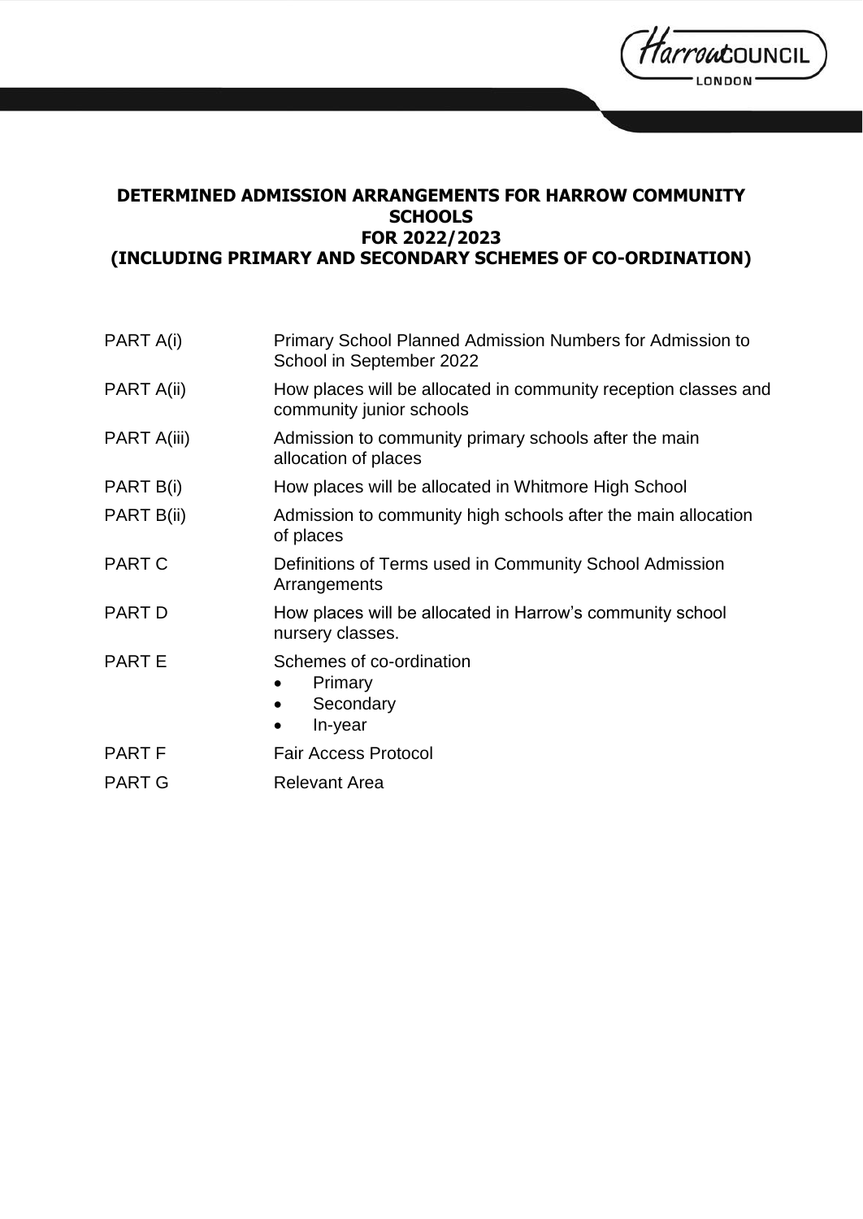# DETERMINED ADMISSION ARRANGEMENTS FOR HARROW COMMUNITY SCHOOLS FOR 2022/2023 (INCLUDING PRIMARY AND SECONDARY SCHEMES OF CO-ORDINATION)

| | |
|---|---|
| PART A(i) | Primary School Planned Admission Numbers for Admission to School in September 2022 |
| PART A(ii) | How places will be allocated in community reception classes and community junior schools |
| PART A(iii) | Admission to community primary schools after the main allocation of places |
| PART B(i) | How places will be allocated in Whitmore High School |
| PART B(ii) | Admission to community high schools after the main allocation of places |
| PART C | Definitions of Terms used in Community School Admission Arrangements |
| PART D | How places will be allocated in Harrow's community school nursery classes. |
| PART E | Schemes of co-ordination<br>• Primary<br>• Secondary<br>• In-year |
| PART F | Fair Access Protocol |
| PART G | Relevant Area |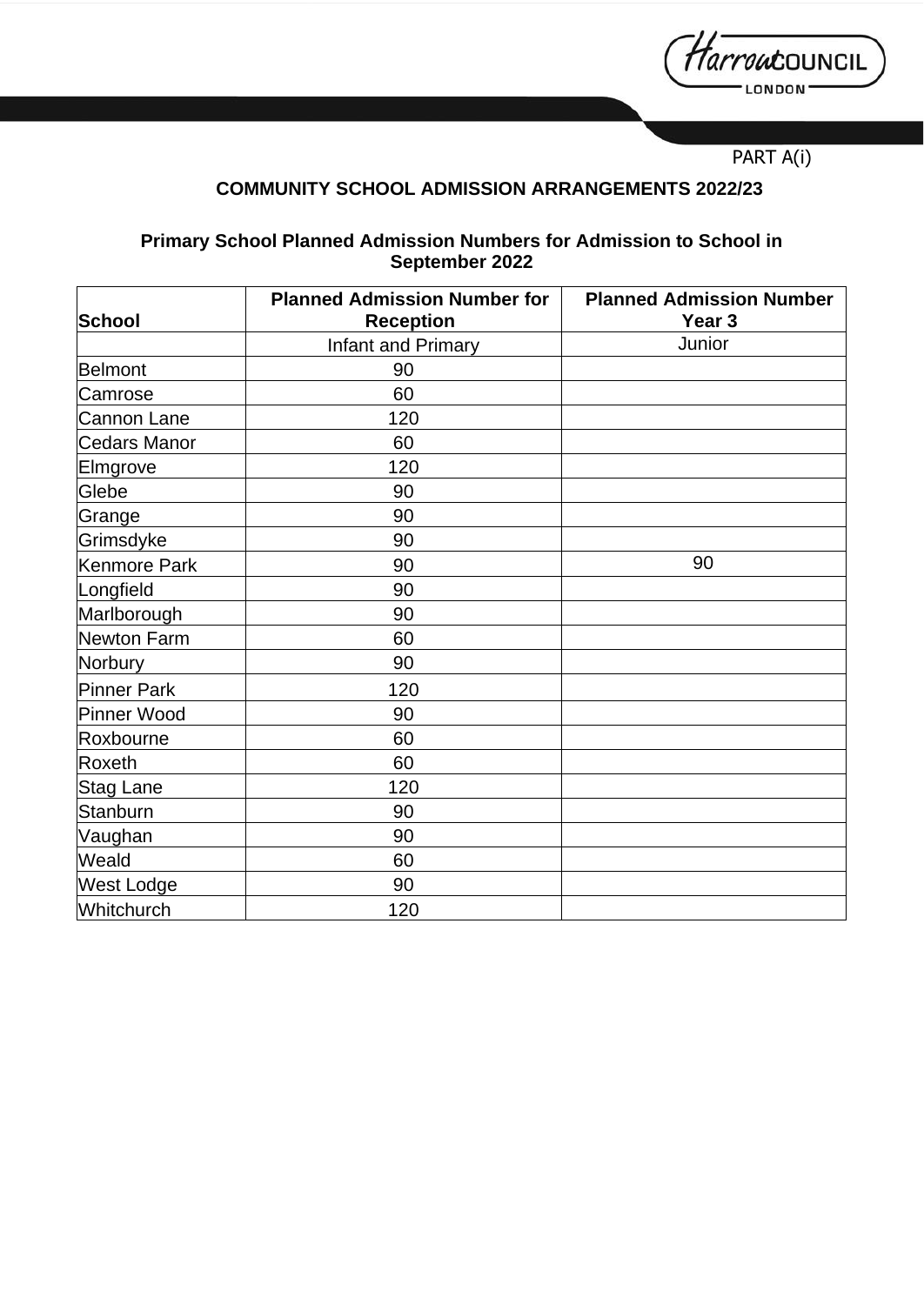PART A(i)

## COMMUNITY SCHOOL ADMISSION ARRANGEMENTS 2022/23

### Primary School Planned Admission Numbers for Admission to School in September 2022

| School | Planned Admission Number for Reception | Planned Admission Number Year 3 |
|---|---|---|
| | Infant and Primary | Junior |
| Belmont | 90 | |
| Camrose | 60 | |
| Cannon Lane | 120 | |
| Cedars Manor | 60 | |
| Elmgrove | 120 | |
| Glebe | 90 | |
| Grange | 90 | |
| Grimsdyke | 90 | |
| Kenmore Park | 90 | 90 |
| Longfield | 90 | |
| Marlborough | 90 | |
| Newton Farm | 60 | |
| Norbury | 90 | |
| Pinner Park | 120 | |
| Pinner Wood | 90 | |
| Roxbourne | 60 | |
| Roxeth | 60 | |
| Stag Lane | 120 | |
| Stanburn | 90 | |
| Vaughan | 90 | |
| Weald | 60 | |
| West Lodge | 90 | |
| Whitchurch | 120 | |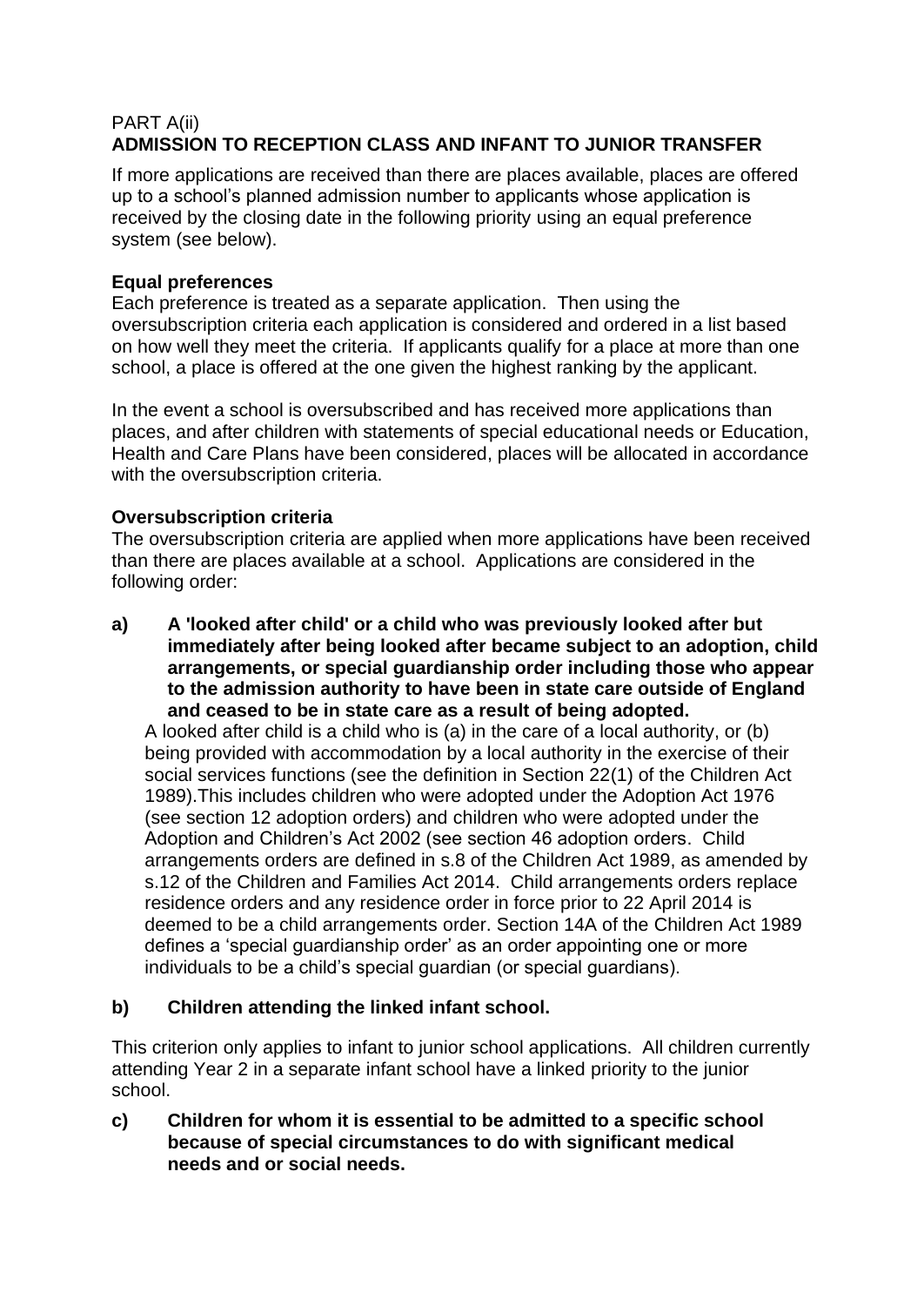PART A(ii)

## ADMISSION TO RECEPTION CLASS AND INFANT TO JUNIOR TRANSFER

If more applications are received than there are places available, places are offered up to a school's planned admission number to applicants whose application is received by the closing date in the following priority using an equal preference system (see below).

**Equal preferences**

Each preference is treated as a separate application. Then using the oversubscription criteria each application is considered and ordered in a list based on how well they meet the criteria. If applicants qualify for a place at more than one school, a place is offered at the one given the highest ranking by the applicant.

In the event a school is oversubscribed and has received more applications than places, and after children with statements of special educational needs or Education, Health and Care Plans have been considered, places will be allocated in accordance with the oversubscription criteria.

**Oversubscription criteria**

The oversubscription criteria are applied when more applications have been received than there are places available at a school. Applications are considered in the following order:

**a) A 'looked after child' or a child who was previously looked after but immediately after being looked after became subject to an adoption, child arrangements, or special guardianship order including those who appear to the admission authority to have been in state care outside of England and ceased to be in state care as a result of being adopted.**

A looked after child is a child who is (a) in the care of a local authority, or (b) being provided with accommodation by a local authority in the exercise of their social services functions (see the definition in Section 22(1) of the Children Act 1989).This includes children who were adopted under the Adoption Act 1976 (see section 12 adoption orders) and children who were adopted under the Adoption and Children's Act 2002 (see section 46 adoption orders. Child arrangements orders are defined in s.8 of the Children Act 1989, as amended by s.12 of the Children and Families Act 2014. Child arrangements orders replace residence orders and any residence order in force prior to 22 April 2014 is deemed to be a child arrangements order. Section 14A of the Children Act 1989 defines a 'special guardianship order' as an order appointing one or more individuals to be a child's special guardian (or special guardians).

**b) Children attending the linked infant school.**

This criterion only applies to infant to junior school applications. All children currently attending Year 2 in a separate infant school have a linked priority to the junior school.

**c) Children for whom it is essential to be admitted to a specific school because of special circumstances to do with significant medical needs and or social needs.**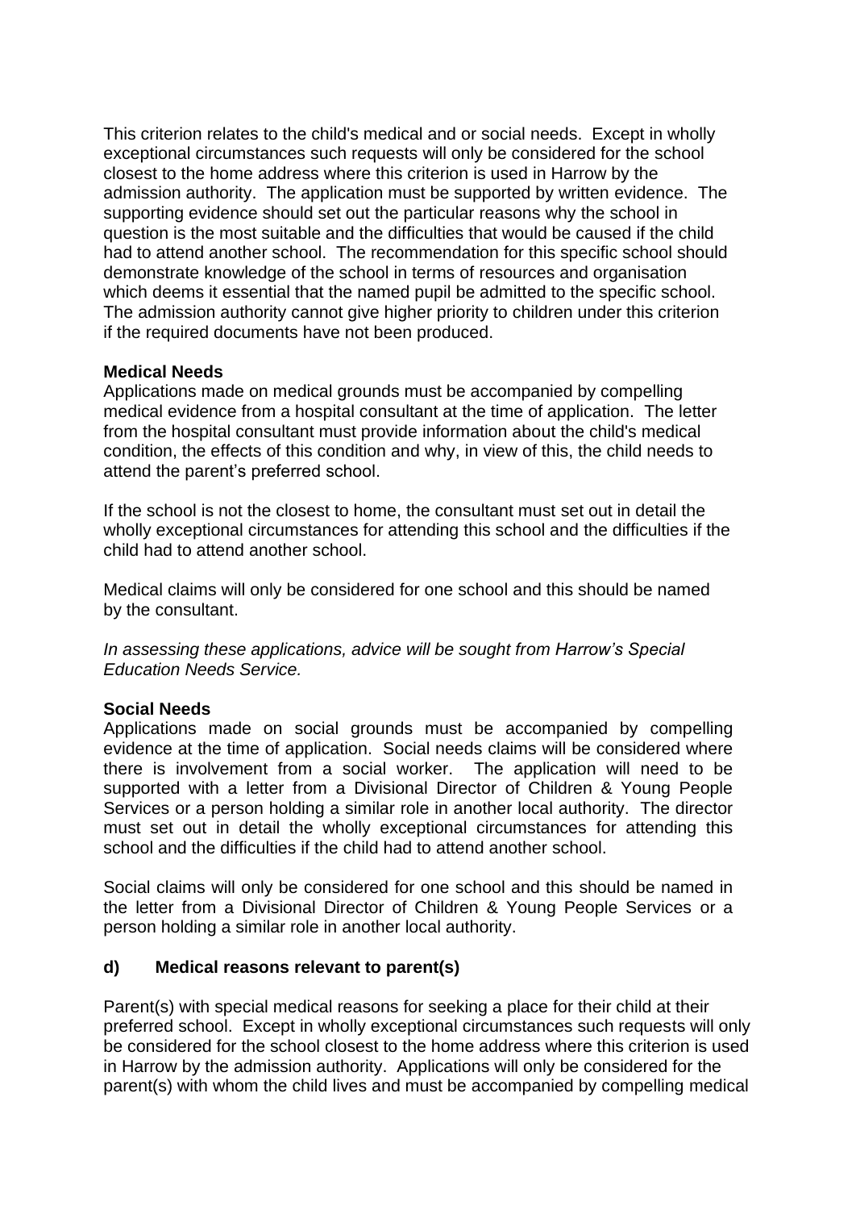This criterion relates to the child's medical and or social needs. Except in wholly exceptional circumstances such requests will only be considered for the school closest to the home address where this criterion is used in Harrow by the admission authority. The application must be supported by written evidence. The supporting evidence should set out the particular reasons why the school in question is the most suitable and the difficulties that would be caused if the child had to attend another school. The recommendation for this specific school should demonstrate knowledge of the school in terms of resources and organisation which deems it essential that the named pupil be admitted to the specific school. The admission authority cannot give higher priority to children under this criterion if the required documents have not been produced.

**Medical Needs**
Applications made on medical grounds must be accompanied by compelling medical evidence from a hospital consultant at the time of application. The letter from the hospital consultant must provide information about the child's medical condition, the effects of this condition and why, in view of this, the child needs to attend the parent's preferred school.

If the school is not the closest to home, the consultant must set out in detail the wholly exceptional circumstances for attending this school and the difficulties if the child had to attend another school.

Medical claims will only be considered for one school and this should be named by the consultant.

*In assessing these applications, advice will be sought from Harrow's Special Education Needs Service.*

**Social Needs**
Applications made on social grounds must be accompanied by compelling evidence at the time of application. Social needs claims will be considered where there is involvement from a social worker. The application will need to be supported with a letter from a Divisional Director of Children & Young People Services or a person holding a similar role in another local authority. The director must set out in detail the wholly exceptional circumstances for attending this school and the difficulties if the child had to attend another school.

Social claims will only be considered for one school and this should be named in the letter from a Divisional Director of Children & Young People Services or a person holding a similar role in another local authority.

**d) Medical reasons relevant to parent(s)**

Parent(s) with special medical reasons for seeking a place for their child at their preferred school. Except in wholly exceptional circumstances such requests will only be considered for the school closest to the home address where this criterion is used in Harrow by the admission authority. Applications will only be considered for the parent(s) with whom the child lives and must be accompanied by compelling medical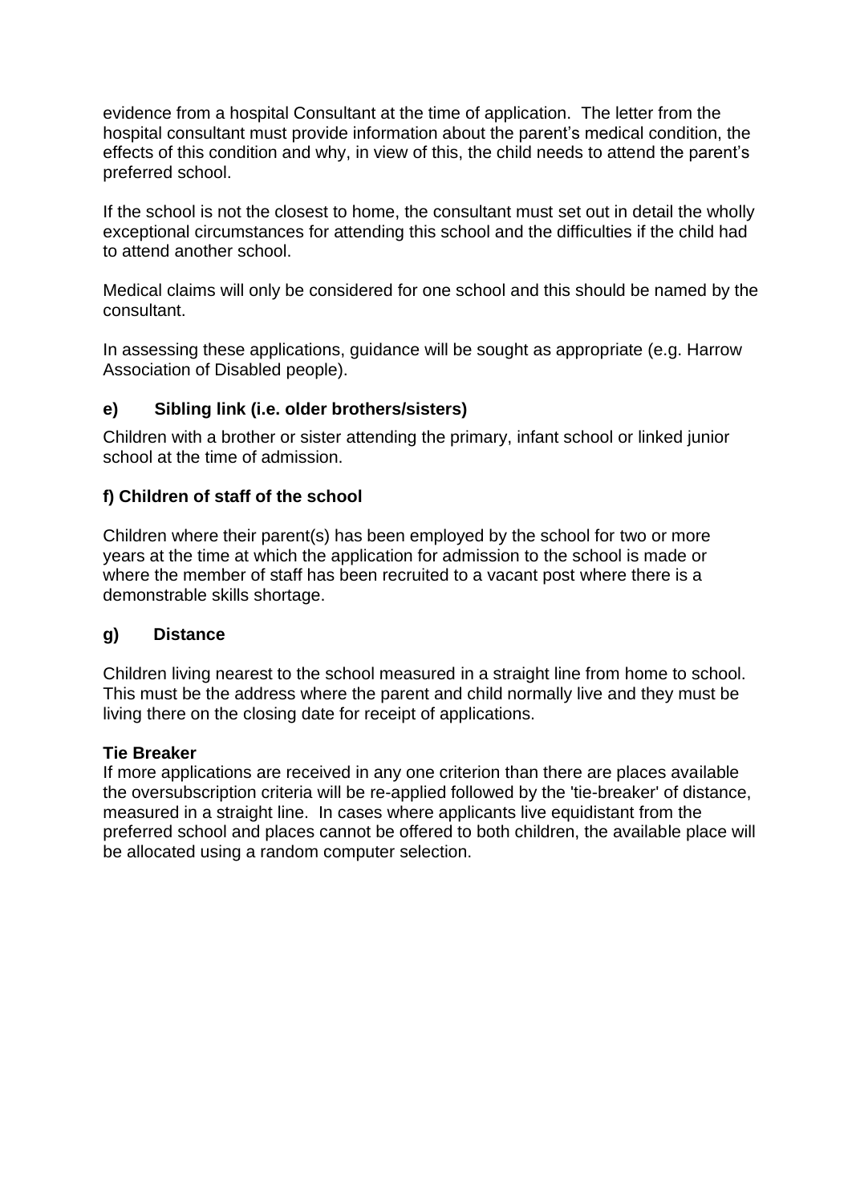evidence from a hospital Consultant at the time of application. The letter from the hospital consultant must provide information about the parent's medical condition, the effects of this condition and why, in view of this, the child needs to attend the parent's preferred school.

If the school is not the closest to home, the consultant must set out in detail the wholly exceptional circumstances for attending this school and the difficulties if the child had to attend another school.

Medical claims will only be considered for one school and this should be named by the consultant.

In assessing these applications, guidance will be sought as appropriate (e.g. Harrow Association of Disabled people).

### e) Sibling link (i.e. older brothers/sisters)

Children with a brother or sister attending the primary, infant school or linked junior school at the time of admission.

### f) Children of staff of the school

Children where their parent(s) has been employed by the school for two or more years at the time at which the application for admission to the school is made or where the member of staff has been recruited to a vacant post where there is a demonstrable skills shortage.

### g) Distance

Children living nearest to the school measured in a straight line from home to school. This must be the address where the parent and child normally live and they must be living there on the closing date for receipt of applications.

**Tie Breaker**

If more applications are received in any one criterion than there are places available the oversubscription criteria will be re-applied followed by the 'tie-breaker' of distance, measured in a straight line. In cases where applicants live equidistant from the preferred school and places cannot be offered to both children, the available place will be allocated using a random computer selection.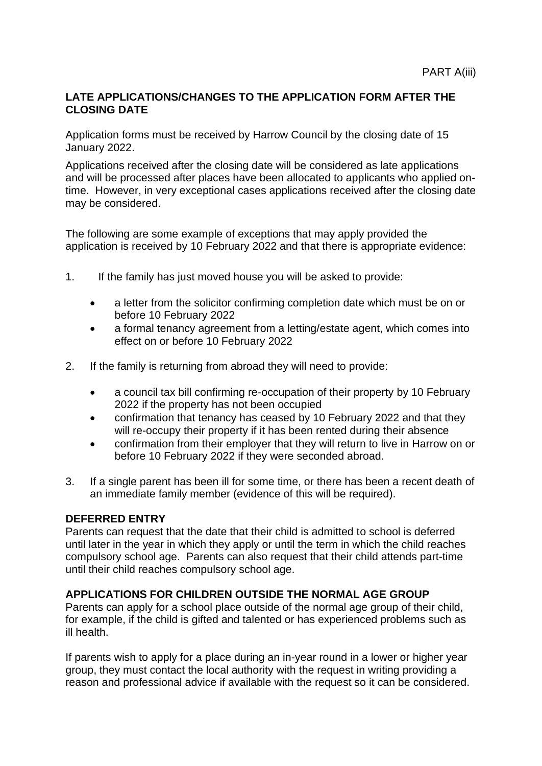PART A(iii)

**LATE APPLICATIONS/CHANGES TO THE APPLICATION FORM AFTER THE CLOSING DATE**

Application forms must be received by Harrow Council by the closing date of 15 January 2022.

Applications received after the closing date will be considered as late applications and will be processed after places have been allocated to applicants who applied on-time. However, in very exceptional cases applications received after the closing date may be considered.

The following are some example of exceptions that may apply provided the application is received by 10 February 2022 and that there is appropriate evidence:

1. If the family has just moved house you will be asked to provide:
   - a letter from the solicitor confirming completion date which must be on or before 10 February 2022
   - a formal tenancy agreement from a letting/estate agent, which comes into effect on or before 10 February 2022
2. If the family is returning from abroad they will need to provide:
   - a council tax bill confirming re-occupation of their property by 10 February 2022 if the property has not been occupied
   - confirmation that tenancy has ceased by 10 February 2022 and that they will re-occupy their property if it has been rented during their absence
   - confirmation from their employer that they will return to live in Harrow on or before 10 February 2022 if they were seconded abroad.
3. If a single parent has been ill for some time, or there has been a recent death of an immediate family member (evidence of this will be required).

**DEFERRED ENTRY**

Parents can request that the date that their child is admitted to school is deferred until later in the year in which they apply or until the term in which the child reaches compulsory school age. Parents can also request that their child attends part-time until their child reaches compulsory school age.

**APPLICATIONS FOR CHILDREN OUTSIDE THE NORMAL AGE GROUP**

Parents can apply for a school place outside of the normal age group of their child, for example, if the child is gifted and talented or has experienced problems such as ill health.

If parents wish to apply for a place during an in-year round in a lower or higher year group, they must contact the local authority with the request in writing providing a reason and professional advice if available with the request so it can be considered.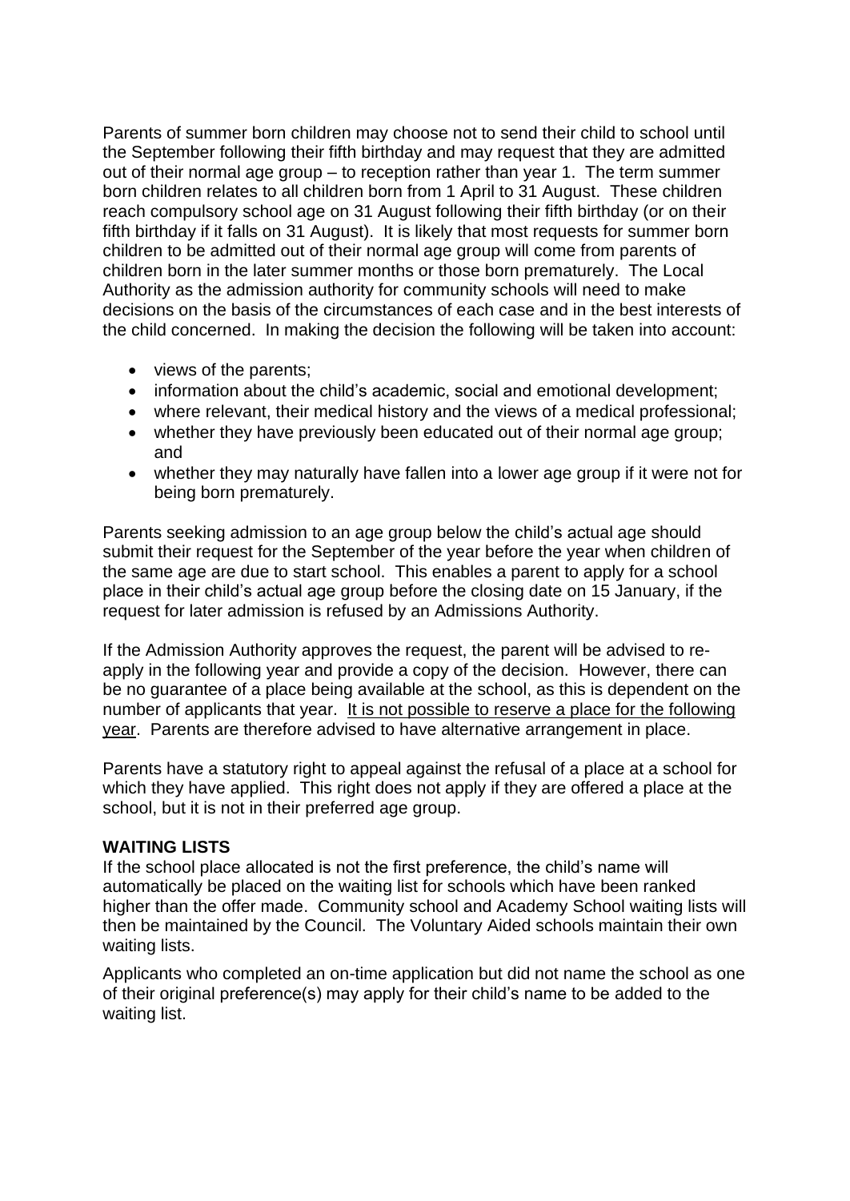Parents of summer born children may choose not to send their child to school until the September following their fifth birthday and may request that they are admitted out of their normal age group – to reception rather than year 1. The term summer born children relates to all children born from 1 April to 31 August. These children reach compulsory school age on 31 August following their fifth birthday (or on their fifth birthday if it falls on 31 August). It is likely that most requests for summer born children to be admitted out of their normal age group will come from parents of children born in the later summer months or those born prematurely. The Local Authority as the admission authority for community schools will need to make decisions on the basis of the circumstances of each case and in the best interests of the child concerned. In making the decision the following will be taken into account:

- views of the parents;
- information about the child's academic, social and emotional development;
- where relevant, their medical history and the views of a medical professional;
- whether they have previously been educated out of their normal age group; and
- whether they may naturally have fallen into a lower age group if it were not for being born prematurely.

Parents seeking admission to an age group below the child's actual age should submit their request for the September of the year before the year when children of the same age are due to start school. This enables a parent to apply for a school place in their child's actual age group before the closing date on 15 January, if the request for later admission is refused by an Admissions Authority.

If the Admission Authority approves the request, the parent will be advised to re-apply in the following year and provide a copy of the decision. However, there can be no guarantee of a place being available at the school, as this is dependent on the number of applicants that year. <u>It is not possible to reserve a place for the following year</u>. Parents are therefore advised to have alternative arrangement in place.

Parents have a statutory right to appeal against the refusal of a place at a school for which they have applied. This right does not apply if they are offered a place at the school, but it is not in their preferred age group.

**WAITING LISTS**

If the school place allocated is not the first preference, the child's name will automatically be placed on the waiting list for schools which have been ranked higher than the offer made. Community school and Academy School waiting lists will then be maintained by the Council. The Voluntary Aided schools maintain their own waiting lists.

Applicants who completed an on-time application but did not name the school as one of their original preference(s) may apply for their child's name to be added to the waiting list.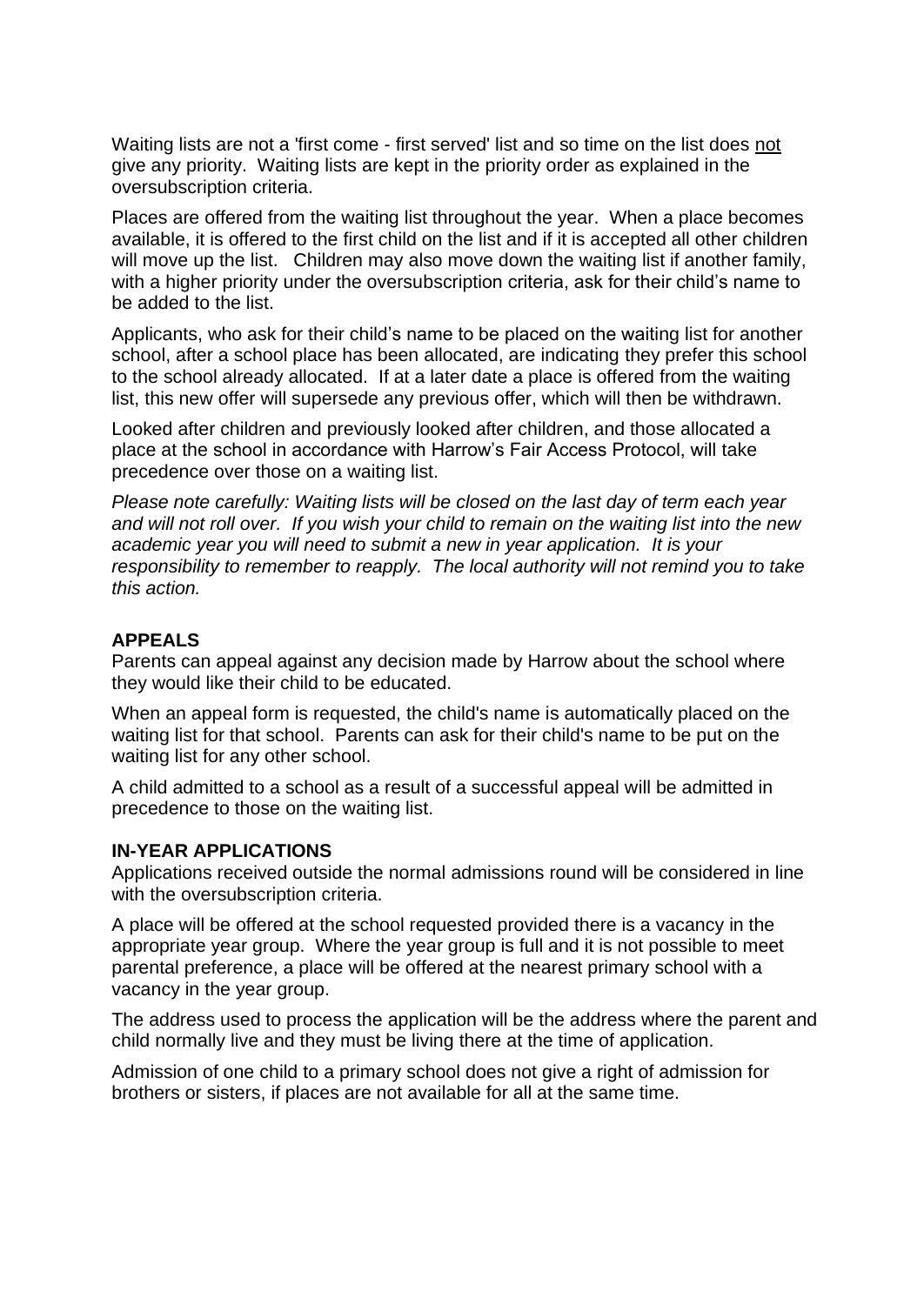Waiting lists are not a 'first come - first served' list and so time on the list does <u>not</u> give any priority. Waiting lists are kept in the priority order as explained in the oversubscription criteria.

Places are offered from the waiting list throughout the year. When a place becomes available, it is offered to the first child on the list and if it is accepted all other children will move up the list. Children may also move down the waiting list if another family, with a higher priority under the oversubscription criteria, ask for their child's name to be added to the list.

Applicants, who ask for their child's name to be placed on the waiting list for another school, after a school place has been allocated, are indicating they prefer this school to the school already allocated. If at a later date a place is offered from the waiting list, this new offer will supersede any previous offer, which will then be withdrawn.

Looked after children and previously looked after children, and those allocated a place at the school in accordance with Harrow's Fair Access Protocol, will take precedence over those on a waiting list.

*Please note carefully: Waiting lists will be closed on the last day of term each year and will not roll over. If you wish your child to remain on the waiting list into the new academic year you will need to submit a new in year application. It is your responsibility to remember to reapply. The local authority will not remind you to take this action.*

**APPEALS**

Parents can appeal against any decision made by Harrow about the school where they would like their child to be educated.

When an appeal form is requested, the child's name is automatically placed on the waiting list for that school. Parents can ask for their child's name to be put on the waiting list for any other school.

A child admitted to a school as a result of a successful appeal will be admitted in precedence to those on the waiting list.

**IN-YEAR APPLICATIONS**

Applications received outside the normal admissions round will be considered in line with the oversubscription criteria.

A place will be offered at the school requested provided there is a vacancy in the appropriate year group. Where the year group is full and it is not possible to meet parental preference, a place will be offered at the nearest primary school with a vacancy in the year group.

The address used to process the application will be the address where the parent and child normally live and they must be living there at the time of application.

Admission of one child to a primary school does not give a right of admission for brothers or sisters, if places are not available for all at the same time.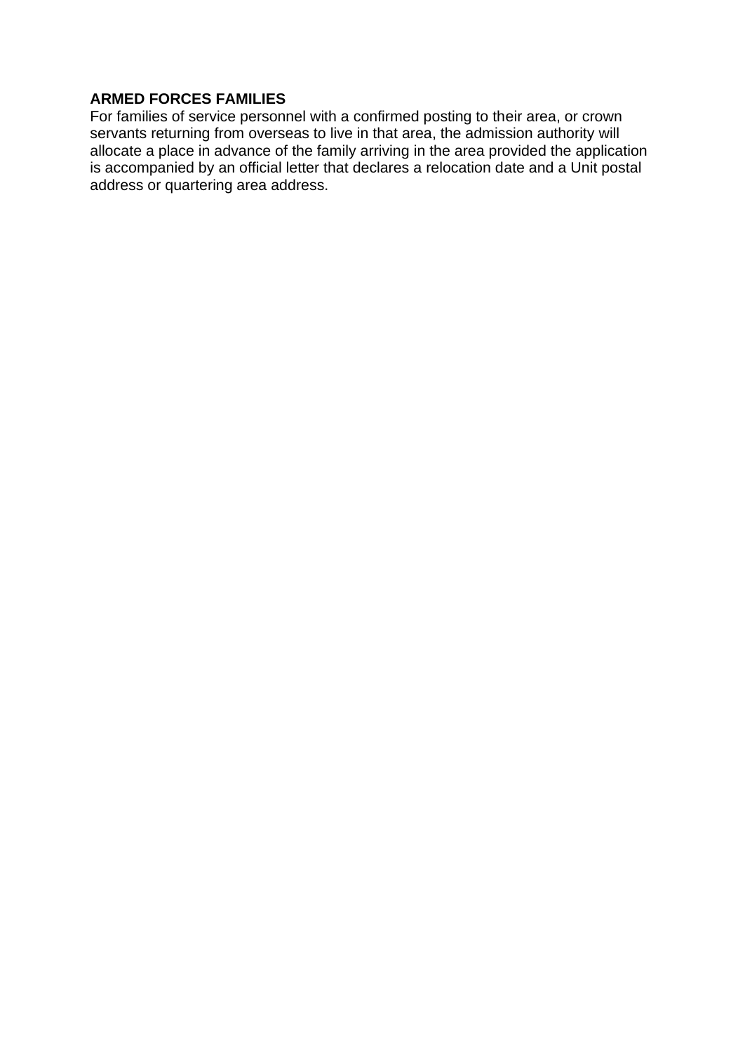**ARMED FORCES FAMILIES**

For families of service personnel with a confirmed posting to their area, or crown servants returning from overseas to live in that area, the admission authority will allocate a place in advance of the family arriving in the area provided the application is accompanied by an official letter that declares a relocation date and a Unit postal address or quartering area address.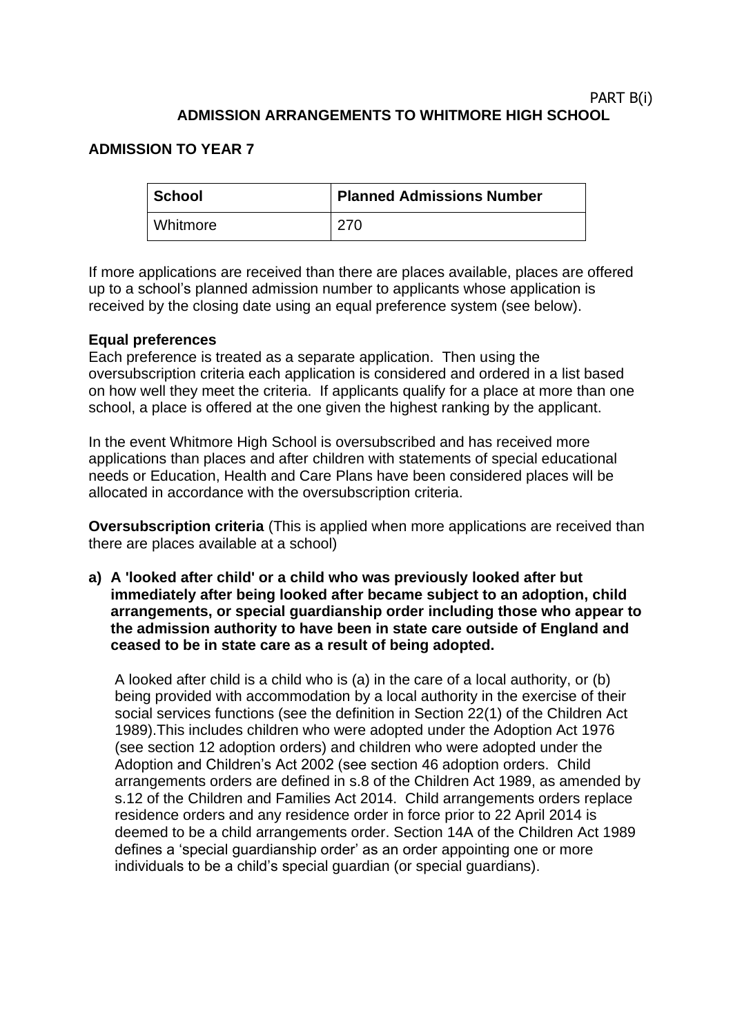PART B(i)

## ADMISSION ARRANGEMENTS TO WHITMORE HIGH SCHOOL

### ADMISSION TO YEAR 7

| School | Planned Admissions Number |
|---|---|
| Whitmore | 270 |

If more applications are received than there are places available, places are offered up to a school's planned admission number to applicants whose application is received by the closing date using an equal preference system (see below).

**Equal preferences**
Each preference is treated as a separate application. Then using the oversubscription criteria each application is considered and ordered in a list based on how well they meet the criteria. If applicants qualify for a place at more than one school, a place is offered at the one given the highest ranking by the applicant.

In the event Whitmore High School is oversubscribed and has received more applications than places and after children with statements of special educational needs or Education, Health and Care Plans have been considered places will be allocated in accordance with the oversubscription criteria.

**Oversubscription criteria** (This is applied when more applications are received than there are places available at a school)

**a) A 'looked after child' or a child who was previously looked after but immediately after being looked after became subject to an adoption, child arrangements, or special guardianship order including those who appear to the admission authority to have been in state care outside of England and ceased to be in state care as a result of being adopted.**

A looked after child is a child who is (a) in the care of a local authority, or (b) being provided with accommodation by a local authority in the exercise of their social services functions (see the definition in Section 22(1) of the Children Act 1989).This includes children who were adopted under the Adoption Act 1976 (see section 12 adoption orders) and children who were adopted under the Adoption and Children's Act 2002 (see section 46 adoption orders. Child arrangements orders are defined in s.8 of the Children Act 1989, as amended by s.12 of the Children and Families Act 2014. Child arrangements orders replace residence orders and any residence order in force prior to 22 April 2014 is deemed to be a child arrangements order. Section 14A of the Children Act 1989 defines a 'special guardianship order' as an order appointing one or more individuals to be a child's special guardian (or special guardians).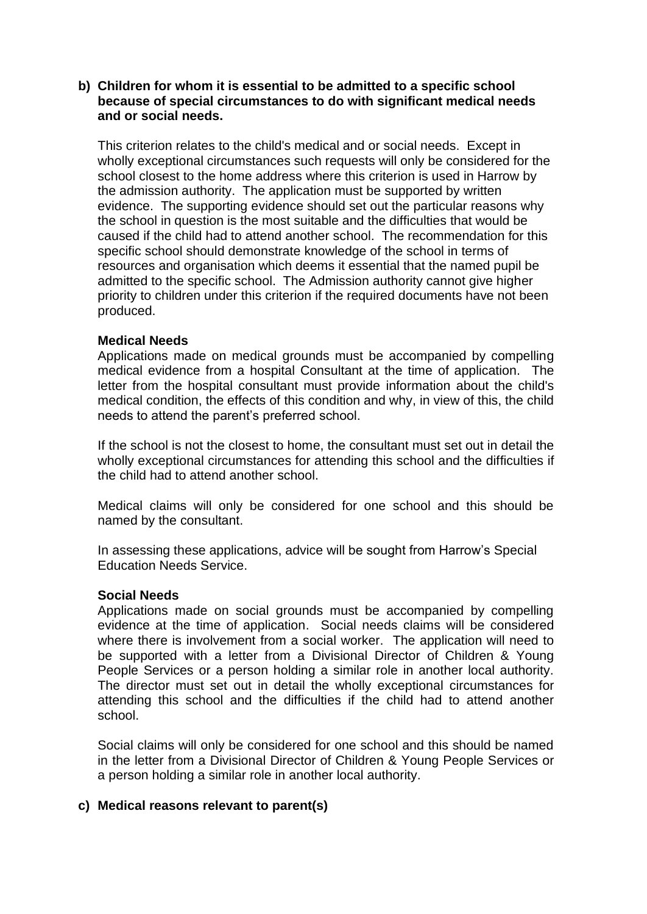**b) Children for whom it is essential to be admitted to a specific school because of special circumstances to do with significant medical needs and or social needs.**

This criterion relates to the child's medical and or social needs. Except in wholly exceptional circumstances such requests will only be considered for the school closest to the home address where this criterion is used in Harrow by the admission authority. The application must be supported by written evidence. The supporting evidence should set out the particular reasons why the school in question is the most suitable and the difficulties that would be caused if the child had to attend another school. The recommendation for this specific school should demonstrate knowledge of the school in terms of resources and organisation which deems it essential that the named pupil be admitted to the specific school. The Admission authority cannot give higher priority to children under this criterion if the required documents have not been produced.

**Medical Needs**

Applications made on medical grounds must be accompanied by compelling medical evidence from a hospital Consultant at the time of application. The letter from the hospital consultant must provide information about the child's medical condition, the effects of this condition and why, in view of this, the child needs to attend the parent's preferred school.

If the school is not the closest to home, the consultant must set out in detail the wholly exceptional circumstances for attending this school and the difficulties if the child had to attend another school.

Medical claims will only be considered for one school and this should be named by the consultant.

In assessing these applications, advice will be sought from Harrow's Special Education Needs Service.

**Social Needs**

Applications made on social grounds must be accompanied by compelling evidence at the time of application. Social needs claims will be considered where there is involvement from a social worker. The application will need to be supported with a letter from a Divisional Director of Children & Young People Services or a person holding a similar role in another local authority. The director must set out in detail the wholly exceptional circumstances for attending this school and the difficulties if the child had to attend another school.

Social claims will only be considered for one school and this should be named in the letter from a Divisional Director of Children & Young People Services or a person holding a similar role in another local authority.

**c) Medical reasons relevant to parent(s)**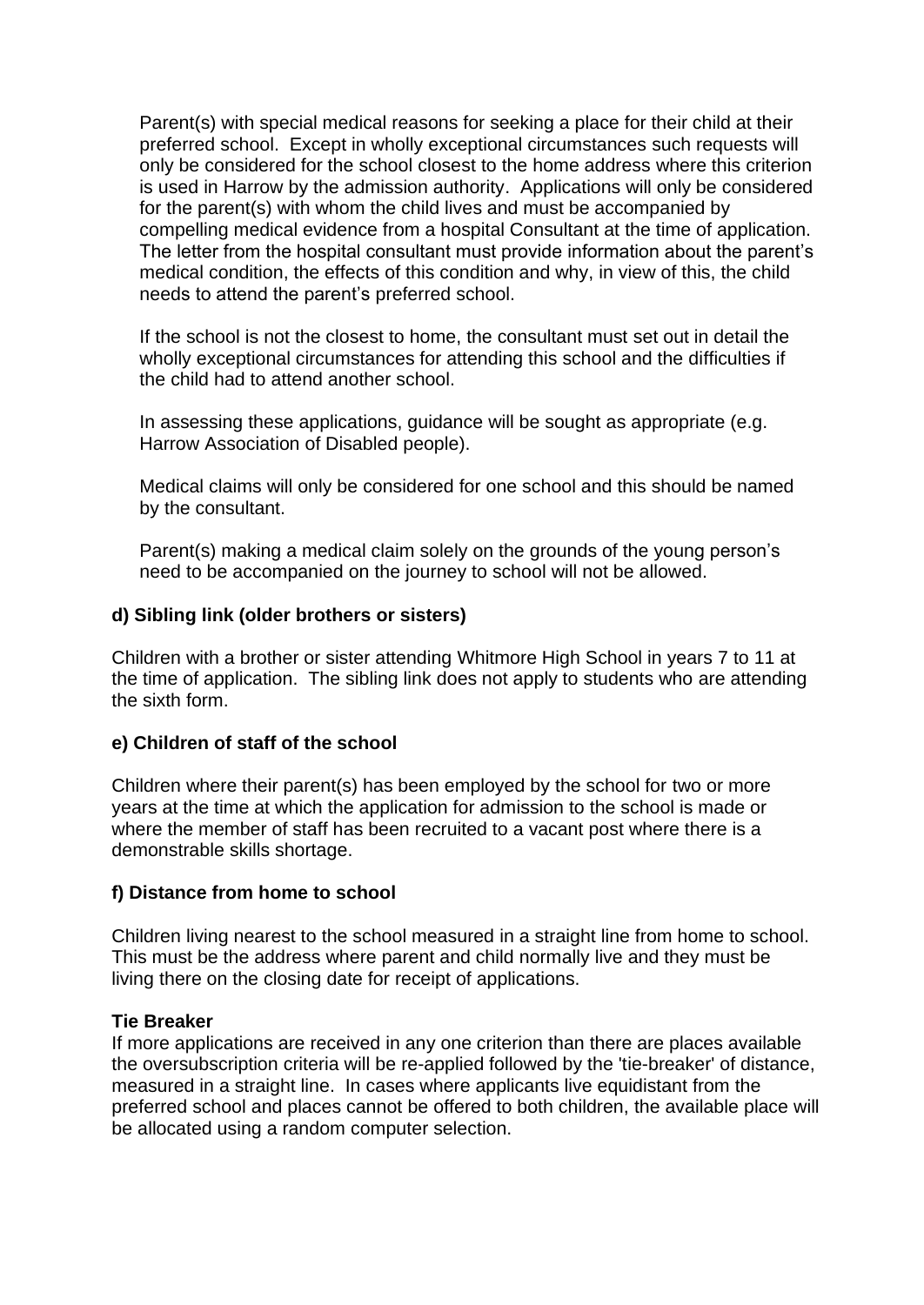Parent(s) with special medical reasons for seeking a place for their child at their preferred school. Except in wholly exceptional circumstances such requests will only be considered for the school closest to the home address where this criterion is used in Harrow by the admission authority. Applications will only be considered for the parent(s) with whom the child lives and must be accompanied by compelling medical evidence from a hospital Consultant at the time of application. The letter from the hospital consultant must provide information about the parent's medical condition, the effects of this condition and why, in view of this, the child needs to attend the parent's preferred school.

If the school is not the closest to home, the consultant must set out in detail the wholly exceptional circumstances for attending this school and the difficulties if the child had to attend another school.

In assessing these applications, guidance will be sought as appropriate (e.g. Harrow Association of Disabled people).

Medical claims will only be considered for one school and this should be named by the consultant.

Parent(s) making a medical claim solely on the grounds of the young person's need to be accompanied on the journey to school will not be allowed.

**d) Sibling link (older brothers or sisters)**

Children with a brother or sister attending Whitmore High School in years 7 to 11 at the time of application. The sibling link does not apply to students who are attending the sixth form.

**e) Children of staff of the school**

Children where their parent(s) has been employed by the school for two or more years at the time at which the application for admission to the school is made or where the member of staff has been recruited to a vacant post where there is a demonstrable skills shortage.

**f) Distance from home to school**

Children living nearest to the school measured in a straight line from home to school. This must be the address where parent and child normally live and they must be living there on the closing date for receipt of applications.

**Tie Breaker**

If more applications are received in any one criterion than there are places available the oversubscription criteria will be re-applied followed by the 'tie-breaker' of distance, measured in a straight line. In cases where applicants live equidistant from the preferred school and places cannot be offered to both children, the available place will be allocated using a random computer selection.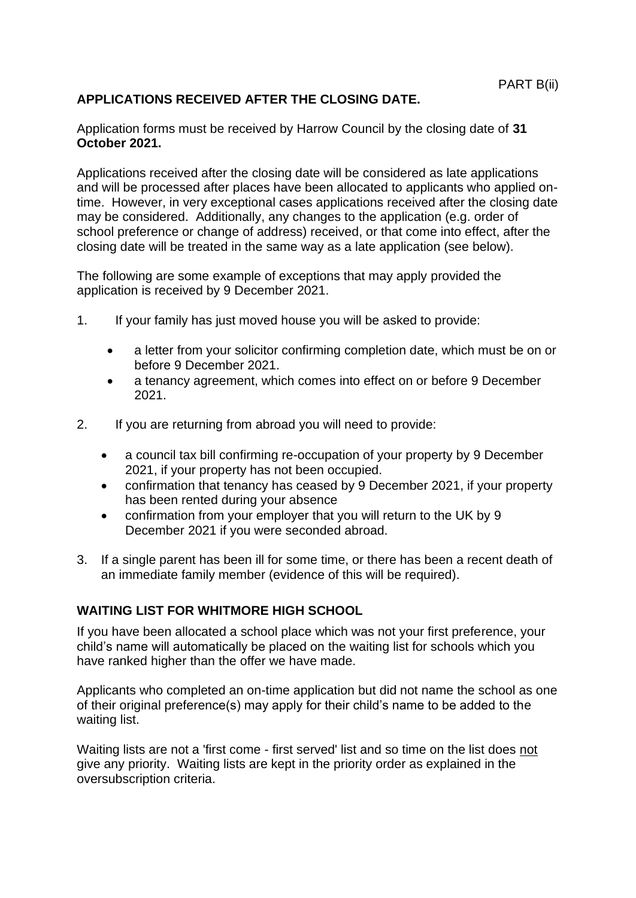PART B(ii)

## APPLICATIONS RECEIVED AFTER THE CLOSING DATE.

Application forms must be received by Harrow Council by the closing date of **31 October 2021.**

Applications received after the closing date will be considered as late applications and will be processed after places have been allocated to applicants who applied on-time. However, in very exceptional cases applications received after the closing date may be considered. Additionally, any changes to the application (e.g. order of school preference or change of address) received, or that come into effect, after the closing date will be treated in the same way as a late application (see below).

The following are some example of exceptions that may apply provided the application is received by 9 December 2021.

1. If your family has just moved house you will be asked to provide:
   - a letter from your solicitor confirming completion date, which must be on or before 9 December 2021.
   - a tenancy agreement, which comes into effect on or before 9 December 2021.
2. If you are returning from abroad you will need to provide:
   - a council tax bill confirming re-occupation of your property by 9 December 2021, if your property has not been occupied.
   - confirmation that tenancy has ceased by 9 December 2021, if your property has been rented during your absence
   - confirmation from your employer that you will return to the UK by 9 December 2021 if you were seconded abroad.
3. If a single parent has been ill for some time, or there has been a recent death of an immediate family member (evidence of this will be required).

## WAITING LIST FOR WHITMORE HIGH SCHOOL

If you have been allocated a school place which was not your first preference, your child's name will automatically be placed on the waiting list for schools which you have ranked higher than the offer we have made.

Applicants who completed an on-time application but did not name the school as one of their original preference(s) may apply for their child's name to be added to the waiting list.

Waiting lists are not a 'first come - first served' list and so time on the list does not give any priority. Waiting lists are kept in the priority order as explained in the oversubscription criteria.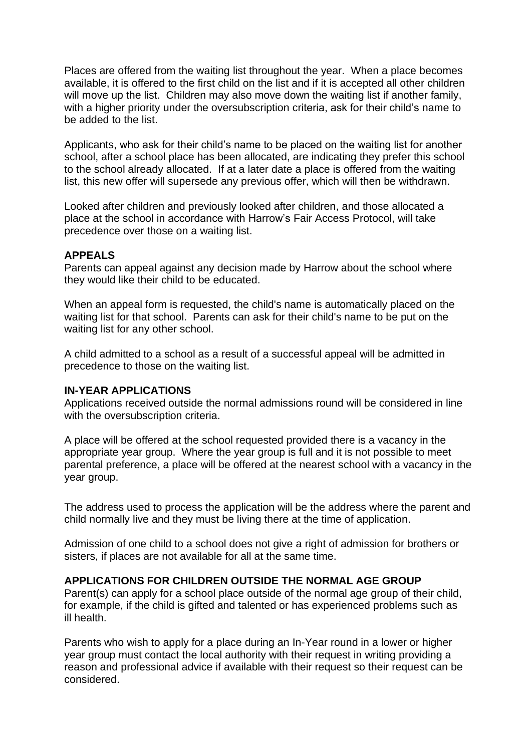Places are offered from the waiting list throughout the year. When a place becomes available, it is offered to the first child on the list and if it is accepted all other children will move up the list. Children may also move down the waiting list if another family, with a higher priority under the oversubscription criteria, ask for their child's name to be added to the list.

Applicants, who ask for their child's name to be placed on the waiting list for another school, after a school place has been allocated, are indicating they prefer this school to the school already allocated. If at a later date a place is offered from the waiting list, this new offer will supersede any previous offer, which will then be withdrawn.

Looked after children and previously looked after children, and those allocated a place at the school in accordance with Harrow's Fair Access Protocol, will take precedence over those on a waiting list.

**APPEALS**

Parents can appeal against any decision made by Harrow about the school where they would like their child to be educated.

When an appeal form is requested, the child's name is automatically placed on the waiting list for that school. Parents can ask for their child's name to be put on the waiting list for any other school.

A child admitted to a school as a result of a successful appeal will be admitted in precedence to those on the waiting list.

**IN-YEAR APPLICATIONS**

Applications received outside the normal admissions round will be considered in line with the oversubscription criteria.

A place will be offered at the school requested provided there is a vacancy in the appropriate year group. Where the year group is full and it is not possible to meet parental preference, a place will be offered at the nearest school with a vacancy in the year group.

The address used to process the application will be the address where the parent and child normally live and they must be living there at the time of application.

Admission of one child to a school does not give a right of admission for brothers or sisters, if places are not available for all at the same time.

**APPLICATIONS FOR CHILDREN OUTSIDE THE NORMAL AGE GROUP**

Parent(s) can apply for a school place outside of the normal age group of their child, for example, if the child is gifted and talented or has experienced problems such as ill health.

Parents who wish to apply for a place during an In-Year round in a lower or higher year group must contact the local authority with their request in writing providing a reason and professional advice if available with their request so their request can be considered.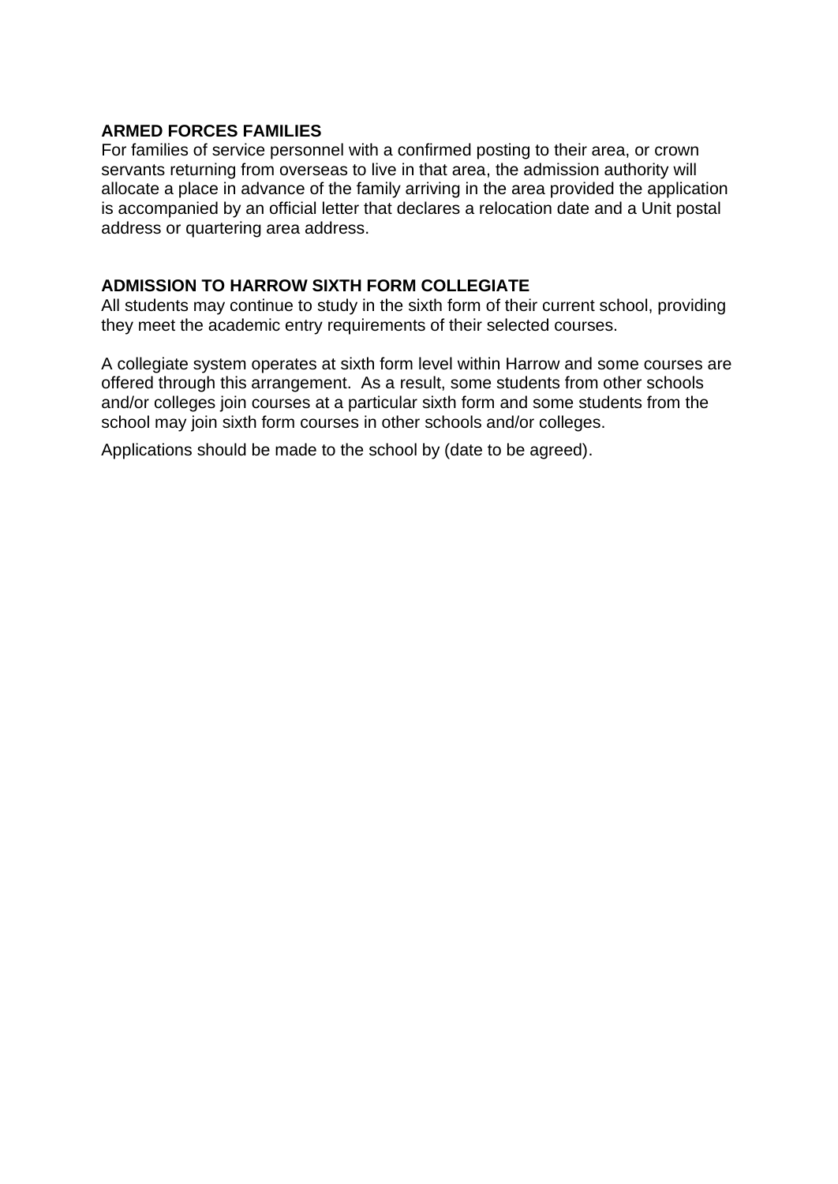**ARMED FORCES FAMILIES**

For families of service personnel with a confirmed posting to their area, or crown servants returning from overseas to live in that area, the admission authority will allocate a place in advance of the family arriving in the area provided the application is accompanied by an official letter that declares a relocation date and a Unit postal address or quartering area address.

**ADMISSION TO HARROW SIXTH FORM COLLEGIATE**

All students may continue to study in the sixth form of their current school, providing they meet the academic entry requirements of their selected courses.

A collegiate system operates at sixth form level within Harrow and some courses are offered through this arrangement. As a result, some students from other schools and/or colleges join courses at a particular sixth form and some students from the school may join sixth form courses in other schools and/or colleges.

Applications should be made to the school by (date to be agreed).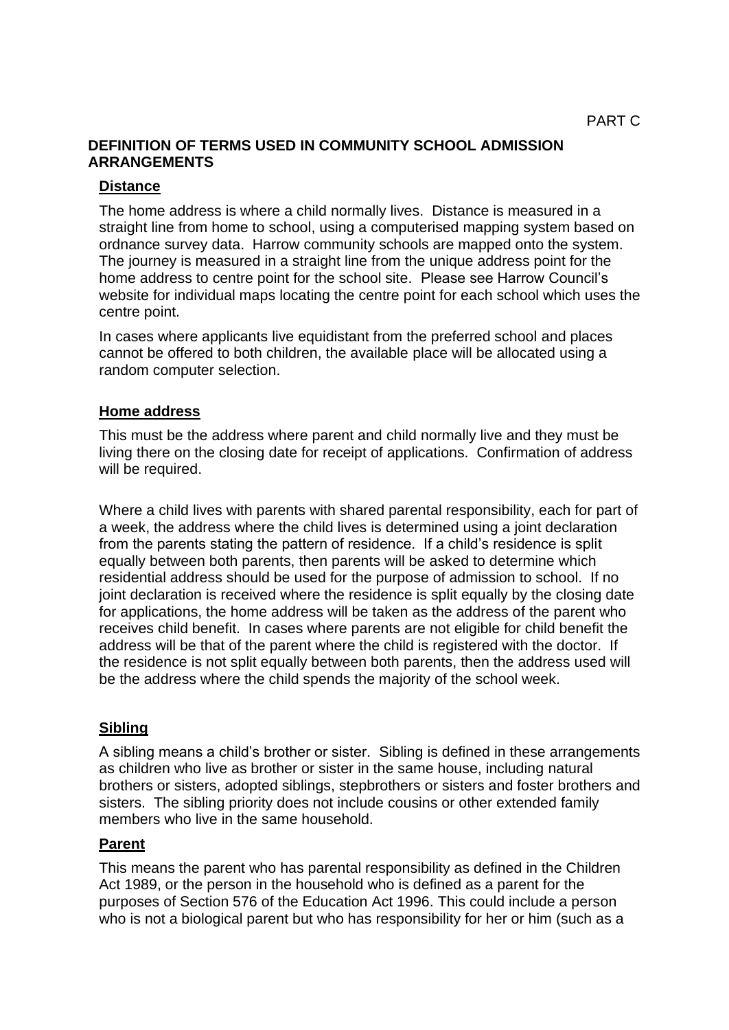PART C

## DEFINITION OF TERMS USED IN COMMUNITY SCHOOL ADMISSION ARRANGEMENTS

### Distance

The home address is where a child normally lives. Distance is measured in a straight line from home to school, using a computerised mapping system based on ordnance survey data. Harrow community schools are mapped onto the system. The journey is measured in a straight line from the unique address point for the home address to centre point for the school site. Please see Harrow Council's website for individual maps locating the centre point for each school which uses the centre point.

In cases where applicants live equidistant from the preferred school and places cannot be offered to both children, the available place will be allocated using a random computer selection.

### Home address

This must be the address where parent and child normally live and they must be living there on the closing date for receipt of applications. Confirmation of address will be required.

Where a child lives with parents with shared parental responsibility, each for part of a week, the address where the child lives is determined using a joint declaration from the parents stating the pattern of residence. If a child's residence is split equally between both parents, then parents will be asked to determine which residential address should be used for the purpose of admission to school. If no joint declaration is received where the residence is split equally by the closing date for applications, the home address will be taken as the address of the parent who receives child benefit. In cases where parents are not eligible for child benefit the address will be that of the parent where the child is registered with the doctor. If the residence is not split equally between both parents, then the address used will be the address where the child spends the majority of the school week.

### Sibling

A sibling means a child's brother or sister. Sibling is defined in these arrangements as children who live as brother or sister in the same house, including natural brothers or sisters, adopted siblings, stepbrothers or sisters and foster brothers and sisters. The sibling priority does not include cousins or other extended family members who live in the same household.

### Parent

This means the parent who has parental responsibility as defined in the Children Act 1989, or the person in the household who is defined as a parent for the purposes of Section 576 of the Education Act 1996. This could include a person who is not a biological parent but who has responsibility for her or him (such as a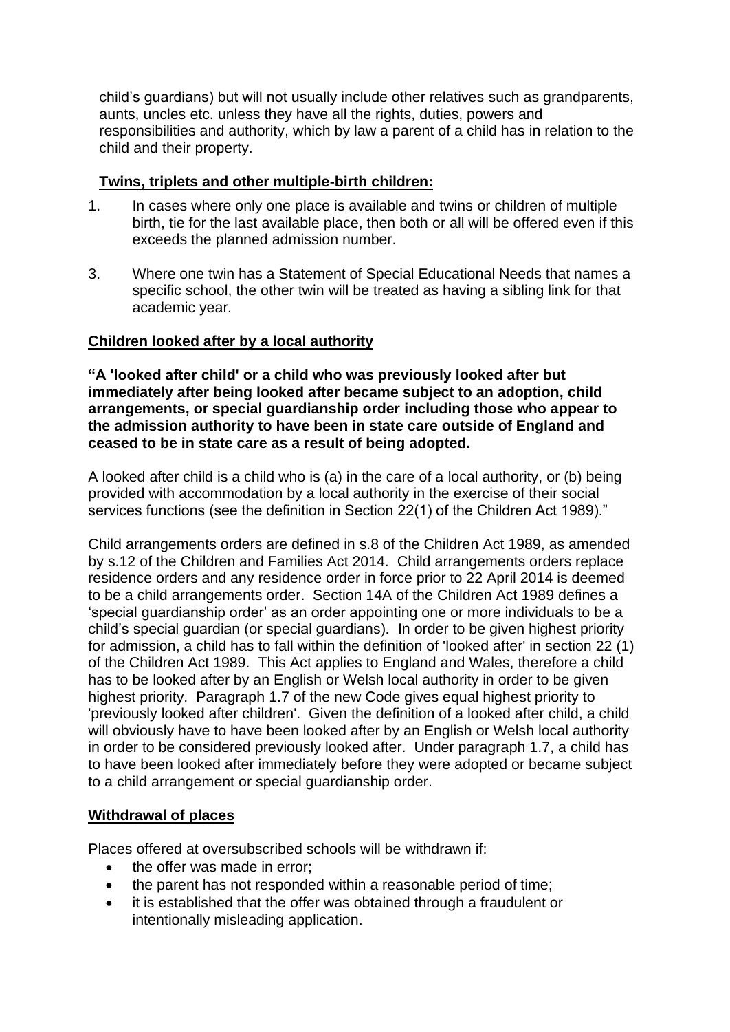child's guardians) but will not usually include other relatives such as grandparents, aunts, uncles etc. unless they have all the rights, duties, powers and responsibilities and authority, which by law a parent of a child has in relation to the child and their property.

**Twins, triplets and other multiple-birth children:**

1. In cases where only one place is available and twins or children of multiple birth, tie for the last available place, then both or all will be offered even if this exceeds the planned admission number.

3. Where one twin has a Statement of Special Educational Needs that names a specific school, the other twin will be treated as having a sibling link for that academic year.

**Children looked after by a local authority**

**"A 'looked after child' or a child who was previously looked after but immediately after being looked after became subject to an adoption, child arrangements, or special guardianship order including those who appear to the admission authority to have been in state care outside of England and ceased to be in state care as a result of being adopted.**

A looked after child is a child who is (a) in the care of a local authority, or (b) being provided with accommodation by a local authority in the exercise of their social services functions (see the definition in Section 22(1) of the Children Act 1989)."

Child arrangements orders are defined in s.8 of the Children Act 1989, as amended by s.12 of the Children and Families Act 2014. Child arrangements orders replace residence orders and any residence order in force prior to 22 April 2014 is deemed to be a child arrangements order. Section 14A of the Children Act 1989 defines a 'special guardianship order' as an order appointing one or more individuals to be a child's special guardian (or special guardians). In order to be given highest priority for admission, a child has to fall within the definition of 'looked after' in section 22 (1) of the Children Act 1989. This Act applies to England and Wales, therefore a child has to be looked after by an English or Welsh local authority in order to be given highest priority. Paragraph 1.7 of the new Code gives equal highest priority to 'previously looked after children'. Given the definition of a looked after child, a child will obviously have to have been looked after by an English or Welsh local authority in order to be considered previously looked after. Under paragraph 1.7, a child has to have been looked after immediately before they were adopted or became subject to a child arrangement or special guardianship order.

**Withdrawal of places**

Places offered at oversubscribed schools will be withdrawn if:

- the offer was made in error;
- the parent has not responded within a reasonable period of time;
- it is established that the offer was obtained through a fraudulent or intentionally misleading application.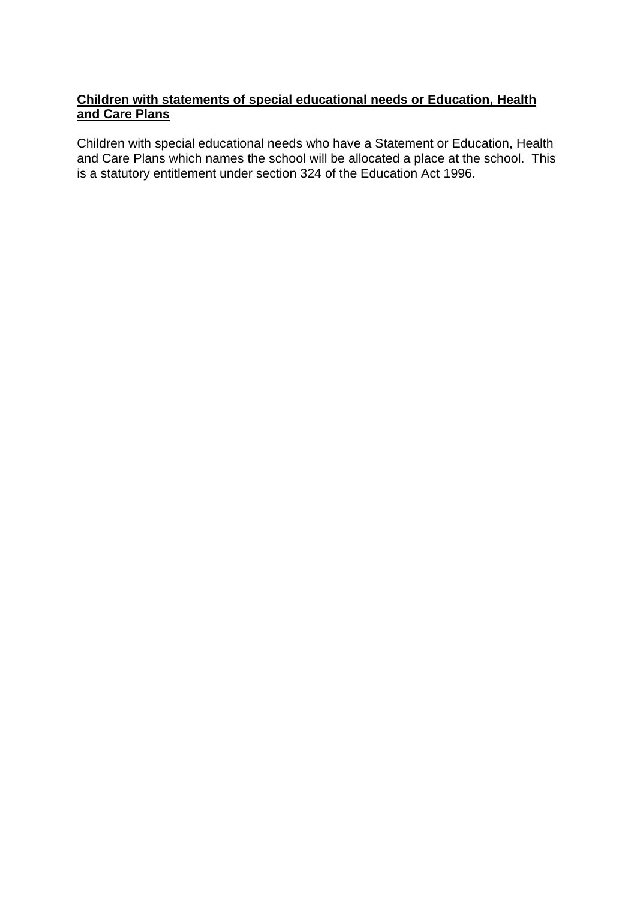**Children with statements of special educational needs or Education, Health and Care Plans**

Children with special educational needs who have a Statement or Education, Health and Care Plans which names the school will be allocated a place at the school. This is a statutory entitlement under section 324 of the Education Act 1996.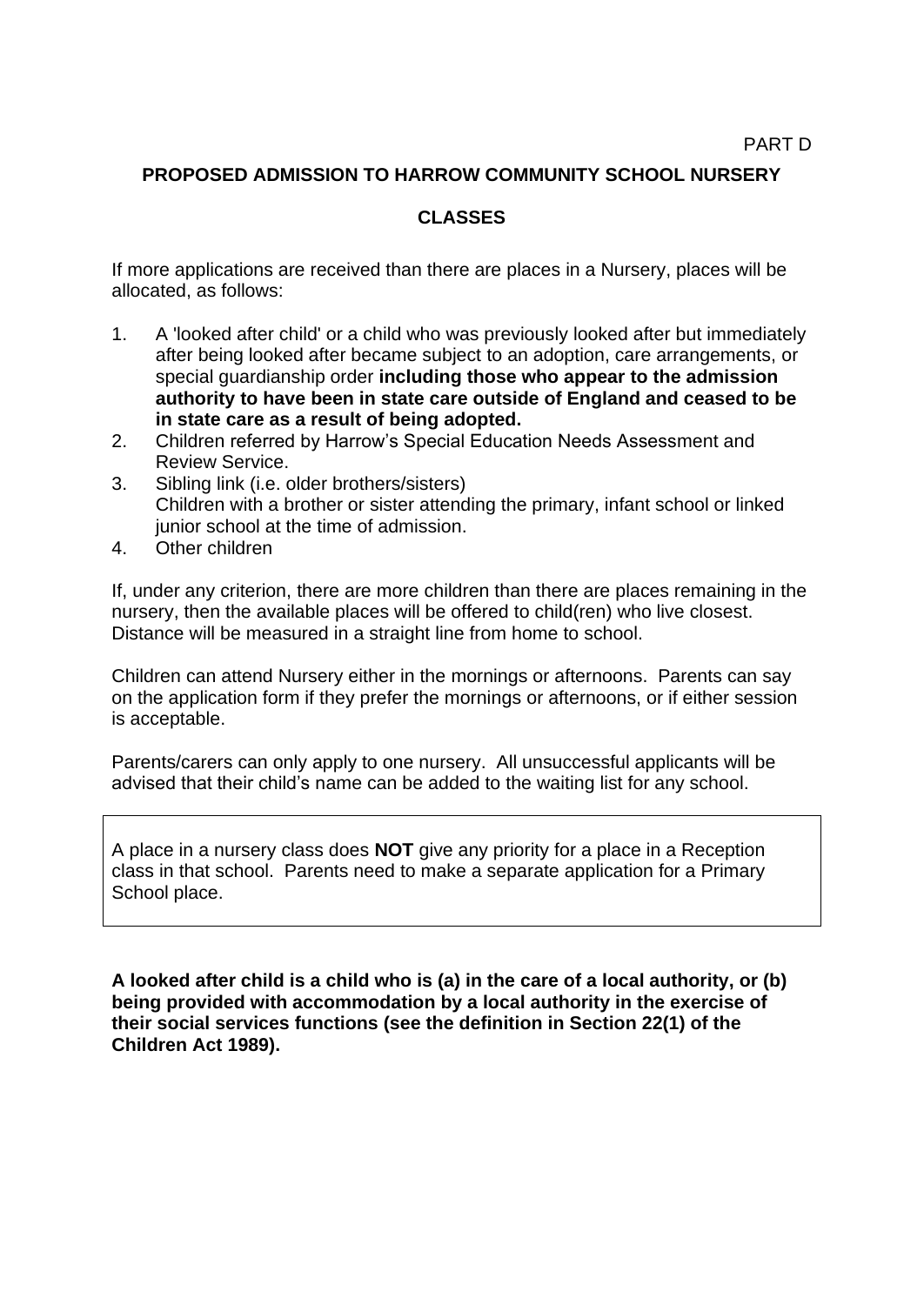PART D

## PROPOSED ADMISSION TO HARROW COMMUNITY SCHOOL NURSERY CLASSES

If more applications are received than there are places in a Nursery, places will be allocated, as follows:

1. A 'looked after child' or a child who was previously looked after but immediately after being looked after became subject to an adoption, care arrangements, or special guardianship order **including those who appear to the admission authority to have been in state care outside of England and ceased to be in state care as a result of being adopted.**
2. Children referred by Harrow's Special Education Needs Assessment and Review Service.
3. Sibling link (i.e. older brothers/sisters)
   Children with a brother or sister attending the primary, infant school or linked junior school at the time of admission.
4. Other children

If, under any criterion, there are more children than there are places remaining in the nursery, then the available places will be offered to child(ren) who live closest. Distance will be measured in a straight line from home to school.

Children can attend Nursery either in the mornings or afternoons. Parents can say on the application form if they prefer the mornings or afternoons, or if either session is acceptable.

Parents/carers can only apply to one nursery. All unsuccessful applicants will be advised that their child's name can be added to the waiting list for any school.

A place in a nursery class does **NOT** give any priority for a place in a Reception class in that school. Parents need to make a separate application for a Primary School place.

**A looked after child is a child who is (a) in the care of a local authority, or (b) being provided with accommodation by a local authority in the exercise of their social services functions (see the definition in Section 22(1) of the Children Act 1989).**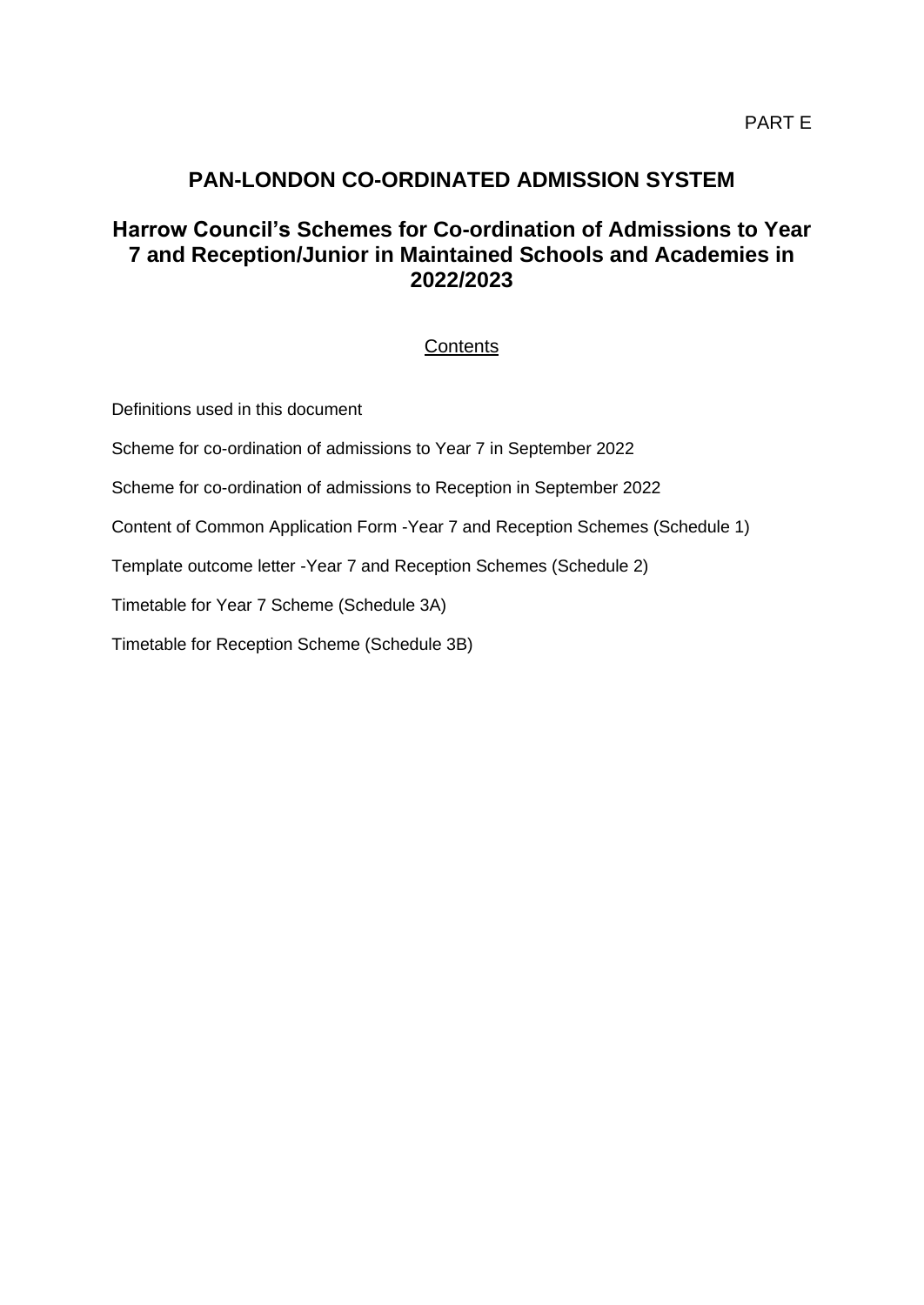PART E

# PAN-LONDON CO-ORDINATED ADMISSION SYSTEM

## Harrow Council's Schemes for Co-ordination of Admissions to Year 7 and Reception/Junior in Maintained Schools and Academies in 2022/2023

Contents

Definitions used in this document

Scheme for co-ordination of admissions to Year 7 in September 2022

Scheme for co-ordination of admissions to Reception in September 2022

Content of Common Application Form -Year 7 and Reception Schemes (Schedule 1)

Template outcome letter -Year 7 and Reception Schemes (Schedule 2)

Timetable for Year 7 Scheme (Schedule 3A)

Timetable for Reception Scheme (Schedule 3B)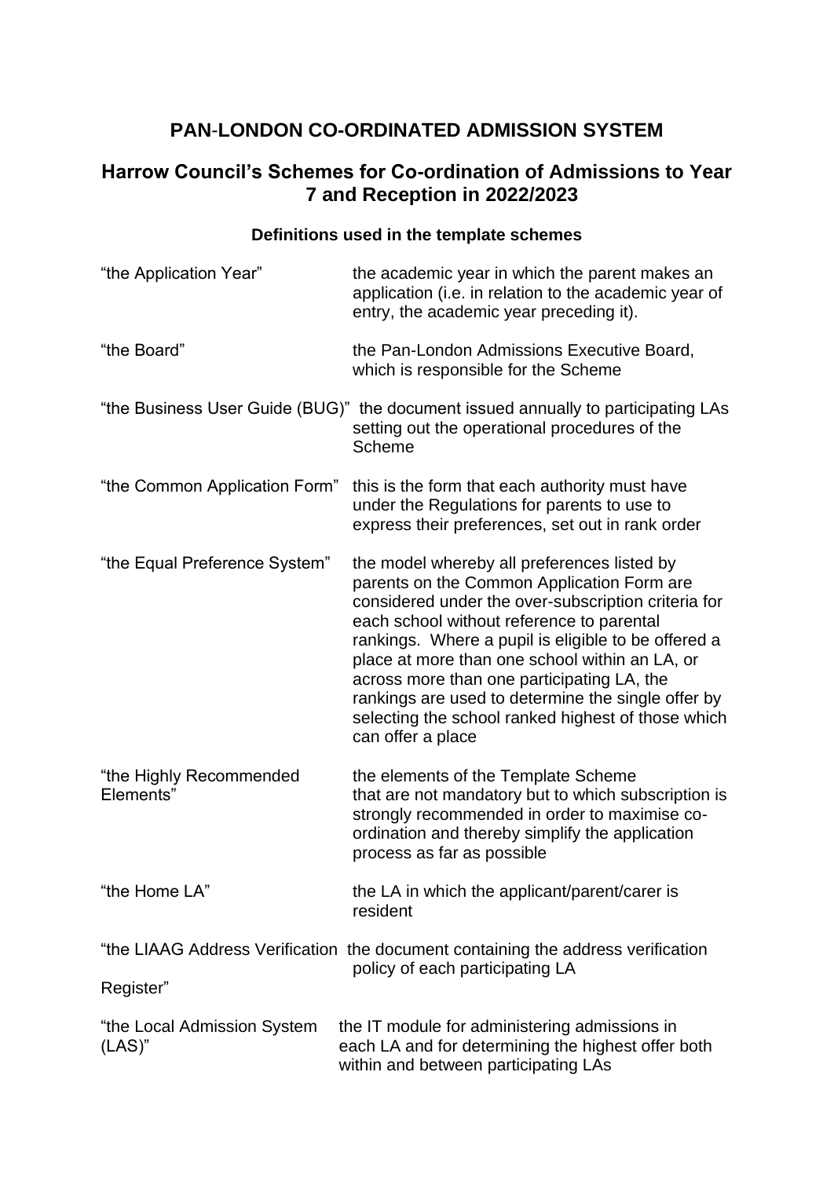# PAN-LONDON CO-ORDINATED ADMISSION SYSTEM

## Harrow Council's Schemes for Co-ordination of Admissions to Year 7 and Reception in 2022/2023

### Definitions used in the template schemes

| Term | Definition |
|---|---|
| "the Application Year" | the academic year in which the parent makes an application (i.e. in relation to the academic year of entry, the academic year preceding it). |
| "the Board" | the Pan-London Admissions Executive Board, which is responsible for the Scheme |
| "the Business User Guide (BUG)" | the document issued annually to participating LAs setting out the operational procedures of the Scheme |
| "the Common Application Form" | this is the form that each authority must have under the Regulations for parents to use to express their preferences, set out in rank order |
| "the Equal Preference System" | the model whereby all preferences listed by parents on the Common Application Form are considered under the over-subscription criteria for each school without reference to parental rankings. Where a pupil is eligible to be offered a place at more than one school within an LA, or across more than one participating LA, the rankings are used to determine the single offer by selecting the school ranked highest of those which can offer a place |
| "the Highly Recommended Elements" | the elements of the Template Scheme that are not mandatory but to which subscription is strongly recommended in order to maximise co-ordination and thereby simplify the application process as far as possible |
| "the Home LA" | the LA in which the applicant/parent/carer is resident |
| "the LIAAG Address Verification Register" | the document containing the address verification policy of each participating LA |
| "the Local Admission System (LAS)" | the IT module for administering admissions in each LA and for determining the highest offer both within and between participating LAs |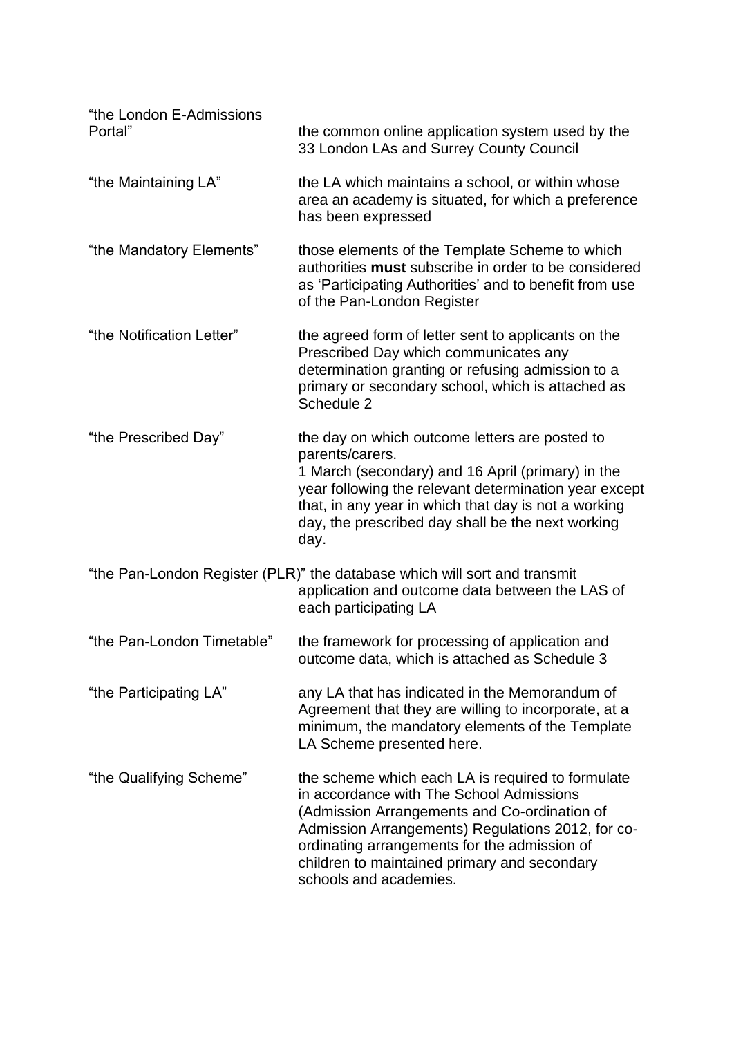| | |
|---|---|
| "the London E-Admissions Portal" | the common online application system used by the 33 London LAs and Surrey County Council |
| "the Maintaining LA" | the LA which maintains a school, or within whose area an academy is situated, for which a preference has been expressed |
| "the Mandatory Elements" | those elements of the Template Scheme to which authorities **must** subscribe in order to be considered as 'Participating Authorities' and to benefit from use of the Pan-London Register |
| "the Notification Letter" | the agreed form of letter sent to applicants on the Prescribed Day which communicates any determination granting or refusing admission to a primary or secondary school, which is attached as Schedule 2 |
| "the Prescribed Day" | the day on which outcome letters are posted to parents/carers.<br>1 March (secondary) and 16 April (primary) in the year following the relevant determination year except that, in any year in which that day is not a working day, the prescribed day shall be the next working day. |
| "the Pan-London Register (PLR)" | the database which will sort and transmit application and outcome data between the LAS of each participating LA |
| "the Pan-London Timetable" | the framework for processing of application and outcome data, which is attached as Schedule 3 |
| "the Participating LA" | any LA that has indicated in the Memorandum of Agreement that they are willing to incorporate, at a minimum, the mandatory elements of the Template LA Scheme presented here. |
| "the Qualifying Scheme" | the scheme which each LA is required to formulate in accordance with The School Admissions (Admission Arrangements and Co-ordination of Admission Arrangements) Regulations 2012, for co-ordinating arrangements for the admission of children to maintained primary and secondary schools and academies. |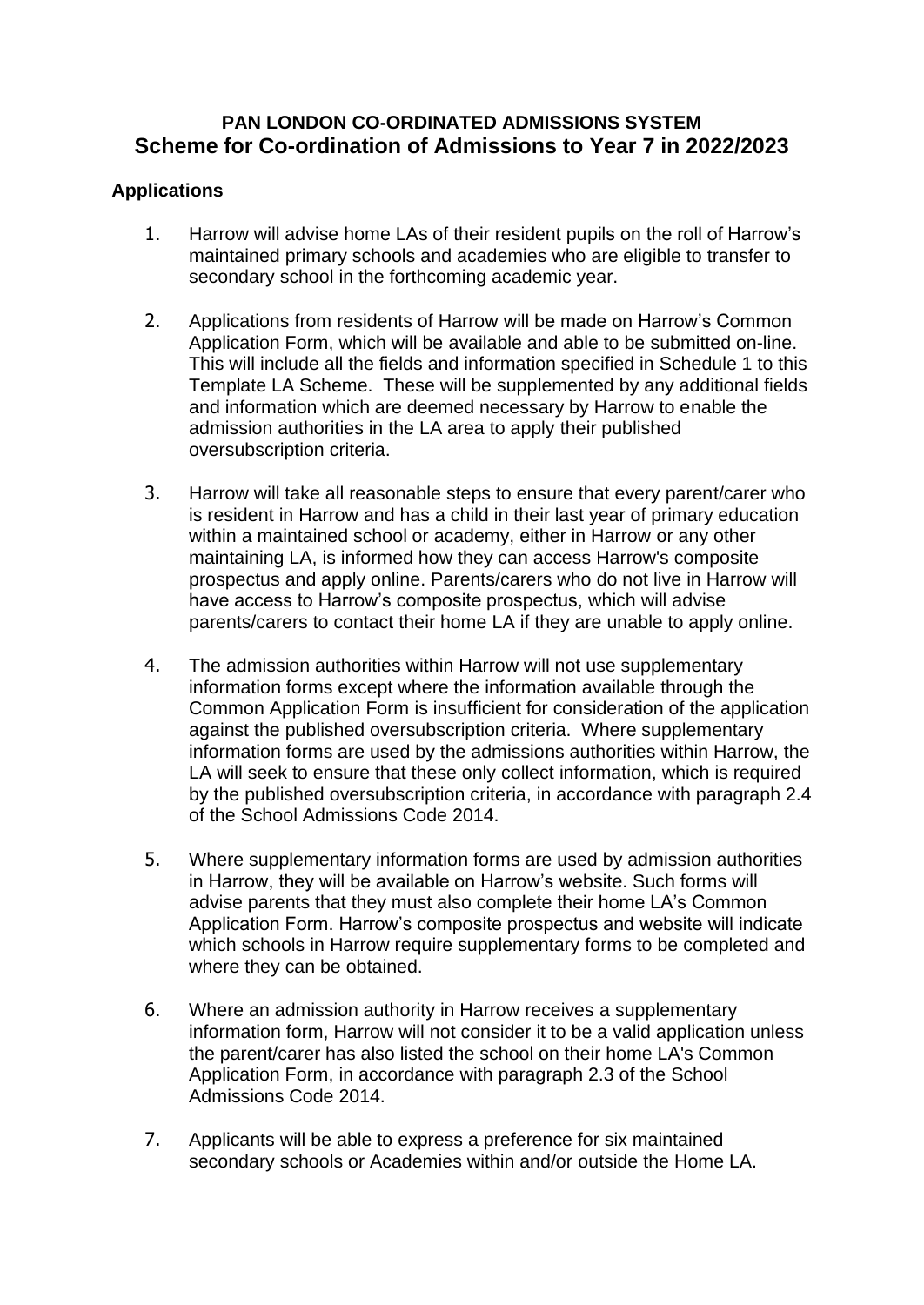**PAN LONDON CO-ORDINATED ADMISSIONS SYSTEM**

# Scheme for Co-ordination of Admissions to Year 7 in 2022/2023

## Applications

1. Harrow will advise home LAs of their resident pupils on the roll of Harrow's maintained primary schools and academies who are eligible to transfer to secondary school in the forthcoming academic year.

2. Applications from residents of Harrow will be made on Harrow's Common Application Form, which will be available and able to be submitted on-line. This will include all the fields and information specified in Schedule 1 to this Template LA Scheme. These will be supplemented by any additional fields and information which are deemed necessary by Harrow to enable the admission authorities in the LA area to apply their published oversubscription criteria.

3. Harrow will take all reasonable steps to ensure that every parent/carer who is resident in Harrow and has a child in their last year of primary education within a maintained school or academy, either in Harrow or any other maintaining LA, is informed how they can access Harrow's composite prospectus and apply online. Parents/carers who do not live in Harrow will have access to Harrow's composite prospectus, which will advise parents/carers to contact their home LA if they are unable to apply online.

4. The admission authorities within Harrow will not use supplementary information forms except where the information available through the Common Application Form is insufficient for consideration of the application against the published oversubscription criteria. Where supplementary information forms are used by the admissions authorities within Harrow, the LA will seek to ensure that these only collect information, which is required by the published oversubscription criteria, in accordance with paragraph 2.4 of the School Admissions Code 2014.

5. Where supplementary information forms are used by admission authorities in Harrow, they will be available on Harrow's website. Such forms will advise parents that they must also complete their home LA's Common Application Form. Harrow's composite prospectus and website will indicate which schools in Harrow require supplementary forms to be completed and where they can be obtained.

6. Where an admission authority in Harrow receives a supplementary information form, Harrow will not consider it to be a valid application unless the parent/carer has also listed the school on their home LA's Common Application Form, in accordance with paragraph 2.3 of the School Admissions Code 2014.

7. Applicants will be able to express a preference for six maintained secondary schools or Academies within and/or outside the Home LA.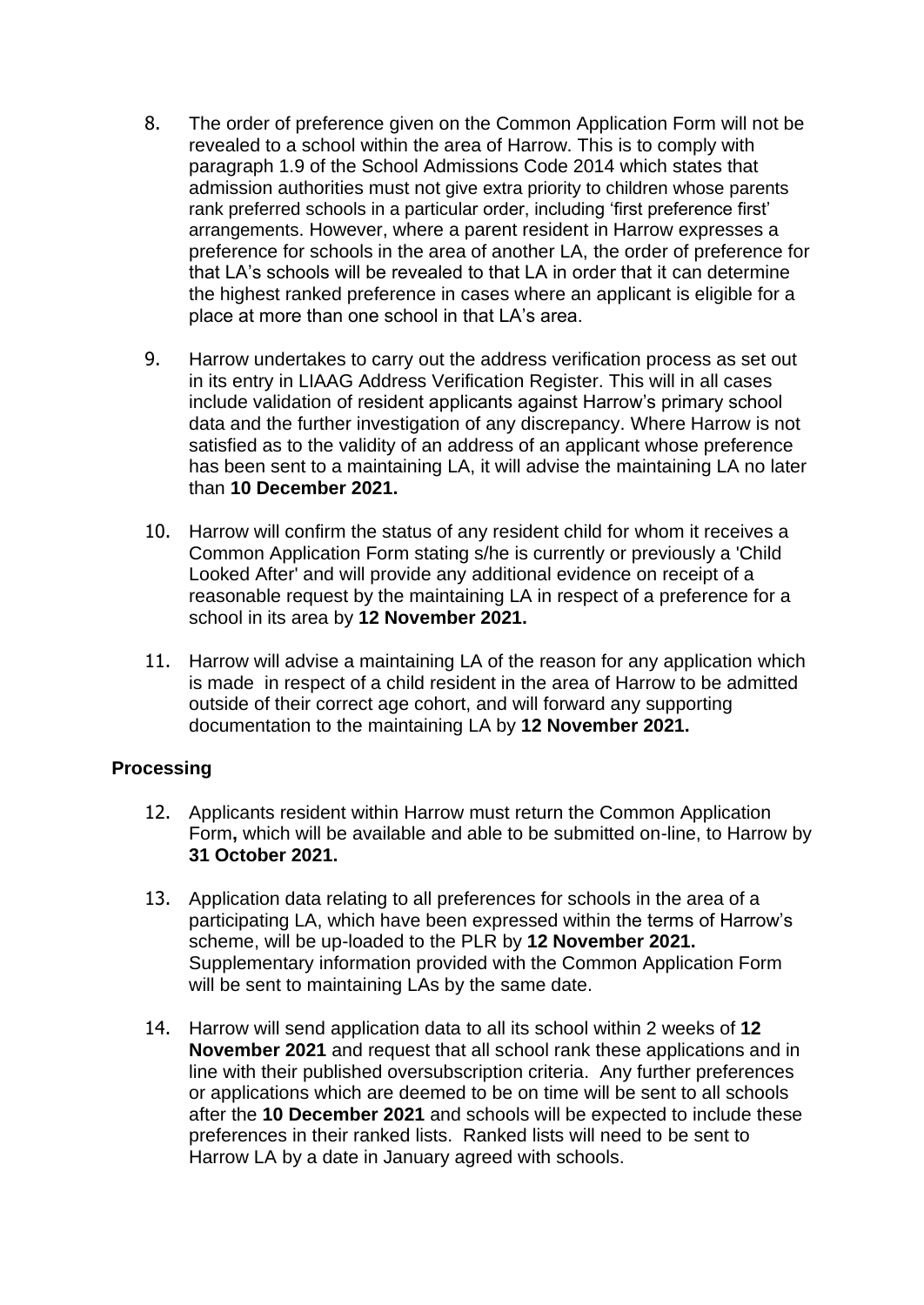8. The order of preference given on the Common Application Form will not be revealed to a school within the area of Harrow. This is to comply with paragraph 1.9 of the School Admissions Code 2014 which states that admission authorities must not give extra priority to children whose parents rank preferred schools in a particular order, including 'first preference first' arrangements. However, where a parent resident in Harrow expresses a preference for schools in the area of another LA, the order of preference for that LA's schools will be revealed to that LA in order that it can determine the highest ranked preference in cases where an applicant is eligible for a place at more than one school in that LA's area.

9. Harrow undertakes to carry out the address verification process as set out in its entry in LIAAG Address Verification Register. This will in all cases include validation of resident applicants against Harrow's primary school data and the further investigation of any discrepancy. Where Harrow is not satisfied as to the validity of an address of an applicant whose preference has been sent to a maintaining LA, it will advise the maintaining LA no later than **10 December 2021.**

10. Harrow will confirm the status of any resident child for whom it receives a Common Application Form stating s/he is currently or previously a 'Child Looked After' and will provide any additional evidence on receipt of a reasonable request by the maintaining LA in respect of a preference for a school in its area by **12 November 2021.**

11. Harrow will advise a maintaining LA of the reason for any application which is made in respect of a child resident in the area of Harrow to be admitted outside of their correct age cohort, and will forward any supporting documentation to the maintaining LA by **12 November 2021.**

**Processing**

12. Applicants resident within Harrow must return the Common Application Form**,** which will be available and able to be submitted on-line, to Harrow by **31 October 2021.**

13. Application data relating to all preferences for schools in the area of a participating LA, which have been expressed within the terms of Harrow's scheme, will be up-loaded to the PLR by **12 November 2021.** Supplementary information provided with the Common Application Form will be sent to maintaining LAs by the same date.

14. Harrow will send application data to all its school within 2 weeks of **12 November 2021** and request that all school rank these applications and in line with their published oversubscription criteria. Any further preferences or applications which are deemed to be on time will be sent to all schools after the **10 December 2021** and schools will be expected to include these preferences in their ranked lists. Ranked lists will need to be sent to Harrow LA by a date in January agreed with schools.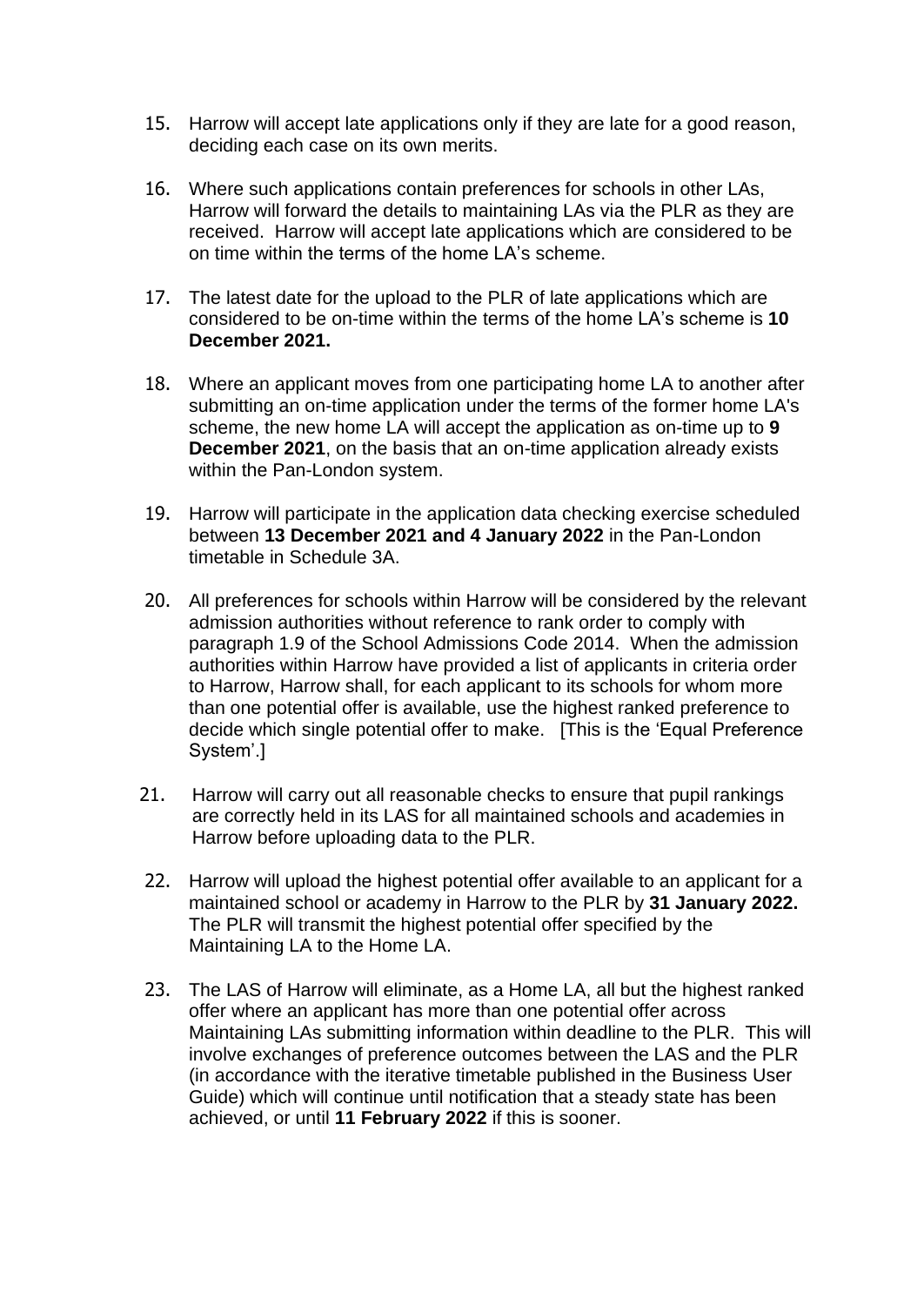15. Harrow will accept late applications only if they are late for a good reason, deciding each case on its own merits.

16. Where such applications contain preferences for schools in other LAs, Harrow will forward the details to maintaining LAs via the PLR as they are received. Harrow will accept late applications which are considered to be on time within the terms of the home LA's scheme.

17. The latest date for the upload to the PLR of late applications which are considered to be on-time within the terms of the home LA's scheme is **10 December 2021.**

18. Where an applicant moves from one participating home LA to another after submitting an on-time application under the terms of the former home LA's scheme, the new home LA will accept the application as on-time up to **9 December 2021**, on the basis that an on-time application already exists within the Pan-London system.

19. Harrow will participate in the application data checking exercise scheduled between **13 December 2021 and 4 January 2022** in the Pan-London timetable in Schedule 3A.

20. All preferences for schools within Harrow will be considered by the relevant admission authorities without reference to rank order to comply with paragraph 1.9 of the School Admissions Code 2014. When the admission authorities within Harrow have provided a list of applicants in criteria order to Harrow, Harrow shall, for each applicant to its schools for whom more than one potential offer is available, use the highest ranked preference to decide which single potential offer to make. [This is the 'Equal Preference System'.]

21. Harrow will carry out all reasonable checks to ensure that pupil rankings are correctly held in its LAS for all maintained schools and academies in Harrow before uploading data to the PLR.

22. Harrow will upload the highest potential offer available to an applicant for a maintained school or academy in Harrow to the PLR by **31 January 2022.** The PLR will transmit the highest potential offer specified by the Maintaining LA to the Home LA.

23. The LAS of Harrow will eliminate, as a Home LA, all but the highest ranked offer where an applicant has more than one potential offer across Maintaining LAs submitting information within deadline to the PLR. This will involve exchanges of preference outcomes between the LAS and the PLR (in accordance with the iterative timetable published in the Business User Guide) which will continue until notification that a steady state has been achieved, or until **11 February 2022** if this is sooner.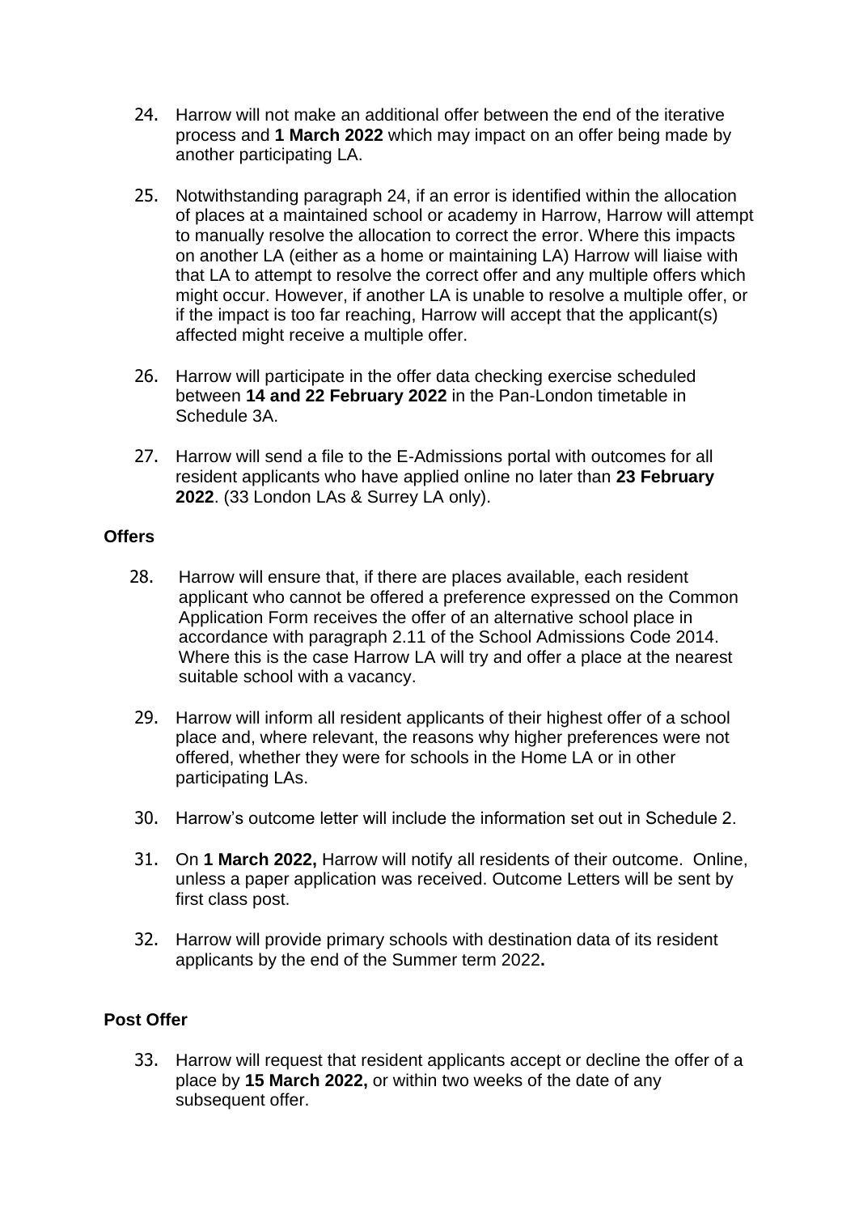24. Harrow will not make an additional offer between the end of the iterative process and **1 March 2022** which may impact on an offer being made by another participating LA.

25. Notwithstanding paragraph 24, if an error is identified within the allocation of places at a maintained school or academy in Harrow, Harrow will attempt to manually resolve the allocation to correct the error. Where this impacts on another LA (either as a home or maintaining LA) Harrow will liaise with that LA to attempt to resolve the correct offer and any multiple offers which might occur. However, if another LA is unable to resolve a multiple offer, or if the impact is too far reaching, Harrow will accept that the applicant(s) affected might receive a multiple offer.

26. Harrow will participate in the offer data checking exercise scheduled between **14 and 22 February 2022** in the Pan-London timetable in Schedule 3A.

27. Harrow will send a file to the E-Admissions portal with outcomes for all resident applicants who have applied online no later than **23 February 2022**. (33 London LAs & Surrey LA only).

**Offers**

28. Harrow will ensure that, if there are places available, each resident applicant who cannot be offered a preference expressed on the Common Application Form receives the offer of an alternative school place in accordance with paragraph 2.11 of the School Admissions Code 2014. Where this is the case Harrow LA will try and offer a place at the nearest suitable school with a vacancy.

29. Harrow will inform all resident applicants of their highest offer of a school place and, where relevant, the reasons why higher preferences were not offered, whether they were for schools in the Home LA or in other participating LAs.

30. Harrow's outcome letter will include the information set out in Schedule 2.

31. On **1 March 2022,** Harrow will notify all residents of their outcome. Online, unless a paper application was received. Outcome Letters will be sent by first class post.

32. Harrow will provide primary schools with destination data of its resident applicants by the end of the Summer term 2022**.**

**Post Offer**

33. Harrow will request that resident applicants accept or decline the offer of a place by **15 March 2022,** or within two weeks of the date of any subsequent offer.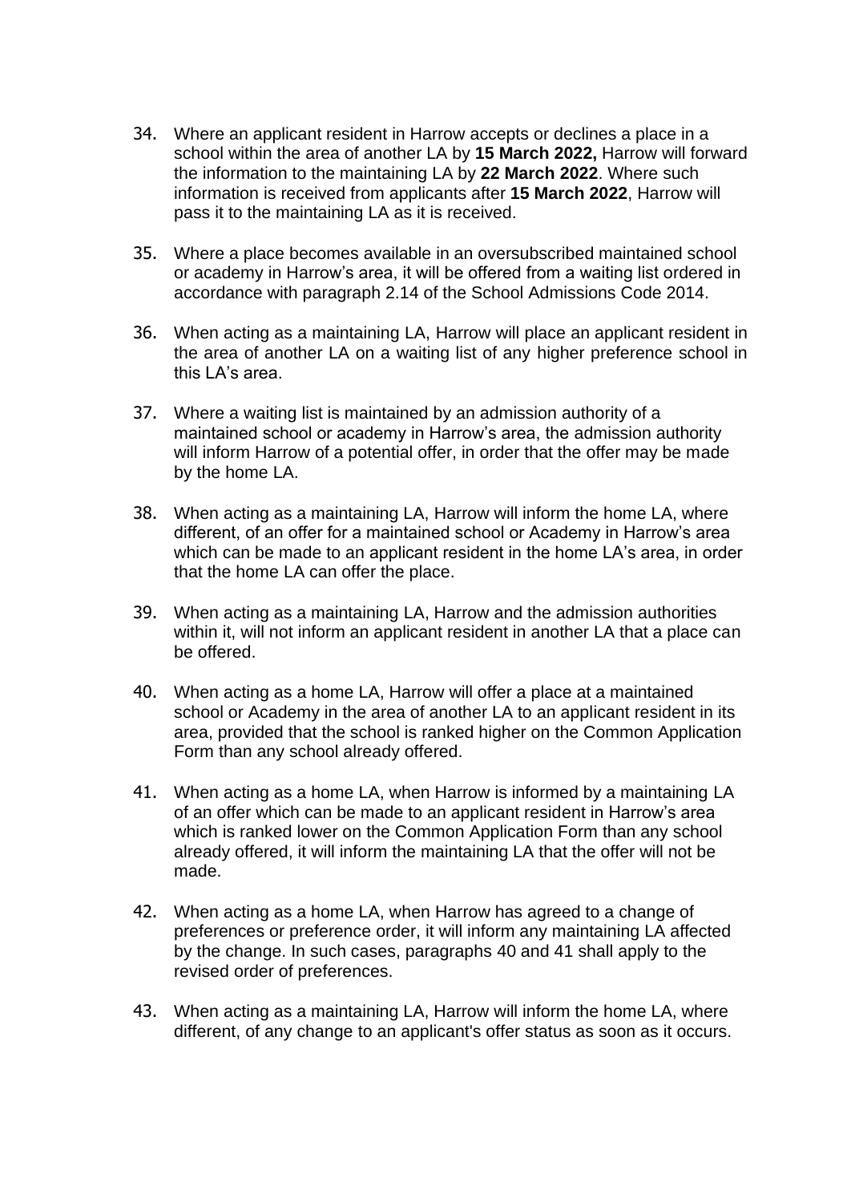34. Where an applicant resident in Harrow accepts or declines a place in a school within the area of another LA by **15 March 2022,** Harrow will forward the information to the maintaining LA by **22 March 2022**. Where such information is received from applicants after **15 March 2022**, Harrow will pass it to the maintaining LA as it is received.

35. Where a place becomes available in an oversubscribed maintained school or academy in Harrow's area, it will be offered from a waiting list ordered in accordance with paragraph 2.14 of the School Admissions Code 2014.

36. When acting as a maintaining LA, Harrow will place an applicant resident in the area of another LA on a waiting list of any higher preference school in this LA's area.

37. Where a waiting list is maintained by an admission authority of a maintained school or academy in Harrow's area, the admission authority will inform Harrow of a potential offer, in order that the offer may be made by the home LA.

38. When acting as a maintaining LA, Harrow will inform the home LA, where different, of an offer for a maintained school or Academy in Harrow's area which can be made to an applicant resident in the home LA's area, in order that the home LA can offer the place.

39. When acting as a maintaining LA, Harrow and the admission authorities within it, will not inform an applicant resident in another LA that a place can be offered.

40. When acting as a home LA, Harrow will offer a place at a maintained school or Academy in the area of another LA to an applicant resident in its area, provided that the school is ranked higher on the Common Application Form than any school already offered.

41. When acting as a home LA, when Harrow is informed by a maintaining LA of an offer which can be made to an applicant resident in Harrow's area which is ranked lower on the Common Application Form than any school already offered, it will inform the maintaining LA that the offer will not be made.

42. When acting as a home LA, when Harrow has agreed to a change of preferences or preference order, it will inform any maintaining LA affected by the change. In such cases, paragraphs 40 and 41 shall apply to the revised order of preferences.

43. When acting as a maintaining LA, Harrow will inform the home LA, where different, of any change to an applicant's offer status as soon as it occurs.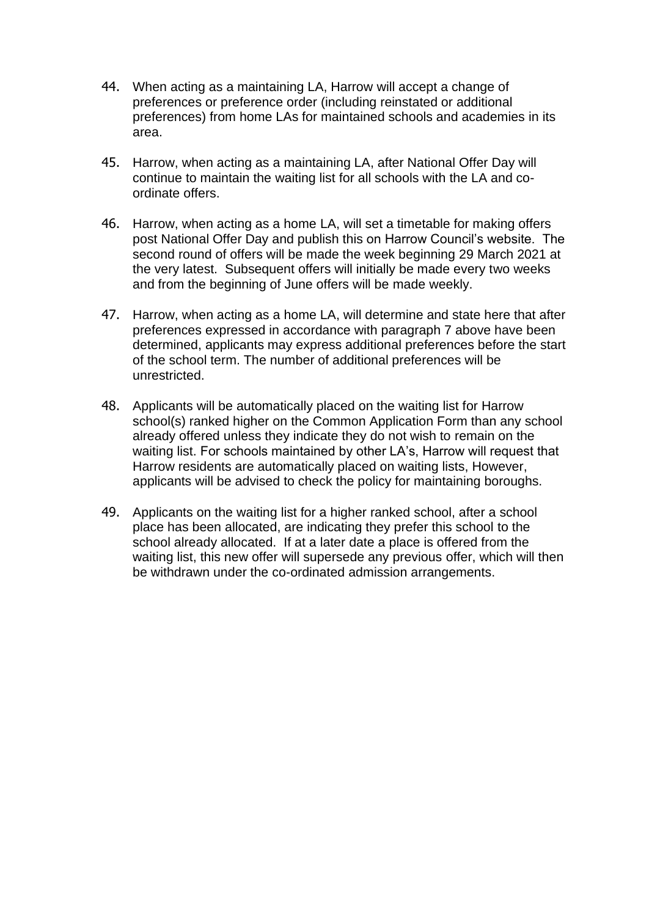44. When acting as a maintaining LA, Harrow will accept a change of preferences or preference order (including reinstated or additional preferences) from home LAs for maintained schools and academies in its area.

45. Harrow, when acting as a maintaining LA, after National Offer Day will continue to maintain the waiting list for all schools with the LA and co-ordinate offers.

46. Harrow, when acting as a home LA, will set a timetable for making offers post National Offer Day and publish this on Harrow Council's website. The second round of offers will be made the week beginning 29 March 2021 at the very latest. Subsequent offers will initially be made every two weeks and from the beginning of June offers will be made weekly.

47. Harrow, when acting as a home LA, will determine and state here that after preferences expressed in accordance with paragraph 7 above have been determined, applicants may express additional preferences before the start of the school term. The number of additional preferences will be unrestricted.

48. Applicants will be automatically placed on the waiting list for Harrow school(s) ranked higher on the Common Application Form than any school already offered unless they indicate they do not wish to remain on the waiting list. For schools maintained by other LA's, Harrow will request that Harrow residents are automatically placed on waiting lists, However, applicants will be advised to check the policy for maintaining boroughs.

49. Applicants on the waiting list for a higher ranked school, after a school place has been allocated, are indicating they prefer this school to the school already allocated. If at a later date a place is offered from the waiting list, this new offer will supersede any previous offer, which will then be withdrawn under the co-ordinated admission arrangements.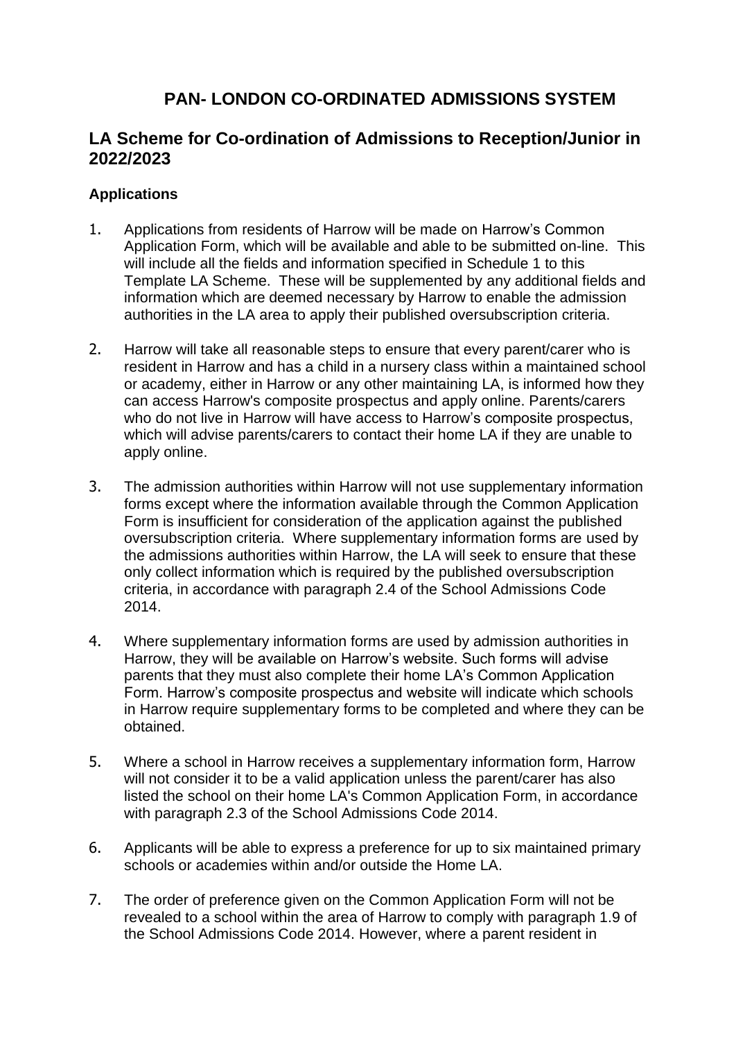# PAN- LONDON CO-ORDINATED ADMISSIONS SYSTEM

## LA Scheme for Co-ordination of Admissions to Reception/Junior in 2022/2023

### Applications

1. Applications from residents of Harrow will be made on Harrow's Common Application Form, which will be available and able to be submitted on-line. This will include all the fields and information specified in Schedule 1 to this Template LA Scheme. These will be supplemented by any additional fields and information which are deemed necessary by Harrow to enable the admission authorities in the LA area to apply their published oversubscription criteria.

2. Harrow will take all reasonable steps to ensure that every parent/carer who is resident in Harrow and has a child in a nursery class within a maintained school or academy, either in Harrow or any other maintaining LA, is informed how they can access Harrow's composite prospectus and apply online. Parents/carers who do not live in Harrow will have access to Harrow's composite prospectus, which will advise parents/carers to contact their home LA if they are unable to apply online.

3. The admission authorities within Harrow will not use supplementary information forms except where the information available through the Common Application Form is insufficient for consideration of the application against the published oversubscription criteria. Where supplementary information forms are used by the admissions authorities within Harrow, the LA will seek to ensure that these only collect information which is required by the published oversubscription criteria, in accordance with paragraph 2.4 of the School Admissions Code 2014.

4. Where supplementary information forms are used by admission authorities in Harrow, they will be available on Harrow's website. Such forms will advise parents that they must also complete their home LA's Common Application Form. Harrow's composite prospectus and website will indicate which schools in Harrow require supplementary forms to be completed and where they can be obtained.

5. Where a school in Harrow receives a supplementary information form, Harrow will not consider it to be a valid application unless the parent/carer has also listed the school on their home LA's Common Application Form, in accordance with paragraph 2.3 of the School Admissions Code 2014.

6. Applicants will be able to express a preference for up to six maintained primary schools or academies within and/or outside the Home LA.

7. The order of preference given on the Common Application Form will not be revealed to a school within the area of Harrow to comply with paragraph 1.9 of the School Admissions Code 2014. However, where a parent resident in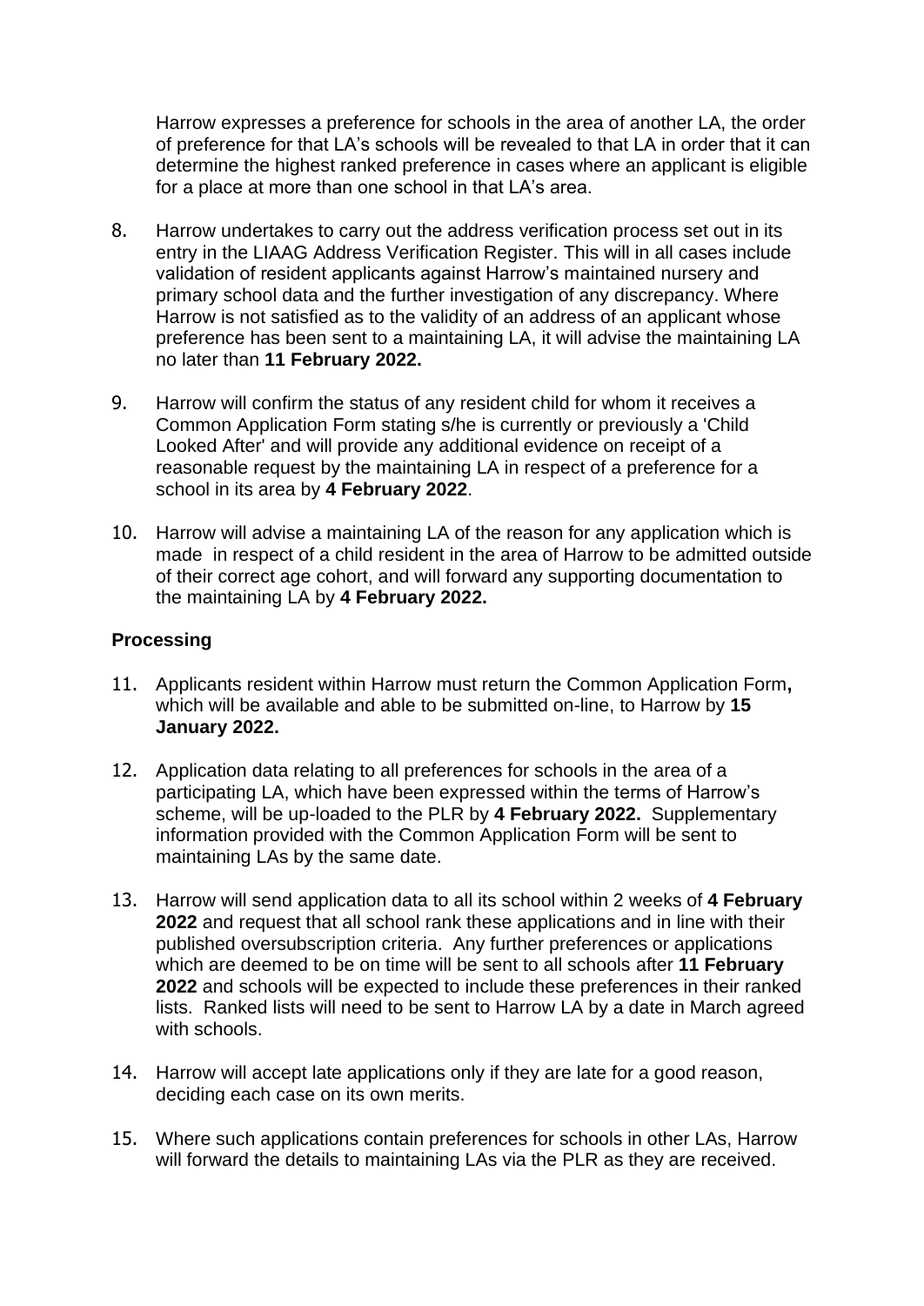Harrow expresses a preference for schools in the area of another LA, the order of preference for that LA's schools will be revealed to that LA in order that it can determine the highest ranked preference in cases where an applicant is eligible for a place at more than one school in that LA's area.

8. Harrow undertakes to carry out the address verification process set out in its entry in the LIAAG Address Verification Register. This will in all cases include validation of resident applicants against Harrow's maintained nursery and primary school data and the further investigation of any discrepancy. Where Harrow is not satisfied as to the validity of an address of an applicant whose preference has been sent to a maintaining LA, it will advise the maintaining LA no later than **11 February 2022.**

9. Harrow will confirm the status of any resident child for whom it receives a Common Application Form stating s/he is currently or previously a 'Child Looked After' and will provide any additional evidence on receipt of a reasonable request by the maintaining LA in respect of a preference for a school in its area by **4 February 2022**.

10. Harrow will advise a maintaining LA of the reason for any application which is made in respect of a child resident in the area of Harrow to be admitted outside of their correct age cohort, and will forward any supporting documentation to the maintaining LA by **4 February 2022.**

### Processing

11. Applicants resident within Harrow must return the Common Application Form**,** which will be available and able to be submitted on-line, to Harrow by **15 January 2022.**

12. Application data relating to all preferences for schools in the area of a participating LA, which have been expressed within the terms of Harrow's scheme, will be up-loaded to the PLR by **4 February 2022.** Supplementary information provided with the Common Application Form will be sent to maintaining LAs by the same date.

13. Harrow will send application data to all its school within 2 weeks of **4 February 2022** and request that all school rank these applications and in line with their published oversubscription criteria. Any further preferences or applications which are deemed to be on time will be sent to all schools after **11 February 2022** and schools will be expected to include these preferences in their ranked lists. Ranked lists will need to be sent to Harrow LA by a date in March agreed with schools.

14. Harrow will accept late applications only if they are late for a good reason, deciding each case on its own merits.

15. Where such applications contain preferences for schools in other LAs, Harrow will forward the details to maintaining LAs via the PLR as they are received.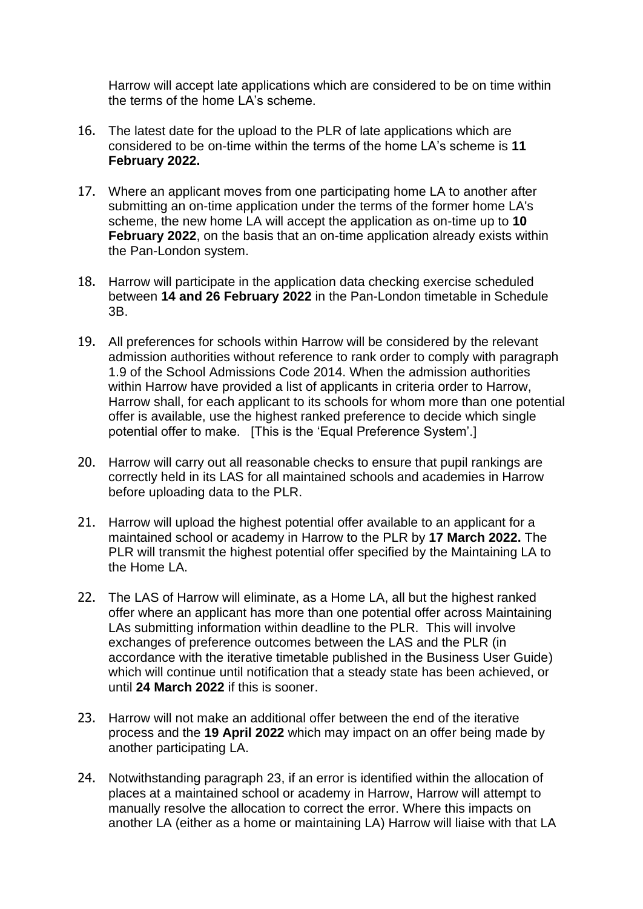Harrow will accept late applications which are considered to be on time within the terms of the home LA's scheme.

16. The latest date for the upload to the PLR of late applications which are considered to be on-time within the terms of the home LA's scheme is **11 February 2022.**

17. Where an applicant moves from one participating home LA to another after submitting an on-time application under the terms of the former home LA's scheme, the new home LA will accept the application as on-time up to **10 February 2022**, on the basis that an on-time application already exists within the Pan-London system.

18. Harrow will participate in the application data checking exercise scheduled between **14 and 26 February 2022** in the Pan-London timetable in Schedule 3B.

19. All preferences for schools within Harrow will be considered by the relevant admission authorities without reference to rank order to comply with paragraph 1.9 of the School Admissions Code 2014. When the admission authorities within Harrow have provided a list of applicants in criteria order to Harrow, Harrow shall, for each applicant to its schools for whom more than one potential offer is available, use the highest ranked preference to decide which single potential offer to make. [This is the 'Equal Preference System'.]

20. Harrow will carry out all reasonable checks to ensure that pupil rankings are correctly held in its LAS for all maintained schools and academies in Harrow before uploading data to the PLR.

21. Harrow will upload the highest potential offer available to an applicant for a maintained school or academy in Harrow to the PLR by **17 March 2022.** The PLR will transmit the highest potential offer specified by the Maintaining LA to the Home LA.

22. The LAS of Harrow will eliminate, as a Home LA, all but the highest ranked offer where an applicant has more than one potential offer across Maintaining LAs submitting information within deadline to the PLR. This will involve exchanges of preference outcomes between the LAS and the PLR (in accordance with the iterative timetable published in the Business User Guide) which will continue until notification that a steady state has been achieved, or until **24 March 2022** if this is sooner.

23. Harrow will not make an additional offer between the end of the iterative process and the **19 April 2022** which may impact on an offer being made by another participating LA.

24. Notwithstanding paragraph 23, if an error is identified within the allocation of places at a maintained school or academy in Harrow, Harrow will attempt to manually resolve the allocation to correct the error. Where this impacts on another LA (either as a home or maintaining LA) Harrow will liaise with that LA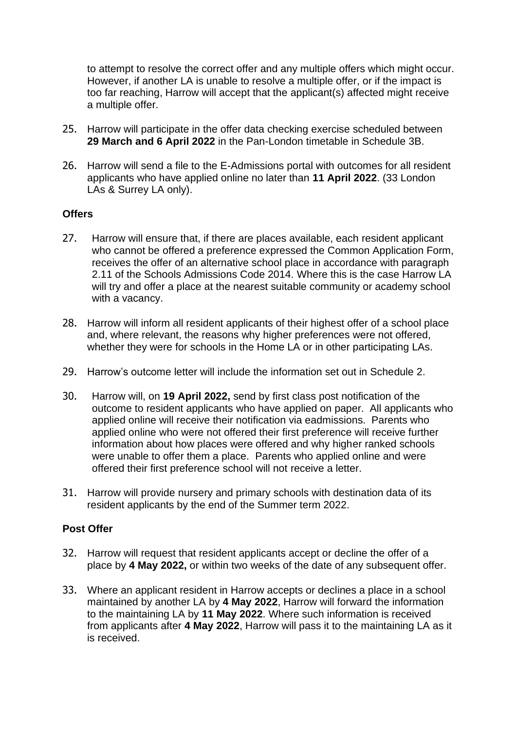to attempt to resolve the correct offer and any multiple offers which might occur. However, if another LA is unable to resolve a multiple offer, or if the impact is too far reaching, Harrow will accept that the applicant(s) affected might receive a multiple offer.

25. Harrow will participate in the offer data checking exercise scheduled between **29 March and 6 April 2022** in the Pan-London timetable in Schedule 3B.

26. Harrow will send a file to the E-Admissions portal with outcomes for all resident applicants who have applied online no later than **11 April 2022**. (33 London LAs & Surrey LA only).

**Offers**

27. Harrow will ensure that, if there are places available, each resident applicant who cannot be offered a preference expressed the Common Application Form, receives the offer of an alternative school place in accordance with paragraph 2.11 of the Schools Admissions Code 2014. Where this is the case Harrow LA will try and offer a place at the nearest suitable community or academy school with a vacancy.

28. Harrow will inform all resident applicants of their highest offer of a school place and, where relevant, the reasons why higher preferences were not offered, whether they were for schools in the Home LA or in other participating LAs.

29. Harrow's outcome letter will include the information set out in Schedule 2.

30. Harrow will, on **19 April 2022,** send by first class post notification of the outcome to resident applicants who have applied on paper. All applicants who applied online will receive their notification via eadmissions. Parents who applied online who were not offered their first preference will receive further information about how places were offered and why higher ranked schools were unable to offer them a place. Parents who applied online and were offered their first preference school will not receive a letter.

31. Harrow will provide nursery and primary schools with destination data of its resident applicants by the end of the Summer term 2022.

**Post Offer**

32. Harrow will request that resident applicants accept or decline the offer of a place by **4 May 2022,** or within two weeks of the date of any subsequent offer.

33. Where an applicant resident in Harrow accepts or declines a place in a school maintained by another LA by **4 May 2022**, Harrow will forward the information to the maintaining LA by **11 May 2022**. Where such information is received from applicants after **4 May 2022**, Harrow will pass it to the maintaining LA as it is received.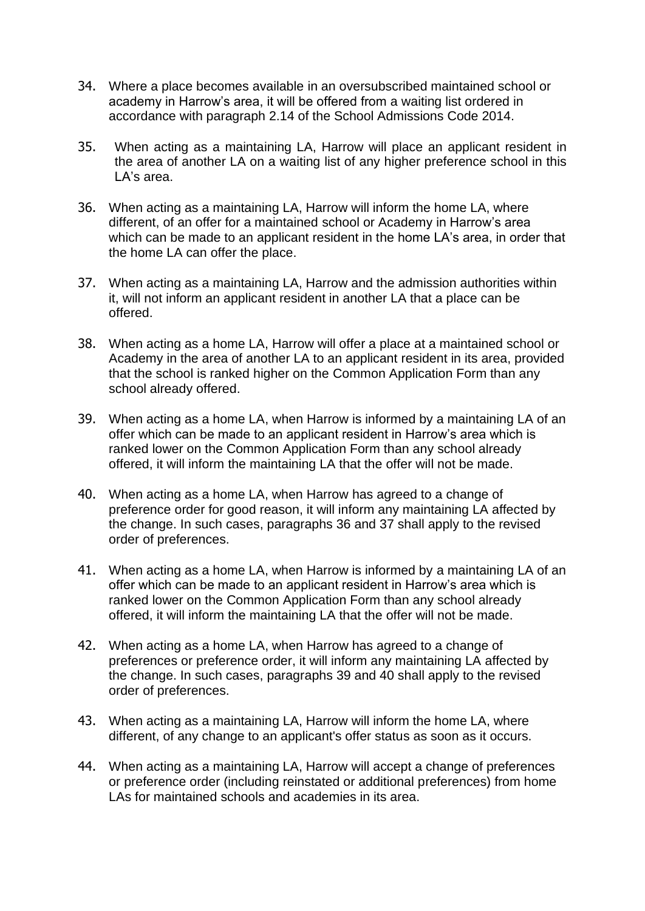34. Where a place becomes available in an oversubscribed maintained school or academy in Harrow's area, it will be offered from a waiting list ordered in accordance with paragraph 2.14 of the School Admissions Code 2014.

35. When acting as a maintaining LA, Harrow will place an applicant resident in the area of another LA on a waiting list of any higher preference school in this LA's area.

36. When acting as a maintaining LA, Harrow will inform the home LA, where different, of an offer for a maintained school or Academy in Harrow's area which can be made to an applicant resident in the home LA's area, in order that the home LA can offer the place.

37. When acting as a maintaining LA, Harrow and the admission authorities within it, will not inform an applicant resident in another LA that a place can be offered.

38. When acting as a home LA, Harrow will offer a place at a maintained school or Academy in the area of another LA to an applicant resident in its area, provided that the school is ranked higher on the Common Application Form than any school already offered.

39. When acting as a home LA, when Harrow is informed by a maintaining LA of an offer which can be made to an applicant resident in Harrow's area which is ranked lower on the Common Application Form than any school already offered, it will inform the maintaining LA that the offer will not be made.

40. When acting as a home LA, when Harrow has agreed to a change of preference order for good reason, it will inform any maintaining LA affected by the change. In such cases, paragraphs 36 and 37 shall apply to the revised order of preferences.

41. When acting as a home LA, when Harrow is informed by a maintaining LA of an offer which can be made to an applicant resident in Harrow's area which is ranked lower on the Common Application Form than any school already offered, it will inform the maintaining LA that the offer will not be made.

42. When acting as a home LA, when Harrow has agreed to a change of preferences or preference order, it will inform any maintaining LA affected by the change. In such cases, paragraphs 39 and 40 shall apply to the revised order of preferences.

43. When acting as a maintaining LA, Harrow will inform the home LA, where different, of any change to an applicant's offer status as soon as it occurs.

44. When acting as a maintaining LA, Harrow will accept a change of preferences or preference order (including reinstated or additional preferences) from home LAs for maintained schools and academies in its area.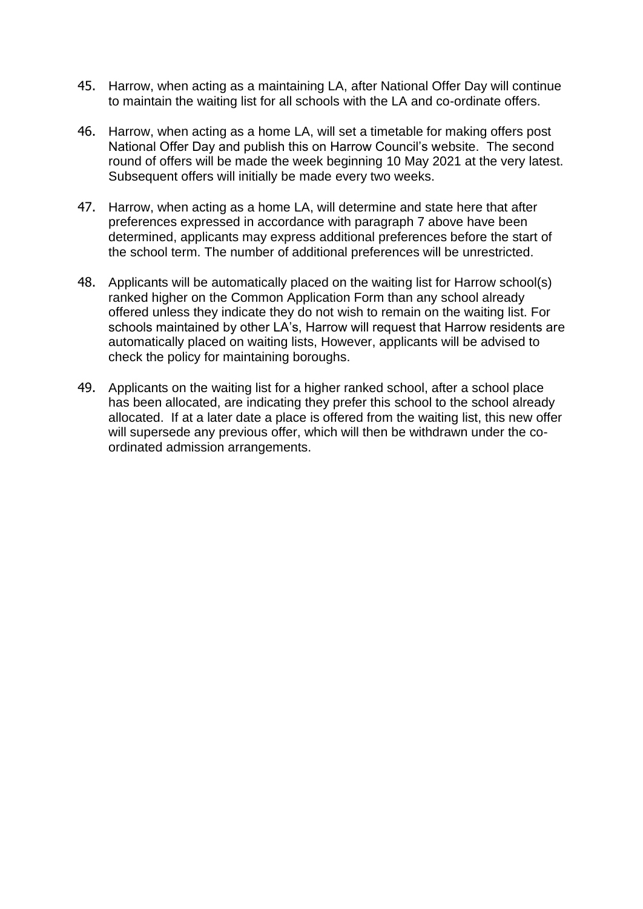45. Harrow, when acting as a maintaining LA, after National Offer Day will continue to maintain the waiting list for all schools with the LA and co-ordinate offers.

46. Harrow, when acting as a home LA, will set a timetable for making offers post National Offer Day and publish this on Harrow Council's website. The second round of offers will be made the week beginning 10 May 2021 at the very latest. Subsequent offers will initially be made every two weeks.

47. Harrow, when acting as a home LA, will determine and state here that after preferences expressed in accordance with paragraph 7 above have been determined, applicants may express additional preferences before the start of the school term. The number of additional preferences will be unrestricted.

48. Applicants will be automatically placed on the waiting list for Harrow school(s) ranked higher on the Common Application Form than any school already offered unless they indicate they do not wish to remain on the waiting list. For schools maintained by other LA's, Harrow will request that Harrow residents are automatically placed on waiting lists, However, applicants will be advised to check the policy for maintaining boroughs.

49. Applicants on the waiting list for a higher ranked school, after a school place has been allocated, are indicating they prefer this school to the school already allocated. If at a later date a place is offered from the waiting list, this new offer will supersede any previous offer, which will then be withdrawn under the co-ordinated admission arrangements.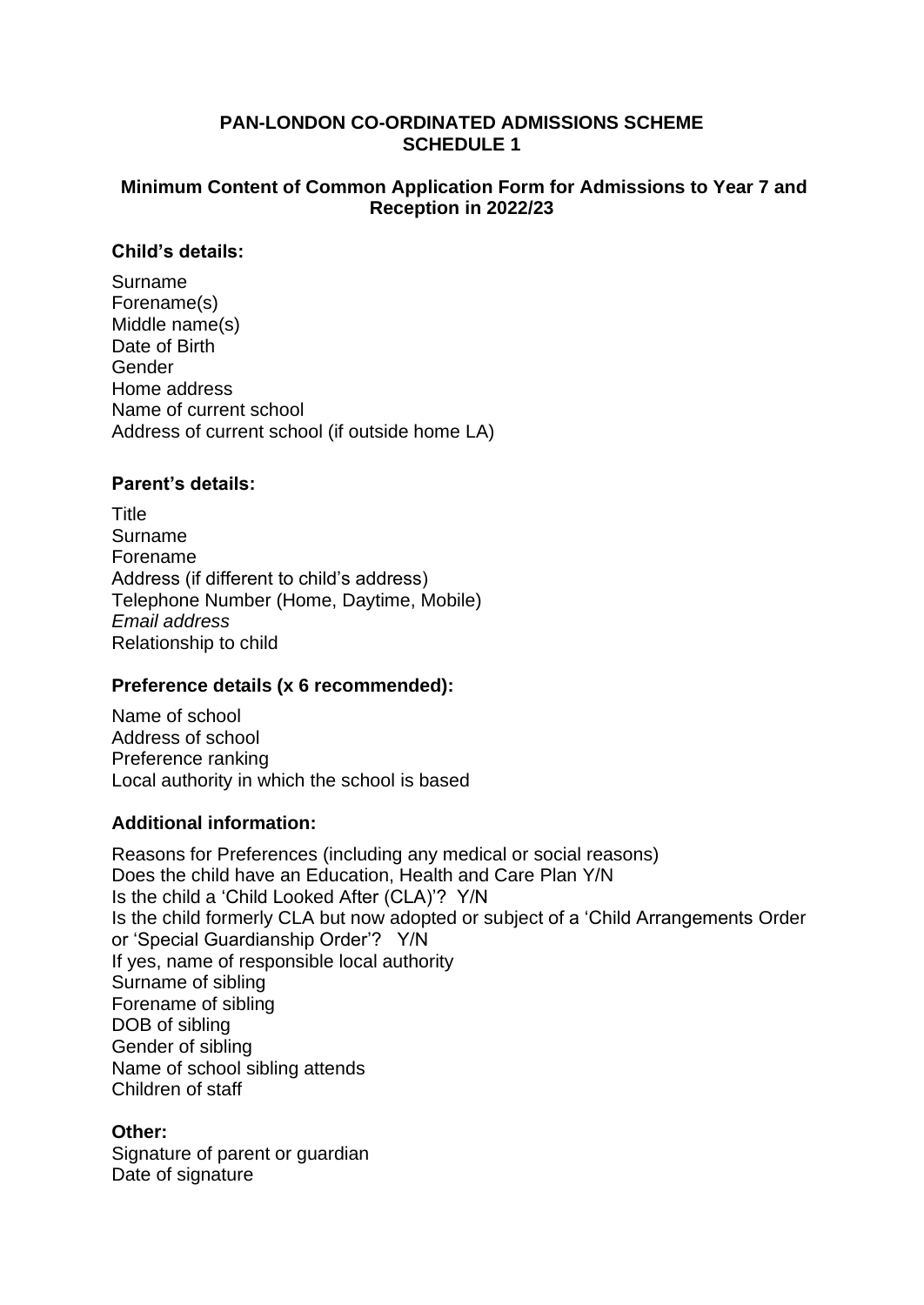**PAN-LONDON CO-ORDINATED ADMISSIONS SCHEME**
**SCHEDULE 1**

**Minimum Content of Common Application Form for Admissions to Year 7 and Reception in 2022/23**

**Child's details:**

Surname
Forename(s)
Middle name(s)
Date of Birth
Gender
Home address
Name of current school
Address of current school (if outside home LA)

**Parent's details:**

Title
Surname
Forename
Address (if different to child's address)
Telephone Number (Home, Daytime, Mobile)
*Email address*
Relationship to child

**Preference details (x 6 recommended):**

Name of school
Address of school
Preference ranking
Local authority in which the school is based

**Additional information:**

Reasons for Preferences (including any medical or social reasons)
Does the child have an Education, Health and Care Plan Y/N
Is the child a 'Child Looked After (CLA)'? Y/N
Is the child formerly CLA but now adopted or subject of a 'Child Arrangements Order or 'Special Guardianship Order'? Y/N
If yes, name of responsible local authority
Surname of sibling
Forename of sibling
DOB of sibling
Gender of sibling
Name of school sibling attends
Children of staff

**Other:**

Signature of parent or guardian
Date of signature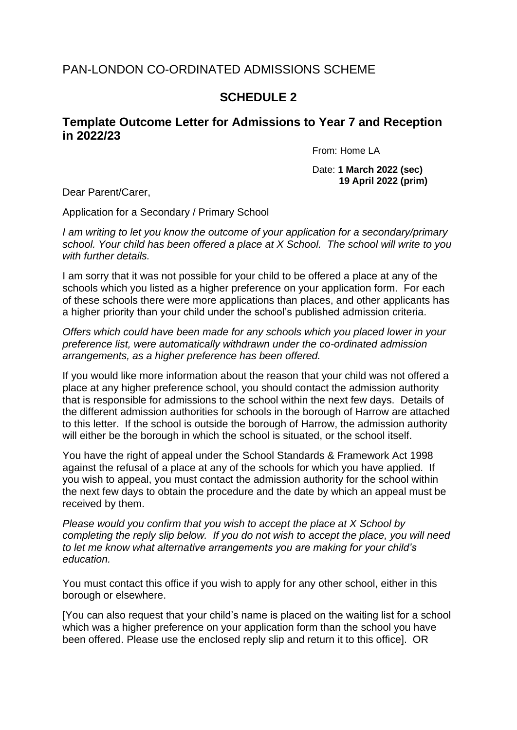PAN-LONDON CO-ORDINATED ADMISSIONS SCHEME

## SCHEDULE 2

### Template Outcome Letter for Admissions to Year 7 and Reception in 2022/23

From: Home LA

Date: **1 March 2022 (sec)**
**19 April 2022 (prim)**

Dear Parent/Carer,

Application for a Secondary / Primary School

*I am writing to let you know the outcome of your application for a secondary/primary school. Your child has been offered a place at X School. The school will write to you with further details.*

I am sorry that it was not possible for your child to be offered a place at any of the schools which you listed as a higher preference on your application form. For each of these schools there were more applications than places, and other applicants has a higher priority than your child under the school's published admission criteria.

*Offers which could have been made for any schools which you placed lower in your preference list, were automatically withdrawn under the co-ordinated admission arrangements, as a higher preference has been offered.*

If you would like more information about the reason that your child was not offered a place at any higher preference school, you should contact the admission authority that is responsible for admissions to the school within the next few days. Details of the different admission authorities for schools in the borough of Harrow are attached to this letter. If the school is outside the borough of Harrow, the admission authority will either be the borough in which the school is situated, or the school itself.

You have the right of appeal under the School Standards & Framework Act 1998 against the refusal of a place at any of the schools for which you have applied. If you wish to appeal, you must contact the admission authority for the school within the next few days to obtain the procedure and the date by which an appeal must be received by them.

*Please would you confirm that you wish to accept the place at X School by completing the reply slip below. If you do not wish to accept the place, you will need to let me know what alternative arrangements you are making for your child's education.*

You must contact this office if you wish to apply for any other school, either in this borough or elsewhere.

[You can also request that your child's name is placed on the waiting list for a school which was a higher preference on your application form than the school you have been offered. Please use the enclosed reply slip and return it to this office]. OR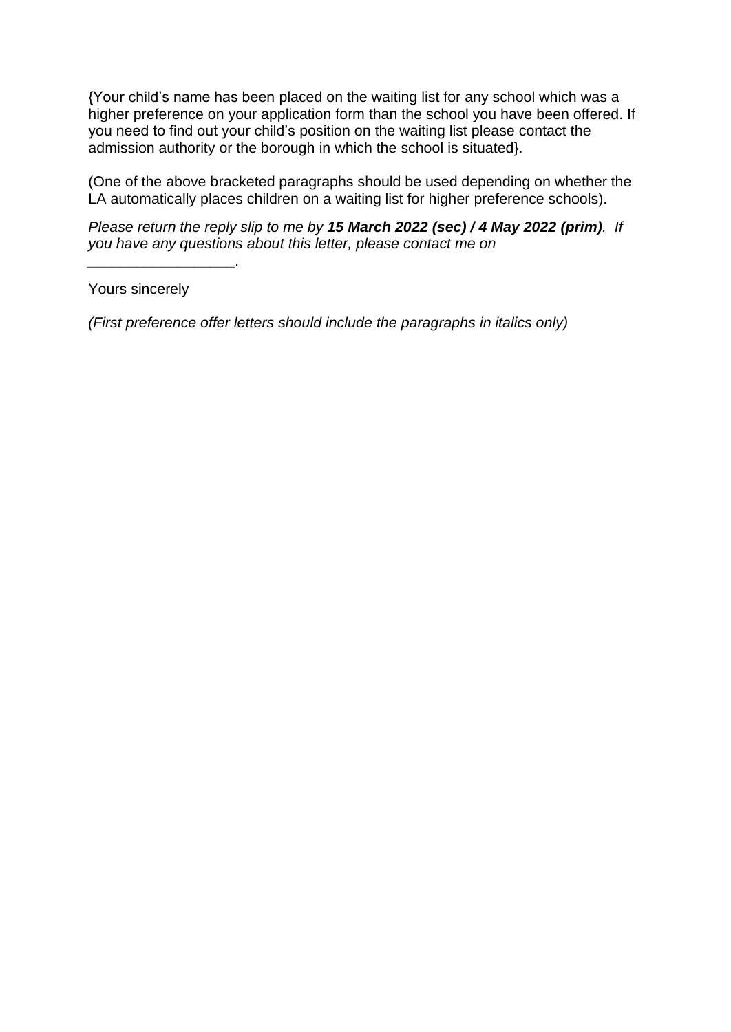{Your child's name has been placed on the waiting list for any school which was a higher preference on your application form than the school you have been offered. If you need to find out your child's position on the waiting list please contact the admission authority or the borough in which the school is situated}.

(One of the above bracketed paragraphs should be used depending on whether the LA automatically places children on a waiting list for higher preference schools).

*Please return the reply slip to me by* ***15 March 2022 (sec) / 4 May 2022 (prim)****. If you have any questions about this letter, please contact me on* *_________________.*

Yours sincerely

*(First preference offer letters should include the paragraphs in italics only)*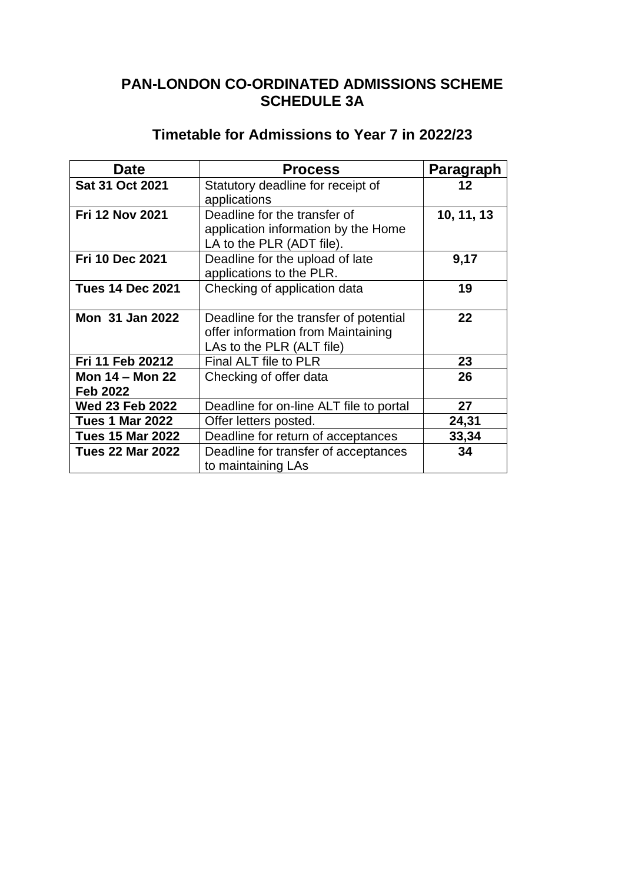## PAN-LONDON CO-ORDINATED ADMISSIONS SCHEME SCHEDULE 3A

### Timetable for Admissions to Year 7 in 2022/23

| Date | Process | Paragraph |
|---|---|---|
| **Sat 31 Oct 2021** | Statutory deadline for receipt of applications | **12** |
| **Fri 12 Nov 2021** | Deadline for the transfer of application information by the Home LA to the PLR (ADT file). | **10, 11, 13** |
| **Fri 10 Dec 2021** | Deadline for the upload of late applications to the PLR. | **9,17** |
| **Tues 14 Dec 2021** | Checking of application data | **19** |
| **Mon 31 Jan 2022** | Deadline for the transfer of potential offer information from Maintaining LAs to the PLR (ALT file) | **22** |
| **Fri 11 Feb 20212** | Final ALT file to PLR | **23** |
| **Mon 14 – Mon 22 Feb 2022** | Checking of offer data | **26** |
| **Wed 23 Feb 2022** | Deadline for on-line ALT file to portal | **27** |
| **Tues 1 Mar 2022** | Offer letters posted. | **24,31** |
| **Tues 15 Mar 2022** | Deadline for return of acceptances | **33,34** |
| **Tues 22 Mar 2022** | Deadline for transfer of acceptances to maintaining LAs | **34** |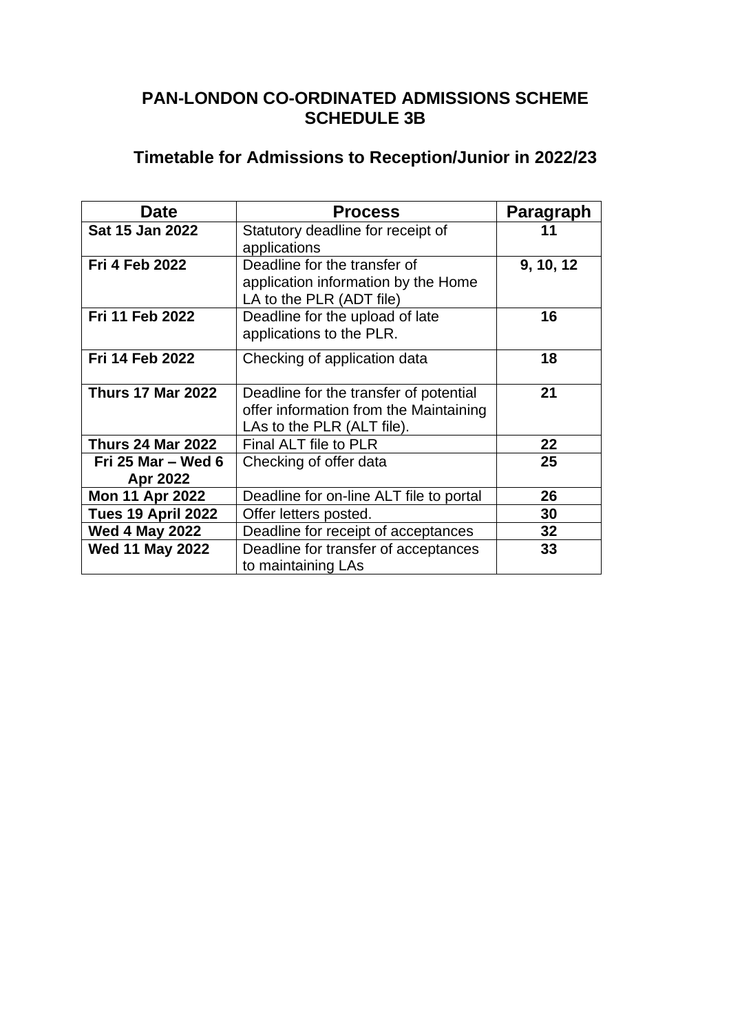# PAN-LONDON CO-ORDINATED ADMISSIONS SCHEME
# SCHEDULE 3B

## Timetable for Admissions to Reception/Junior in 2022/23

| Date | Process | Paragraph |
|---|---|---|
| **Sat 15 Jan 2022** | Statutory deadline for receipt of applications | **11** |
| **Fri 4 Feb 2022** | Deadline for the transfer of application information by the Home LA to the PLR (ADT file) | **9, 10, 12** |
| **Fri 11 Feb 2022** | Deadline for the upload of late applications to the PLR. | **16** |
| **Fri 14 Feb 2022** | Checking of application data | **18** |
| **Thurs 17 Mar 2022** | Deadline for the transfer of potential offer information from the Maintaining LAs to the PLR (ALT file). | **21** |
| **Thurs 24 Mar 2022** | Final ALT file to PLR | **22** |
| **Fri 25 Mar – Wed 6 Apr 2022** | Checking of offer data | **25** |
| **Mon 11 Apr 2022** | Deadline for on-line ALT file to portal | **26** |
| **Tues 19 April 2022** | Offer letters posted. | **30** |
| **Wed 4 May 2022** | Deadline for receipt of acceptances | **32** |
| **Wed 11 May 2022** | Deadline for transfer of acceptances to maintaining LAs | **33** |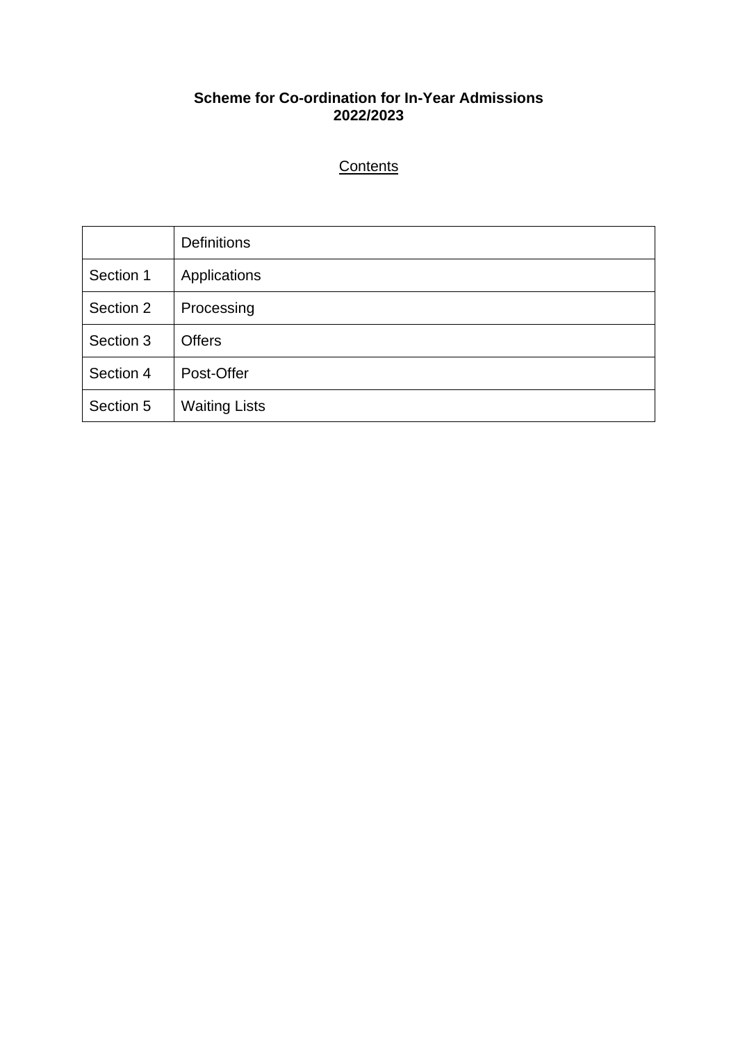**Scheme for Co-ordination for In-Year Admissions 2022/2023**

Contents

| | |
|---|---|
| | Definitions |
| Section 1 | Applications |
| Section 2 | Processing |
| Section 3 | Offers |
| Section 4 | Post-Offer |
| Section 5 | Waiting Lists |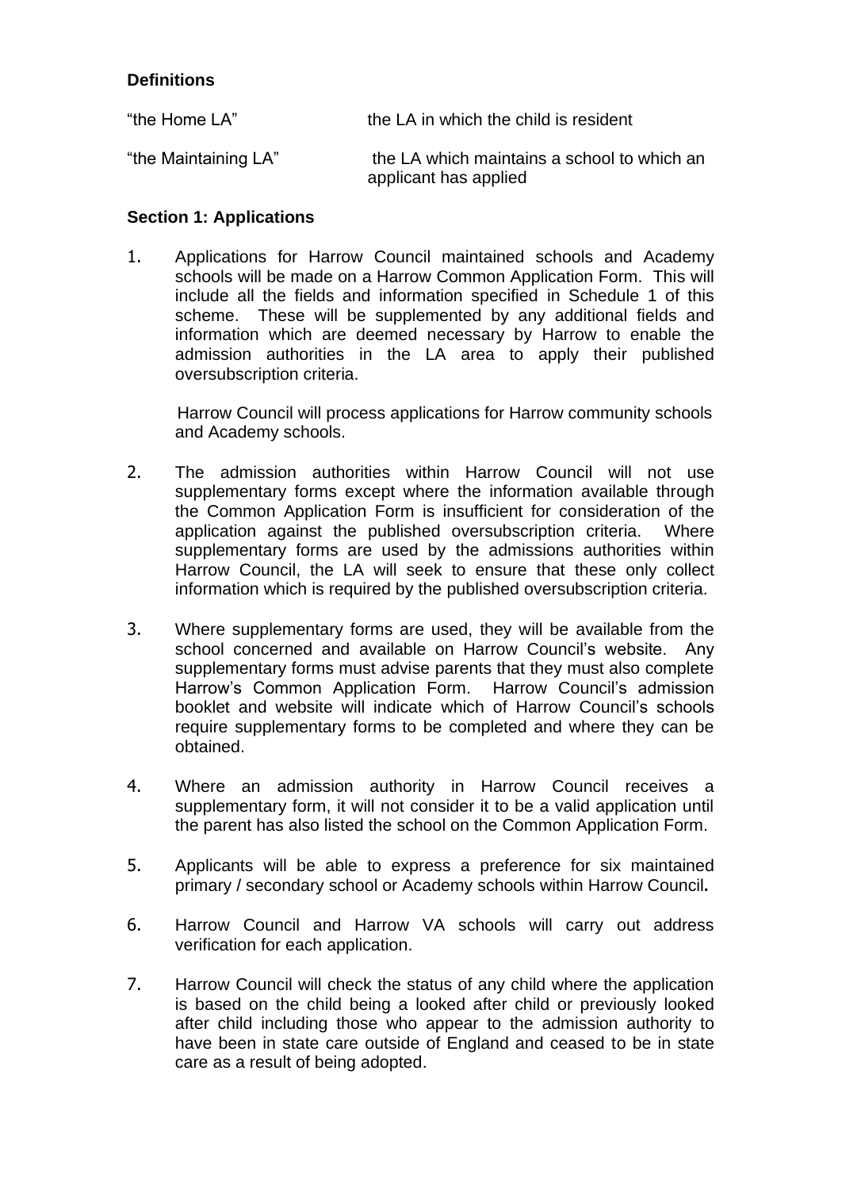**Definitions**

| | |
|---|---|
| "the Home LA" | the LA in which the child is resident |
| "the Maintaining LA" | the LA which maintains a school to which an applicant has applied |

**Section 1: Applications**

1. Applications for Harrow Council maintained schools and Academy schools will be made on a Harrow Common Application Form. This will include all the fields and information specified in Schedule 1 of this scheme. These will be supplemented by any additional fields and information which are deemed necessary by Harrow to enable the admission authorities in the LA area to apply their published oversubscription criteria.

   Harrow Council will process applications for Harrow community schools and Academy schools.

2. The admission authorities within Harrow Council will not use supplementary forms except where the information available through the Common Application Form is insufficient for consideration of the application against the published oversubscription criteria. Where supplementary forms are used by the admissions authorities within Harrow Council, the LA will seek to ensure that these only collect information which is required by the published oversubscription criteria.

3. Where supplementary forms are used, they will be available from the school concerned and available on Harrow Council's website. Any supplementary forms must advise parents that they must also complete Harrow's Common Application Form. Harrow Council's admission booklet and website will indicate which of Harrow Council's schools require supplementary forms to be completed and where they can be obtained.

4. Where an admission authority in Harrow Council receives a supplementary form, it will not consider it to be a valid application until the parent has also listed the school on the Common Application Form.

5. Applicants will be able to express a preference for six maintained primary / secondary school or Academy schools within Harrow Council**.**

6. Harrow Council and Harrow VA schools will carry out address verification for each application.

7. Harrow Council will check the status of any child where the application is based on the child being a looked after child or previously looked after child including those who appear to the admission authority to have been in state care outside of England and ceased to be in state care as a result of being adopted.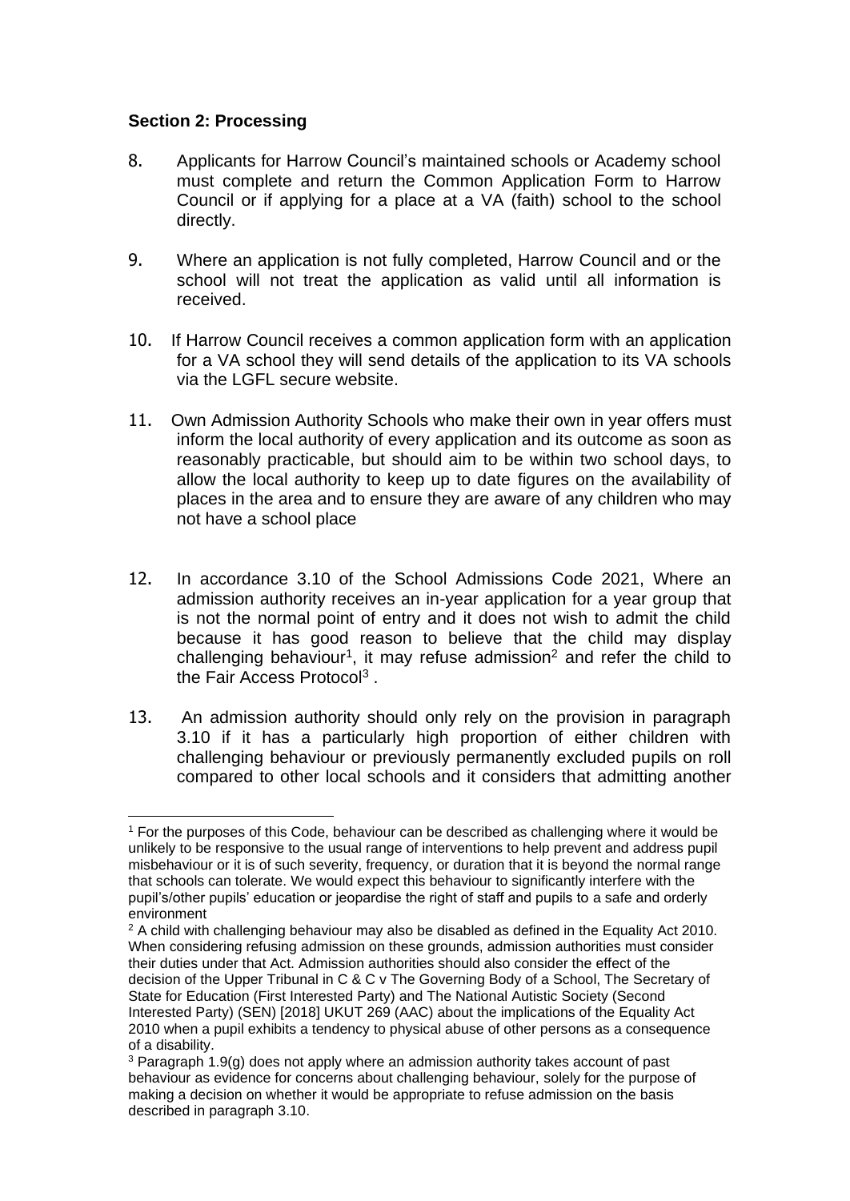**Section 2: Processing**

8. Applicants for Harrow Council's maintained schools or Academy school must complete and return the Common Application Form to Harrow Council or if applying for a place at a VA (faith) school to the school directly.

9. Where an application is not fully completed, Harrow Council and or the school will not treat the application as valid until all information is received.

10. If Harrow Council receives a common application form with an application for a VA school they will send details of the application to its VA schools via the LGFL secure website.

11. Own Admission Authority Schools who make their own in year offers must inform the local authority of every application and its outcome as soon as reasonably practicable, but should aim to be within two school days, to allow the local authority to keep up to date figures on the availability of places in the area and to ensure they are aware of any children who may not have a school place

12. In accordance 3.10 of the School Admissions Code 2021, Where an admission authority receives an in-year application for a year group that is not the normal point of entry and it does not wish to admit the child because it has good reason to believe that the child may display challenging behaviour[1], it may refuse admission[2] and refer the child to the Fair Access Protocol[3] .

13. An admission authority should only rely on the provision in paragraph 3.10 if it has a particularly high proportion of either children with challenging behaviour or previously permanently excluded pupils on roll compared to other local schools and it considers that admitting another

---

[1] For the purposes of this Code, behaviour can be described as challenging where it would be unlikely to be responsive to the usual range of interventions to help prevent and address pupil misbehaviour or it is of such severity, frequency, or duration that it is beyond the normal range that schools can tolerate. We would expect this behaviour to significantly interfere with the pupil's/other pupils' education or jeopardise the right of staff and pupils to a safe and orderly environment

[2] A child with challenging behaviour may also be disabled as defined in the Equality Act 2010. When considering refusing admission on these grounds, admission authorities must consider their duties under that Act. Admission authorities should also consider the effect of the decision of the Upper Tribunal in C & C v The Governing Body of a School, The Secretary of State for Education (First Interested Party) and The National Autistic Society (Second Interested Party) (SEN) [2018] UKUT 269 (AAC) about the implications of the Equality Act 2010 when a pupil exhibits a tendency to physical abuse of other persons as a consequence of a disability.

[3] Paragraph 1.9(g) does not apply where an admission authority takes account of past behaviour as evidence for concerns about challenging behaviour, solely for the purpose of making a decision on whether it would be appropriate to refuse admission on the basis described in paragraph 3.10.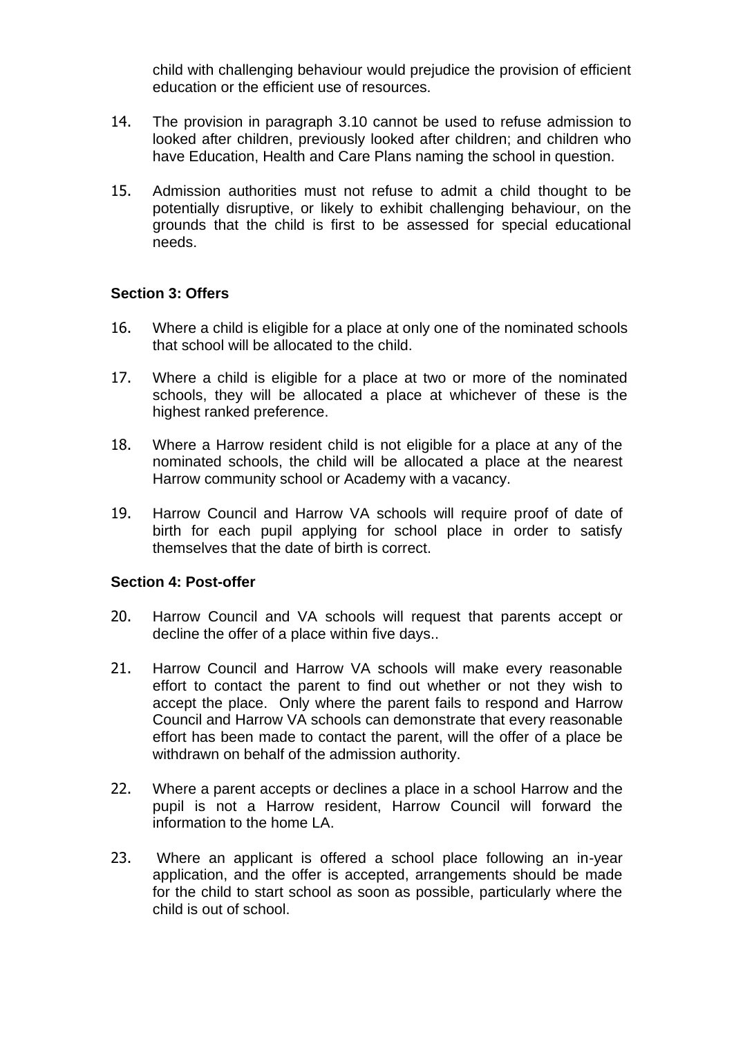child with challenging behaviour would prejudice the provision of efficient education or the efficient use of resources.

14. The provision in paragraph 3.10 cannot be used to refuse admission to looked after children, previously looked after children; and children who have Education, Health and Care Plans naming the school in question.

15. Admission authorities must not refuse to admit a child thought to be potentially disruptive, or likely to exhibit challenging behaviour, on the grounds that the child is first to be assessed for special educational needs.

**Section 3: Offers**

16. Where a child is eligible for a place at only one of the nominated schools that school will be allocated to the child.

17. Where a child is eligible for a place at two or more of the nominated schools, they will be allocated a place at whichever of these is the highest ranked preference.

18. Where a Harrow resident child is not eligible for a place at any of the nominated schools, the child will be allocated a place at the nearest Harrow community school or Academy with a vacancy.

19. Harrow Council and Harrow VA schools will require proof of date of birth for each pupil applying for school place in order to satisfy themselves that the date of birth is correct.

**Section 4: Post-offer**

20. Harrow Council and VA schools will request that parents accept or decline the offer of a place within five days..

21. Harrow Council and Harrow VA schools will make every reasonable effort to contact the parent to find out whether or not they wish to accept the place. Only where the parent fails to respond and Harrow Council and Harrow VA schools can demonstrate that every reasonable effort has been made to contact the parent, will the offer of a place be withdrawn on behalf of the admission authority.

22. Where a parent accepts or declines a place in a school Harrow and the pupil is not a Harrow resident, Harrow Council will forward the information to the home LA.

23. Where an applicant is offered a school place following an in-year application, and the offer is accepted, arrangements should be made for the child to start school as soon as possible, particularly where the child is out of school.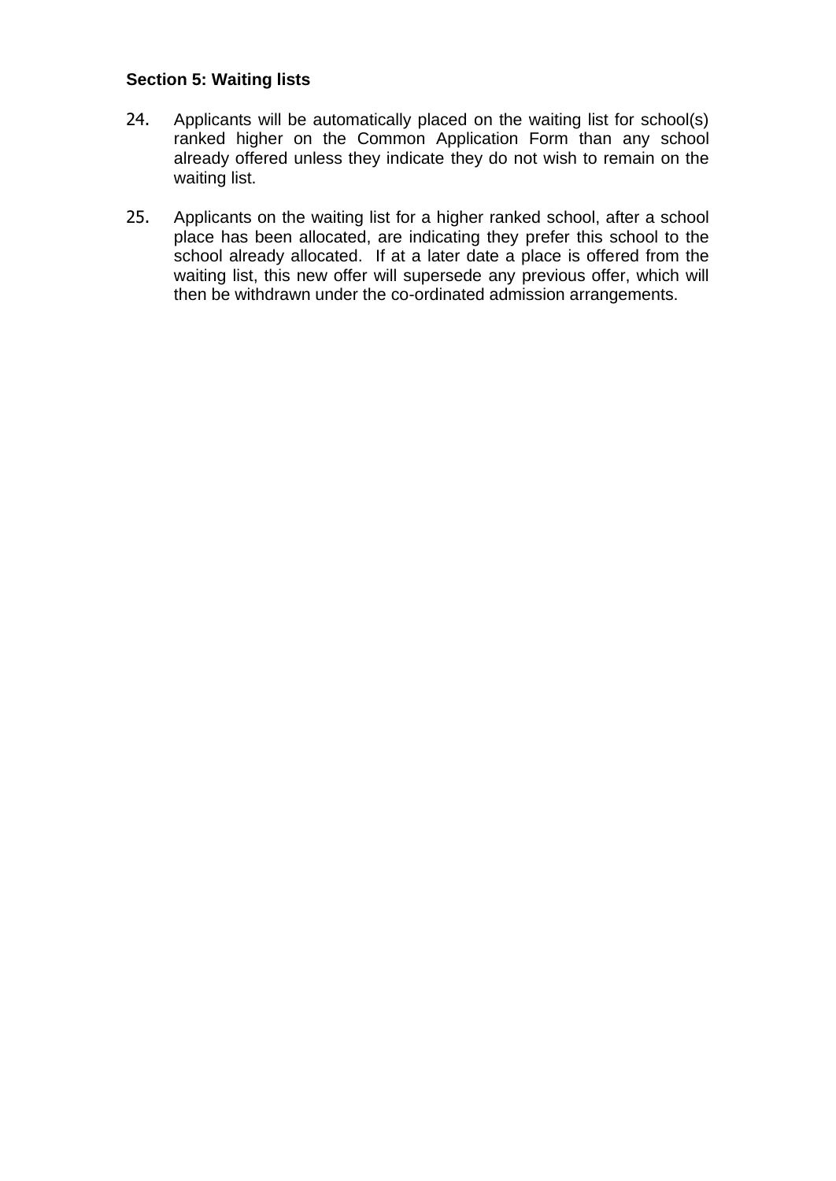**Section 5: Waiting lists**

24. Applicants will be automatically placed on the waiting list for school(s) ranked higher on the Common Application Form than any school already offered unless they indicate they do not wish to remain on the waiting list.

25. Applicants on the waiting list for a higher ranked school, after a school place has been allocated, are indicating they prefer this school to the school already allocated. If at a later date a place is offered from the waiting list, this new offer will supersede any previous offer, which will then be withdrawn under the co-ordinated admission arrangements.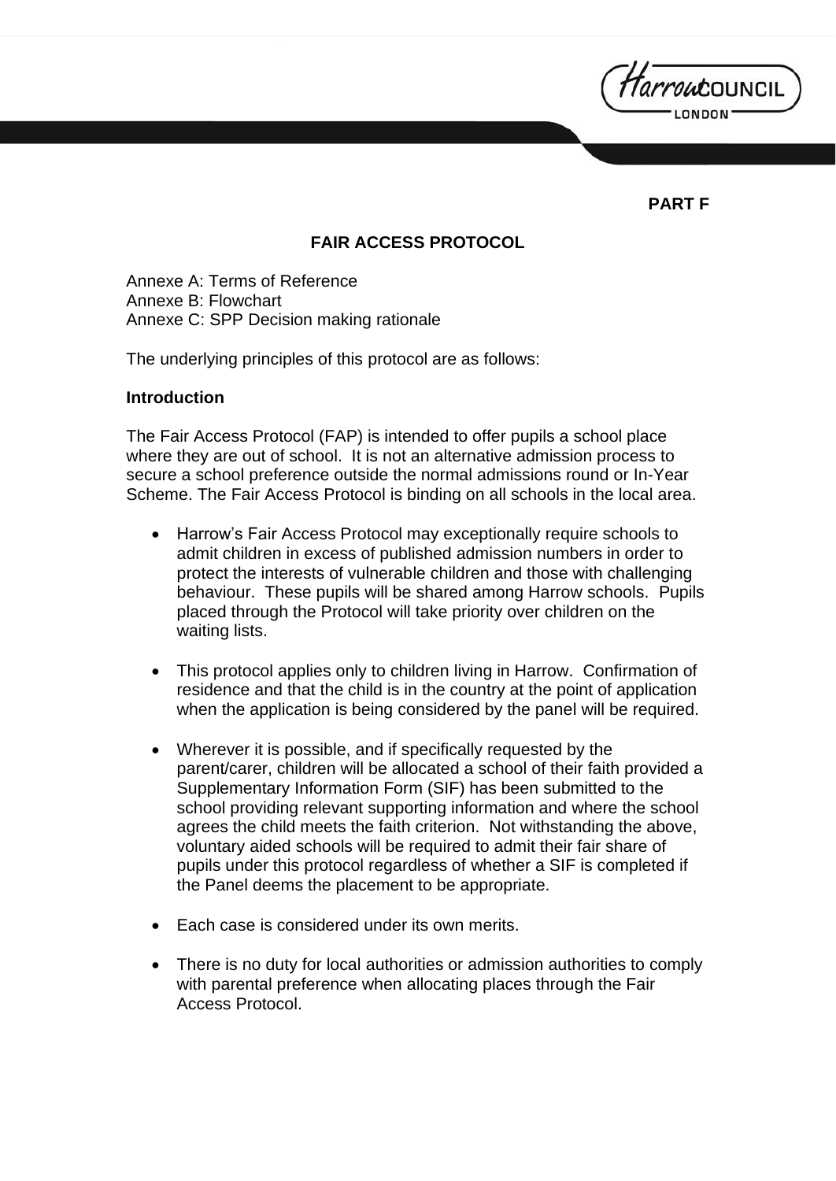**PART F**

## FAIR ACCESS PROTOCOL

Annexe A: Terms of Reference
Annexe B: Flowchart
Annexe C: SPP Decision making rationale

The underlying principles of this protocol are as follows:

### Introduction

The Fair Access Protocol (FAP) is intended to offer pupils a school place where they are out of school. It is not an alternative admission process to secure a school preference outside the normal admissions round or In-Year Scheme. The Fair Access Protocol is binding on all schools in the local area.

- Harrow's Fair Access Protocol may exceptionally require schools to admit children in excess of published admission numbers in order to protect the interests of vulnerable children and those with challenging behaviour. These pupils will be shared among Harrow schools. Pupils placed through the Protocol will take priority over children on the waiting lists.

- This protocol applies only to children living in Harrow. Confirmation of residence and that the child is in the country at the point of application when the application is being considered by the panel will be required.

- Wherever it is possible, and if specifically requested by the parent/carer, children will be allocated a school of their faith provided a Supplementary Information Form (SIF) has been submitted to the school providing relevant supporting information and where the school agrees the child meets the faith criterion. Not withstanding the above, voluntary aided schools will be required to admit their fair share of pupils under this protocol regardless of whether a SIF is completed if the Panel deems the placement to be appropriate.

- Each case is considered under its own merits.

- There is no duty for local authorities or admission authorities to comply with parental preference when allocating places through the Fair Access Protocol.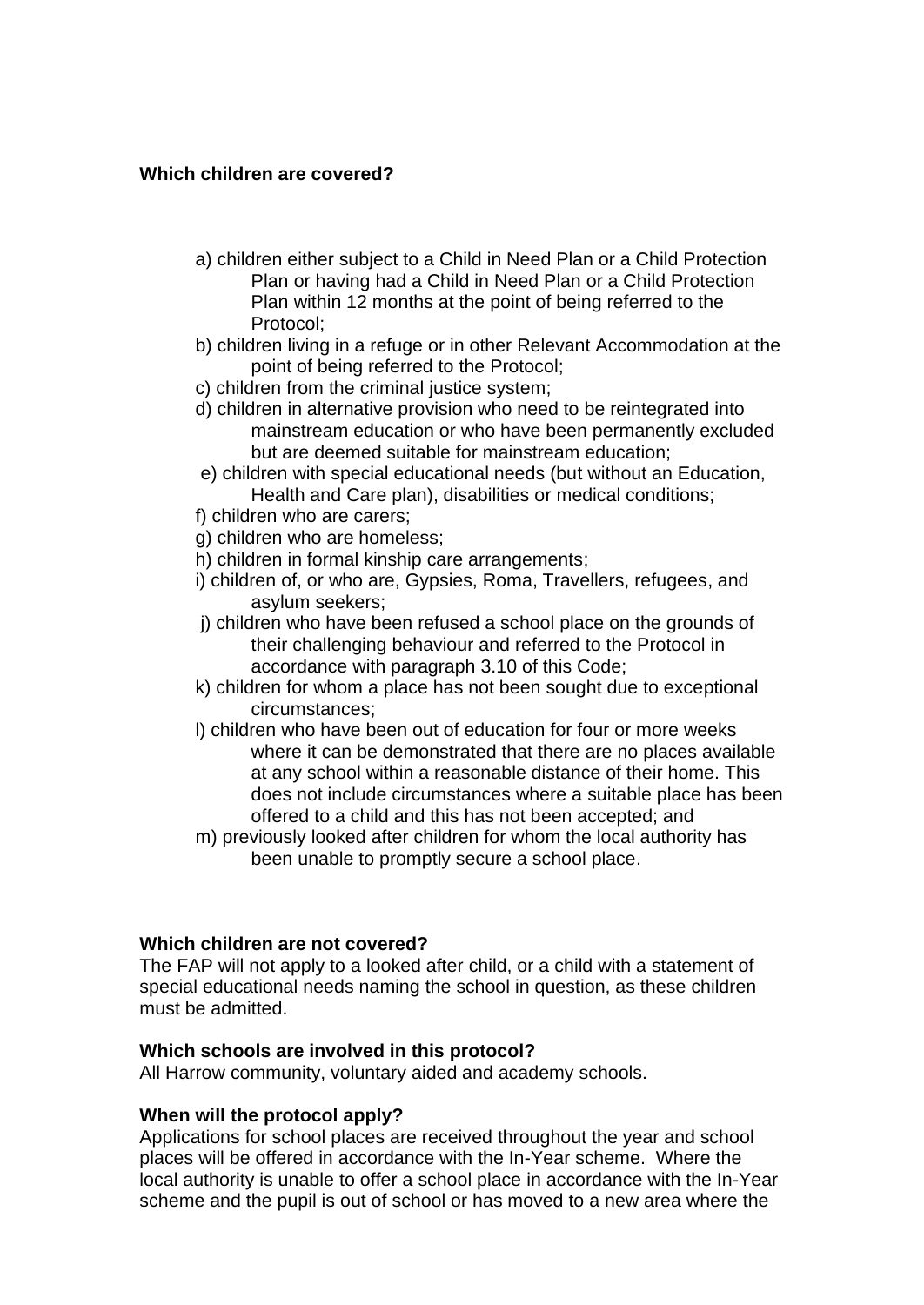**Which children are covered?**

a) children either subject to a Child in Need Plan or a Child Protection Plan or having had a Child in Need Plan or a Child Protection Plan within 12 months at the point of being referred to the Protocol;

b) children living in a refuge or in other Relevant Accommodation at the point of being referred to the Protocol;

c) children from the criminal justice system;

d) children in alternative provision who need to be reintegrated into mainstream education or who have been permanently excluded but are deemed suitable for mainstream education;

e) children with special educational needs (but without an Education, Health and Care plan), disabilities or medical conditions;

f) children who are carers;

g) children who are homeless;

h) children in formal kinship care arrangements;

i) children of, or who are, Gypsies, Roma, Travellers, refugees, and asylum seekers;

j) children who have been refused a school place on the grounds of their challenging behaviour and referred to the Protocol in accordance with paragraph 3.10 of this Code;

k) children for whom a place has not been sought due to exceptional circumstances;

l) children who have been out of education for four or more weeks where it can be demonstrated that there are no places available at any school within a reasonable distance of their home. This does not include circumstances where a suitable place has been offered to a child and this has not been accepted; and

m) previously looked after children for whom the local authority has been unable to promptly secure a school place.

**Which children are not covered?**

The FAP will not apply to a looked after child, or a child with a statement of special educational needs naming the school in question, as these children must be admitted.

**Which schools are involved in this protocol?**

All Harrow community, voluntary aided and academy schools.

**When will the protocol apply?**

Applications for school places are received throughout the year and school places will be offered in accordance with the In-Year scheme. Where the local authority is unable to offer a school place in accordance with the In-Year scheme and the pupil is out of school or has moved to a new area where the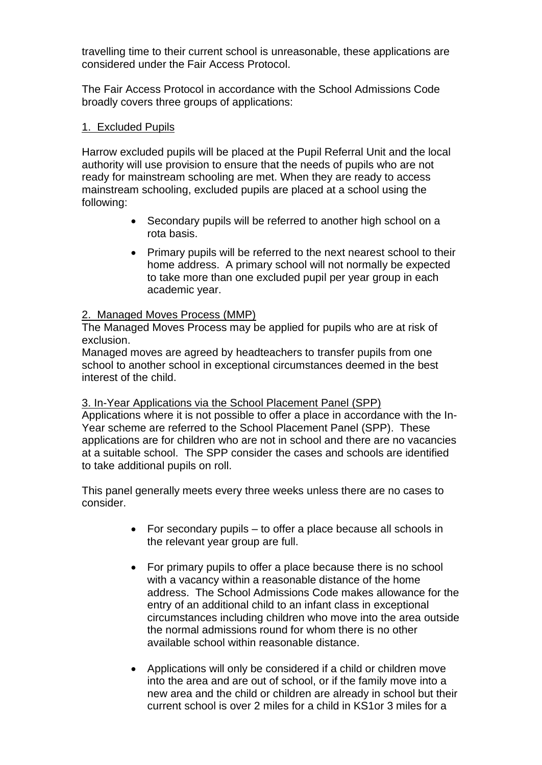travelling time to their current school is unreasonable, these applications are considered under the Fair Access Protocol.

The Fair Access Protocol in accordance with the School Admissions Code broadly covers three groups of applications:

1. Excluded Pupils

Harrow excluded pupils will be placed at the Pupil Referral Unit and the local authority will use provision to ensure that the needs of pupils who are not ready for mainstream schooling are met. When they are ready to access mainstream schooling, excluded pupils are placed at a school using the following:

- Secondary pupils will be referred to another high school on a rota basis.
- Primary pupils will be referred to the next nearest school to their home address. A primary school will not normally be expected to take more than one excluded pupil per year group in each academic year.

2. Managed Moves Process (MMP)

The Managed Moves Process may be applied for pupils who are at risk of exclusion.

Managed moves are agreed by headteachers to transfer pupils from one school to another school in exceptional circumstances deemed in the best interest of the child.

3. In-Year Applications via the School Placement Panel (SPP)

Applications where it is not possible to offer a place in accordance with the In-Year scheme are referred to the School Placement Panel (SPP). These applications are for children who are not in school and there are no vacancies at a suitable school. The SPP consider the cases and schools are identified to take additional pupils on roll.

This panel generally meets every three weeks unless there are no cases to consider.

- For secondary pupils – to offer a place because all schools in the relevant year group are full.
- For primary pupils to offer a place because there is no school with a vacancy within a reasonable distance of the home address. The School Admissions Code makes allowance for the entry of an additional child to an infant class in exceptional circumstances including children who move into the area outside the normal admissions round for whom there is no other available school within reasonable distance.
- Applications will only be considered if a child or children move into the area and are out of school, or if the family move into a new area and the child or children are already in school but their current school is over 2 miles for a child in KS1or 3 miles for a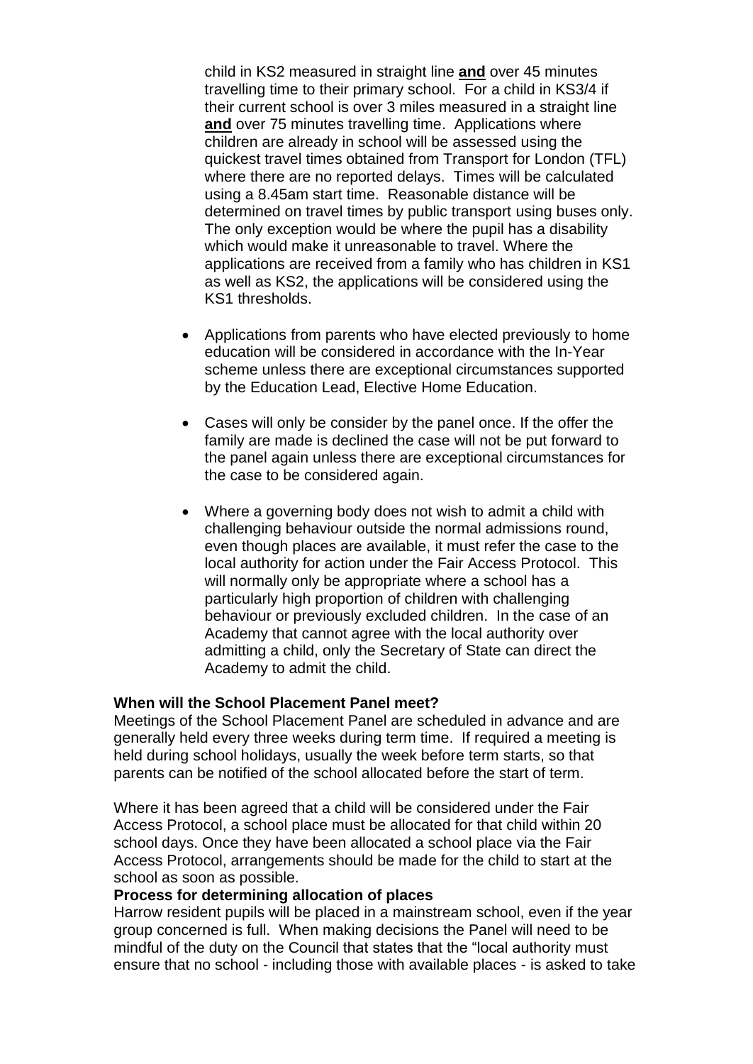child in KS2 measured in straight line **and** over 45 minutes travelling time to their primary school. For a child in KS3/4 if their current school is over 3 miles measured in a straight line **and** over 75 minutes travelling time. Applications where children are already in school will be assessed using the quickest travel times obtained from Transport for London (TFL) where there are no reported delays. Times will be calculated using a 8.45am start time. Reasonable distance will be determined on travel times by public transport using buses only. The only exception would be where the pupil has a disability which would make it unreasonable to travel. Where the applications are received from a family who has children in KS1 as well as KS2, the applications will be considered using the KS1 thresholds.

- Applications from parents who have elected previously to home education will be considered in accordance with the In-Year scheme unless there are exceptional circumstances supported by the Education Lead, Elective Home Education.

- Cases will only be consider by the panel once. If the offer the family are made is declined the case will not be put forward to the panel again unless there are exceptional circumstances for the case to be considered again.

- Where a governing body does not wish to admit a child with challenging behaviour outside the normal admissions round, even though places are available, it must refer the case to the local authority for action under the Fair Access Protocol. This will normally only be appropriate where a school has a particularly high proportion of children with challenging behaviour or previously excluded children. In the case of an Academy that cannot agree with the local authority over admitting a child, only the Secretary of State can direct the Academy to admit the child.

**When will the School Placement Panel meet?**

Meetings of the School Placement Panel are scheduled in advance and are generally held every three weeks during term time. If required a meeting is held during school holidays, usually the week before term starts, so that parents can be notified of the school allocated before the start of term.

Where it has been agreed that a child will be considered under the Fair Access Protocol, a school place must be allocated for that child within 20 school days. Once they have been allocated a school place via the Fair Access Protocol, arrangements should be made for the child to start at the school as soon as possible.

**Process for determining allocation of places**

Harrow resident pupils will be placed in a mainstream school, even if the year group concerned is full. When making decisions the Panel will need to be mindful of the duty on the Council that states that the "local authority must ensure that no school - including those with available places - is asked to take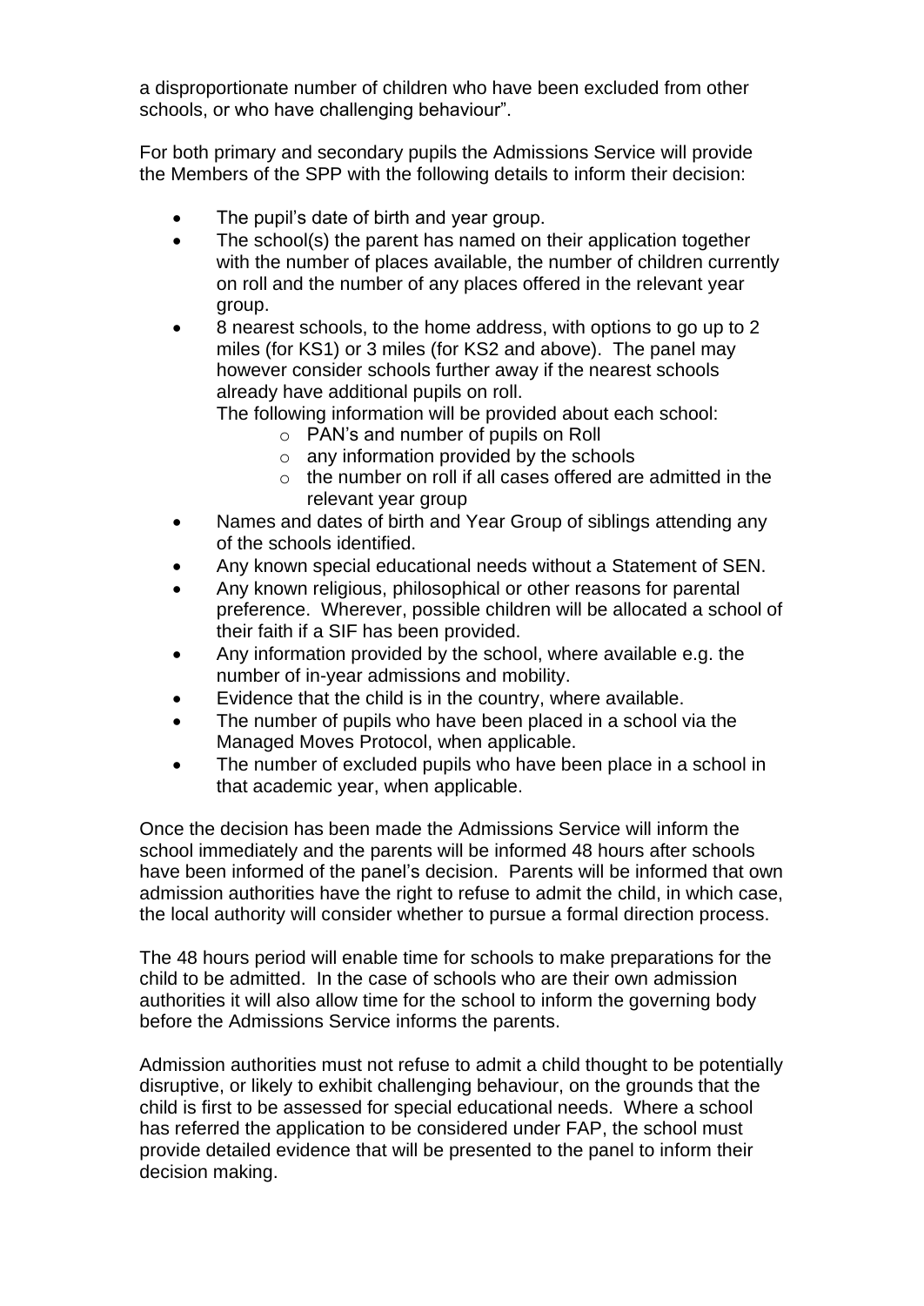a disproportionate number of children who have been excluded from other schools, or who have challenging behaviour".

For both primary and secondary pupils the Admissions Service will provide the Members of the SPP with the following details to inform their decision:

- The pupil's date of birth and year group.
- The school(s) the parent has named on their application together with the number of places available, the number of children currently on roll and the number of any places offered in the relevant year group.
- 8 nearest schools, to the home address, with options to go up to 2 miles (for KS1) or 3 miles (for KS2 and above). The panel may however consider schools further away if the nearest schools already have additional pupils on roll.
  The following information will be provided about each school:
    - PAN's and number of pupils on Roll
    - any information provided by the schools
    - the number on roll if all cases offered are admitted in the relevant year group
- Names and dates of birth and Year Group of siblings attending any of the schools identified.
- Any known special educational needs without a Statement of SEN.
- Any known religious, philosophical or other reasons for parental preference. Wherever, possible children will be allocated a school of their faith if a SIF has been provided.
- Any information provided by the school, where available e.g. the number of in-year admissions and mobility.
- Evidence that the child is in the country, where available.
- The number of pupils who have been placed in a school via the Managed Moves Protocol, when applicable.
- The number of excluded pupils who have been place in a school in that academic year, when applicable.

Once the decision has been made the Admissions Service will inform the school immediately and the parents will be informed 48 hours after schools have been informed of the panel's decision. Parents will be informed that own admission authorities have the right to refuse to admit the child, in which case, the local authority will consider whether to pursue a formal direction process.

The 48 hours period will enable time for schools to make preparations for the child to be admitted. In the case of schools who are their own admission authorities it will also allow time for the school to inform the governing body before the Admissions Service informs the parents.

Admission authorities must not refuse to admit a child thought to be potentially disruptive, or likely to exhibit challenging behaviour, on the grounds that the child is first to be assessed for special educational needs. Where a school has referred the application to be considered under FAP, the school must provide detailed evidence that will be presented to the panel to inform their decision making.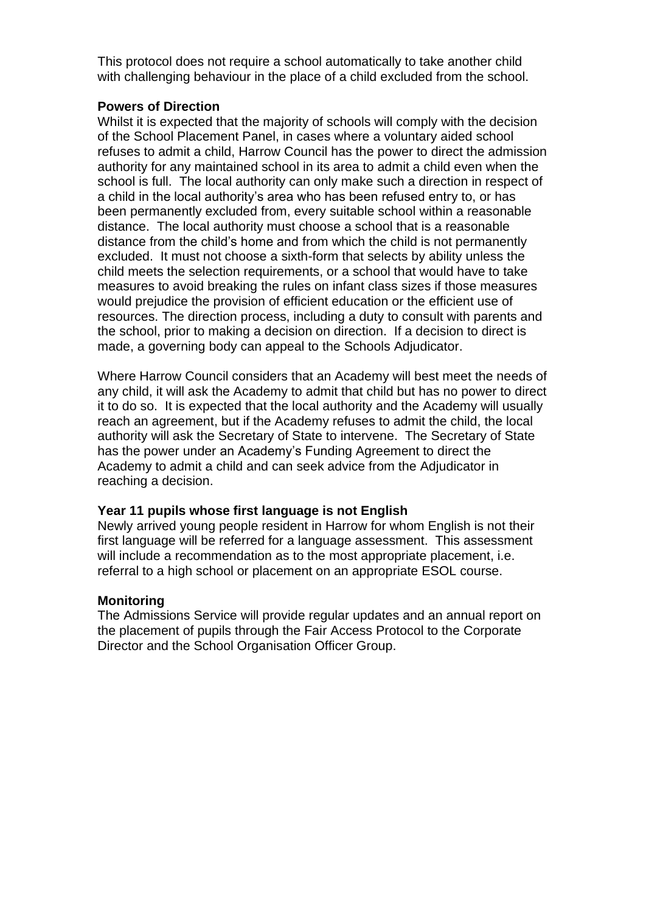This protocol does not require a school automatically to take another child with challenging behaviour in the place of a child excluded from the school.

**Powers of Direction**

Whilst it is expected that the majority of schools will comply with the decision of the School Placement Panel, in cases where a voluntary aided school refuses to admit a child, Harrow Council has the power to direct the admission authority for any maintained school in its area to admit a child even when the school is full. The local authority can only make such a direction in respect of a child in the local authority's area who has been refused entry to, or has been permanently excluded from, every suitable school within a reasonable distance. The local authority must choose a school that is a reasonable distance from the child's home and from which the child is not permanently excluded. It must not choose a sixth-form that selects by ability unless the child meets the selection requirements, or a school that would have to take measures to avoid breaking the rules on infant class sizes if those measures would prejudice the provision of efficient education or the efficient use of resources. The direction process, including a duty to consult with parents and the school, prior to making a decision on direction. If a decision to direct is made, a governing body can appeal to the Schools Adjudicator.

Where Harrow Council considers that an Academy will best meet the needs of any child, it will ask the Academy to admit that child but has no power to direct it to do so. It is expected that the local authority and the Academy will usually reach an agreement, but if the Academy refuses to admit the child, the local authority will ask the Secretary of State to intervene. The Secretary of State has the power under an Academy's Funding Agreement to direct the Academy to admit a child and can seek advice from the Adjudicator in reaching a decision.

**Year 11 pupils whose first language is not English**

Newly arrived young people resident in Harrow for whom English is not their first language will be referred for a language assessment. This assessment will include a recommendation as to the most appropriate placement, i.e. referral to a high school or placement on an appropriate ESOL course.

**Monitoring**

The Admissions Service will provide regular updates and an annual report on the placement of pupils through the Fair Access Protocol to the Corporate Director and the School Organisation Officer Group.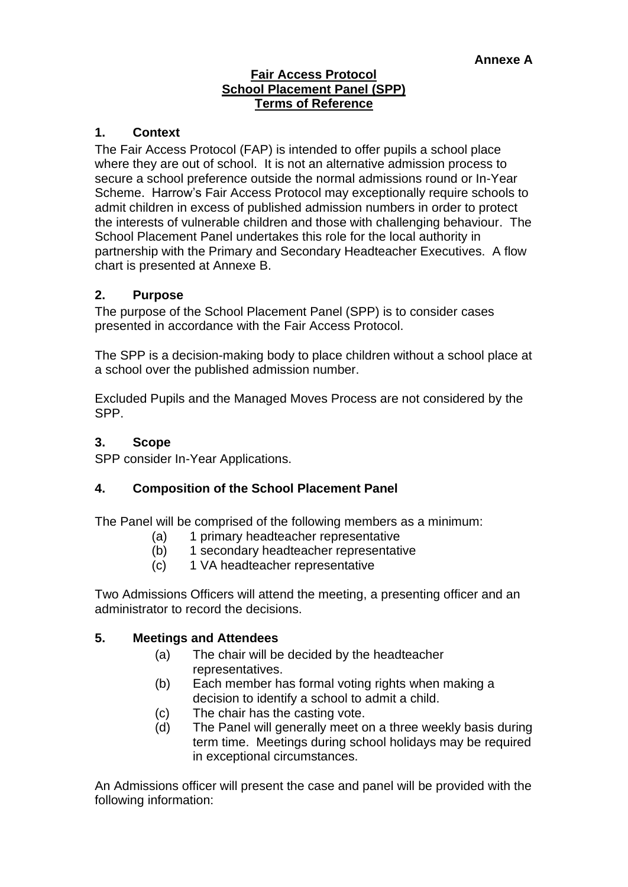**Annexe A**

**Fair Access Protocol**
**School Placement Panel (SPP)**
**Terms of Reference**

## 1. Context

The Fair Access Protocol (FAP) is intended to offer pupils a school place where they are out of school. It is not an alternative admission process to secure a school preference outside the normal admissions round or In-Year Scheme. Harrow's Fair Access Protocol may exceptionally require schools to admit children in excess of published admission numbers in order to protect the interests of vulnerable children and those with challenging behaviour. The School Placement Panel undertakes this role for the local authority in partnership with the Primary and Secondary Headteacher Executives. A flow chart is presented at Annexe B.

## 2. Purpose

The purpose of the School Placement Panel (SPP) is to consider cases presented in accordance with the Fair Access Protocol.

The SPP is a decision-making body to place children without a school place at a school over the published admission number.

Excluded Pupils and the Managed Moves Process are not considered by the SPP.

## 3. Scope

SPP consider In-Year Applications.

## 4. Composition of the School Placement Panel

The Panel will be comprised of the following members as a minimum:

- (a) 1 primary headteacher representative
- (b) 1 secondary headteacher representative
- (c) 1 VA headteacher representative

Two Admissions Officers will attend the meeting, a presenting officer and an administrator to record the decisions.

## 5. Meetings and Attendees

- (a) The chair will be decided by the headteacher representatives.
- (b) Each member has formal voting rights when making a decision to identify a school to admit a child.
- (c) The chair has the casting vote.
- (d) The Panel will generally meet on a three weekly basis during term time. Meetings during school holidays may be required in exceptional circumstances.

An Admissions officer will present the case and panel will be provided with the following information: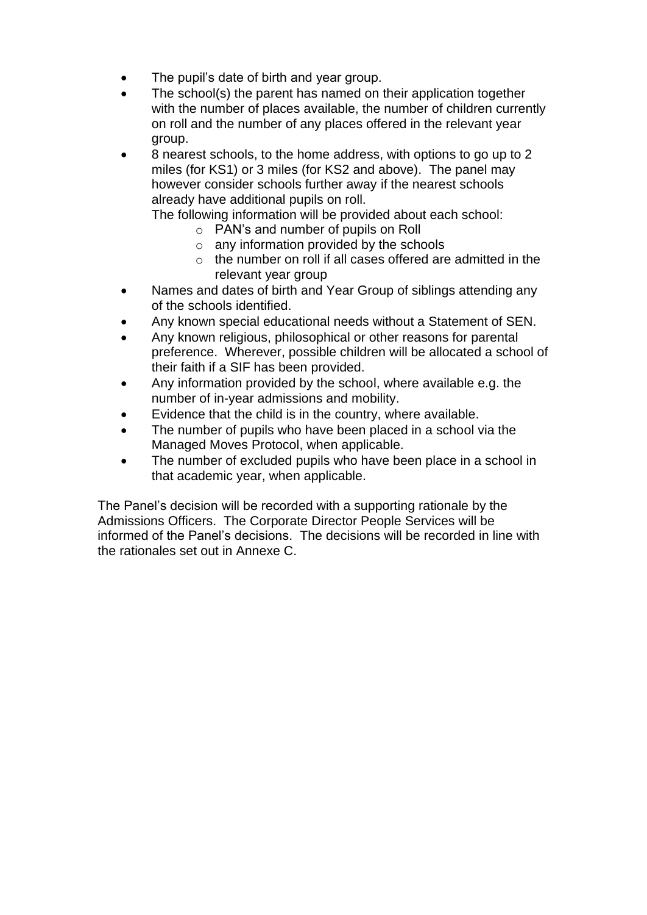- The pupil's date of birth and year group.
- The school(s) the parent has named on their application together with the number of places available, the number of children currently on roll and the number of any places offered in the relevant year group.
- 8 nearest schools, to the home address, with options to go up to 2 miles (for KS1) or 3 miles (for KS2 and above). The panel may however consider schools further away if the nearest schools already have additional pupils on roll.
  The following information will be provided about each school:
    - PAN's and number of pupils on Roll
    - any information provided by the schools
    - the number on roll if all cases offered are admitted in the relevant year group
- Names and dates of birth and Year Group of siblings attending any of the schools identified.
- Any known special educational needs without a Statement of SEN.
- Any known religious, philosophical or other reasons for parental preference. Wherever, possible children will be allocated a school of their faith if a SIF has been provided.
- Any information provided by the school, where available e.g. the number of in-year admissions and mobility.
- Evidence that the child is in the country, where available.
- The number of pupils who have been placed in a school via the Managed Moves Protocol, when applicable.
- The number of excluded pupils who have been place in a school in that academic year, when applicable.

The Panel's decision will be recorded with a supporting rationale by the Admissions Officers. The Corporate Director People Services will be informed of the Panel's decisions. The decisions will be recorded in line with the rationales set out in Annexe C.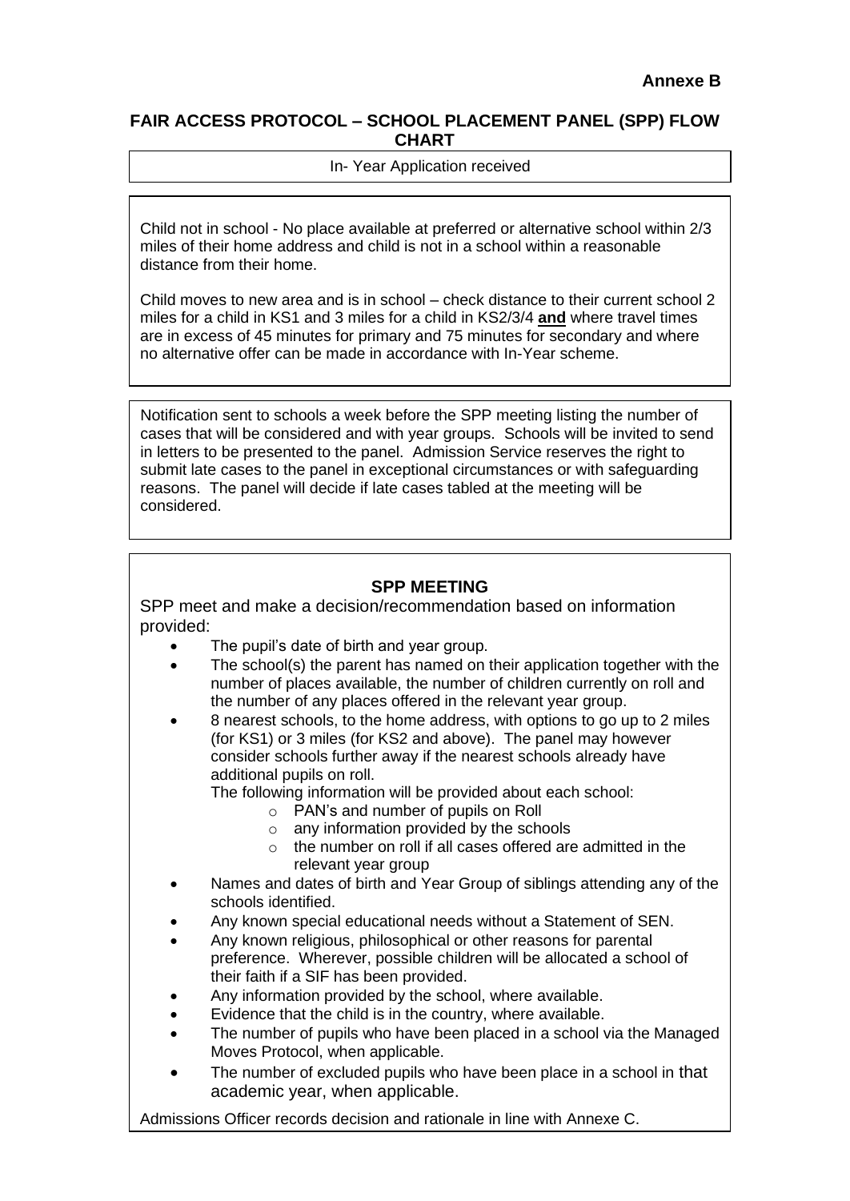**Annexe B**

## FAIR ACCESS PROTOCOL – SCHOOL PLACEMENT PANEL (SPP) FLOW CHART

In- Year Application received

Child not in school - No place available at preferred or alternative school within 2/3 miles of their home address and child is not in a school within a reasonable distance from their home.

Child moves to new area and is in school – check distance to their current school 2 miles for a child in KS1 and 3 miles for a child in KS2/3/4 **and** where travel times are in excess of 45 minutes for primary and 75 minutes for secondary and where no alternative offer can be made in accordance with In-Year scheme.

Notification sent to schools a week before the SPP meeting listing the number of cases that will be considered and with year groups. Schools will be invited to send in letters to be presented to the panel. Admission Service reserves the right to submit late cases to the panel in exceptional circumstances or with safeguarding reasons. The panel will decide if late cases tabled at the meeting will be considered.

### SPP MEETING

SPP meet and make a decision/recommendation based on information provided:

- The pupil's date of birth and year group.
- The school(s) the parent has named on their application together with the number of places available, the number of children currently on roll and the number of any places offered in the relevant year group.
- 8 nearest schools, to the home address, with options to go up to 2 miles (for KS1) or 3 miles (for KS2 and above). The panel may however consider schools further away if the nearest schools already have additional pupils on roll.
  The following information will be provided about each school:
  - PAN's and number of pupils on Roll
  - any information provided by the schools
  - the number on roll if all cases offered are admitted in the relevant year group
- Names and dates of birth and Year Group of siblings attending any of the schools identified.
- Any known special educational needs without a Statement of SEN.
- Any known religious, philosophical or other reasons for parental preference. Wherever, possible children will be allocated a school of their faith if a SIF has been provided.
- Any information provided by the school, where available.
- Evidence that the child is in the country, where available.
- The number of pupils who have been placed in a school via the Managed Moves Protocol, when applicable.
- The number of excluded pupils who have been place in a school in that academic year, when applicable.

Admissions Officer records decision and rationale in line with Annexe C.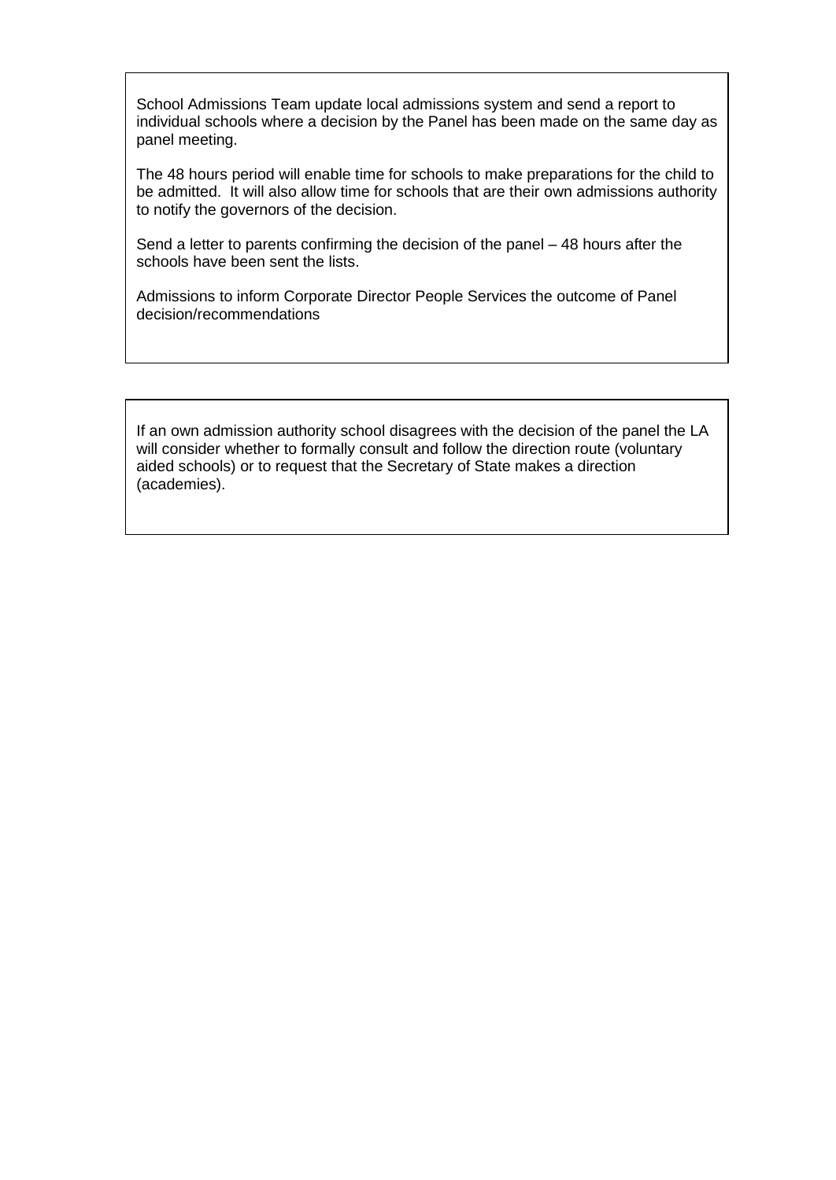School Admissions Team update local admissions system and send a report to individual schools where a decision by the Panel has been made on the same day as panel meeting.

The 48 hours period will enable time for schools to make preparations for the child to be admitted. It will also allow time for schools that are their own admissions authority to notify the governors of the decision.

Send a letter to parents confirming the decision of the panel – 48 hours after the schools have been sent the lists.

Admissions to inform Corporate Director People Services the outcome of Panel decision/recommendations

If an own admission authority school disagrees with the decision of the panel the LA will consider whether to formally consult and follow the direction route (voluntary aided schools) or to request that the Secretary of State makes a direction (academies).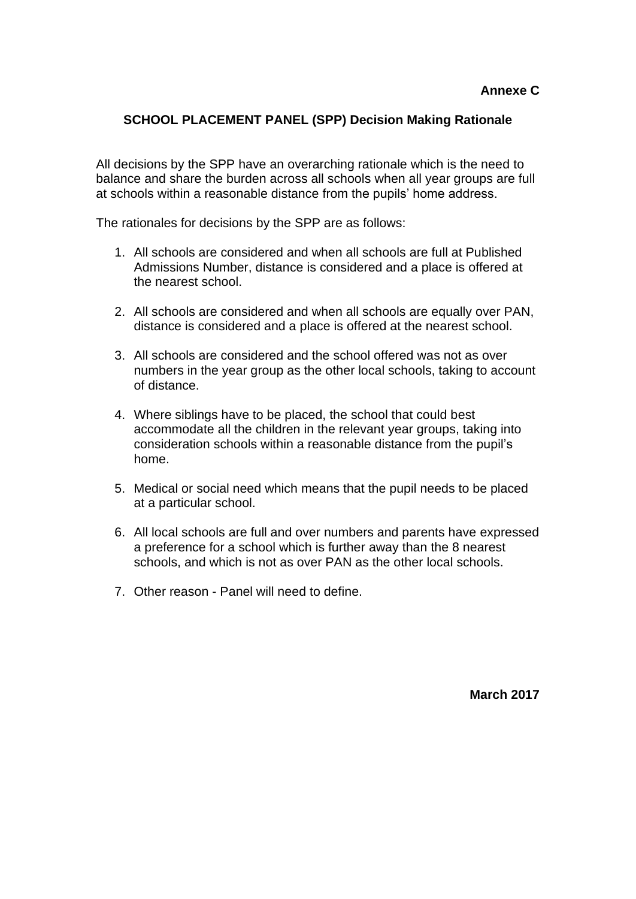**Annexe C**

## SCHOOL PLACEMENT PANEL (SPP) Decision Making Rationale

All decisions by the SPP have an overarching rationale which is the need to balance and share the burden across all schools when all year groups are full at schools within a reasonable distance from the pupils' home address.

The rationales for decisions by the SPP are as follows:

1. All schools are considered and when all schools are full at Published Admissions Number, distance is considered and a place is offered at the nearest school.
2. All schools are considered and when all schools are equally over PAN, distance is considered and a place is offered at the nearest school.
3. All schools are considered and the school offered was not as over numbers in the year group as the other local schools, taking to account of distance.
4. Where siblings have to be placed, the school that could best accommodate all the children in the relevant year groups, taking into consideration schools within a reasonable distance from the pupil's home.
5. Medical or social need which means that the pupil needs to be placed at a particular school.
6. All local schools are full and over numbers and parents have expressed a preference for a school which is further away than the 8 nearest schools, and which is not as over PAN as the other local schools.
7. Other reason - Panel will need to define.

**March 2017**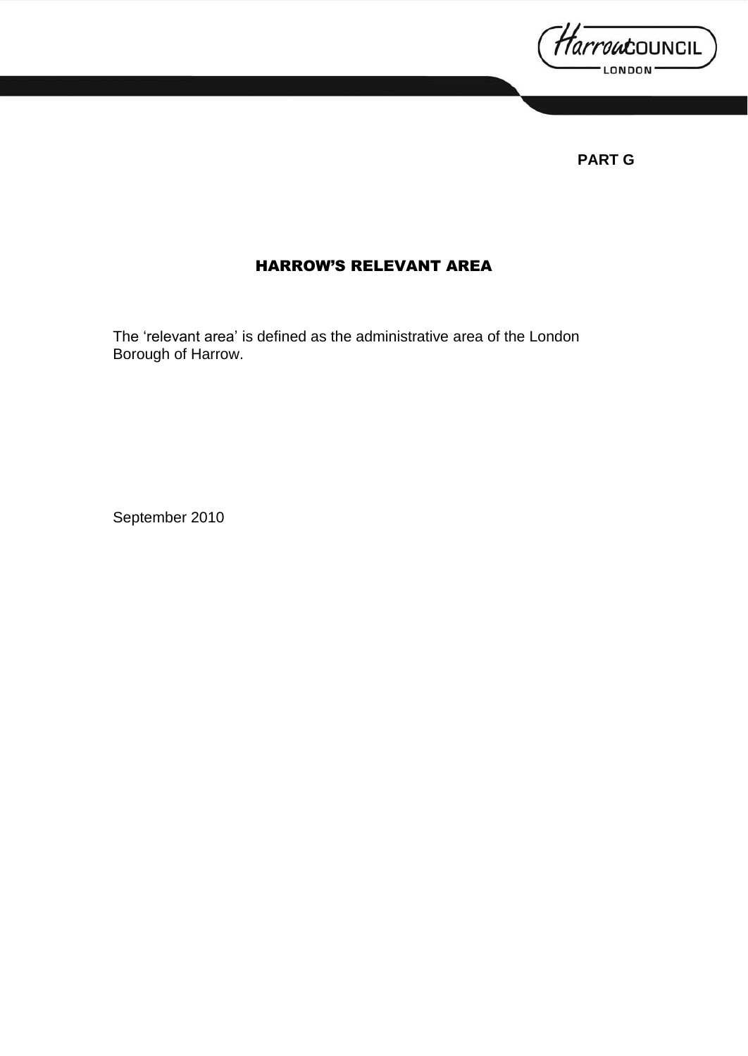**PART G**

# HARROW'S RELEVANT AREA

The 'relevant area' is defined as the administrative area of the London Borough of Harrow.

September 2010